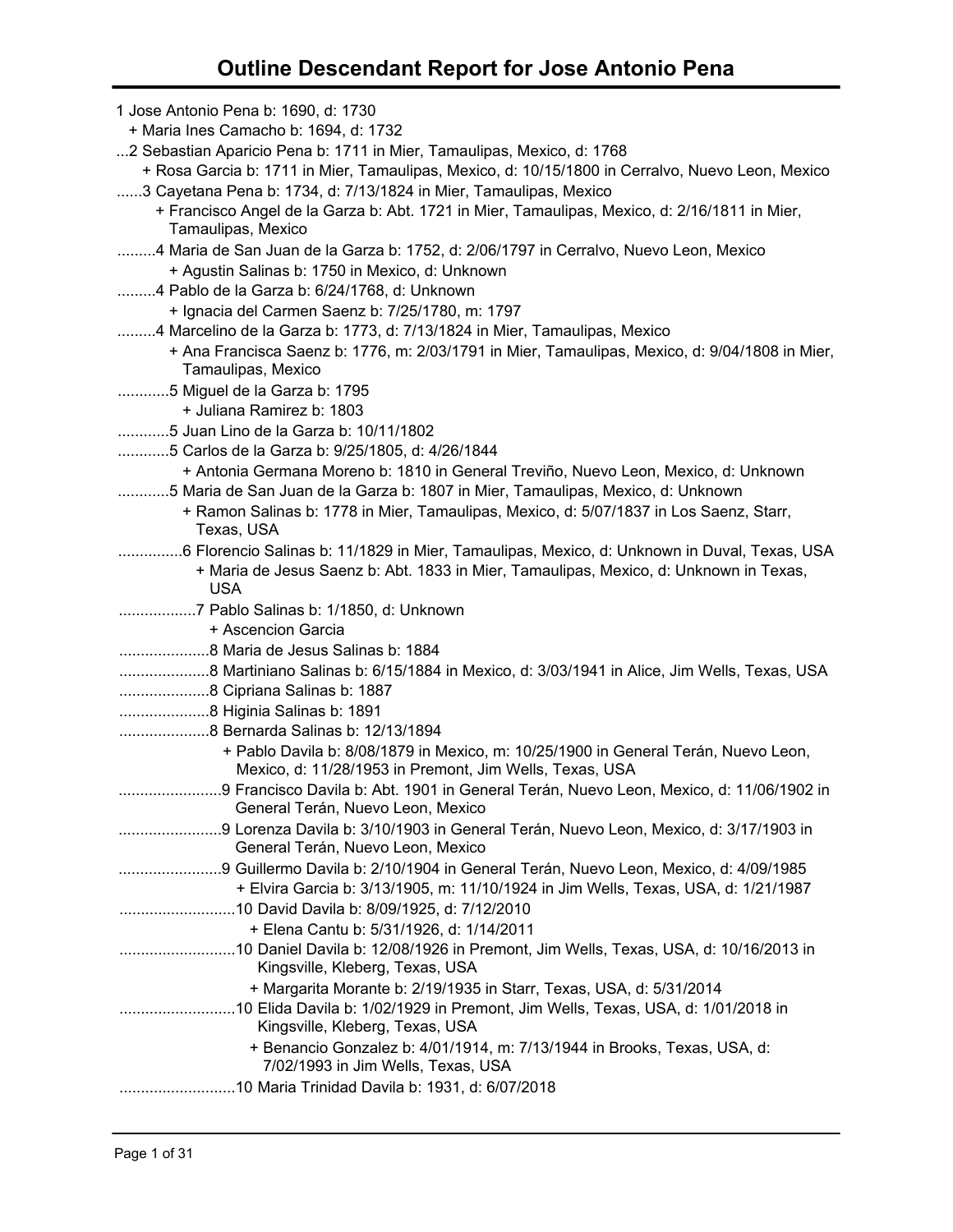# Outline Descendant Report for Jose Antonio Pena

1 Jose Antonio Pena b: 1690, d: 1730
  + Maria Ines Camacho b: 1694, d: 1732
...2 Sebastian Aparicio Pena b: 1711 in Mier, Tamaulipas, Mexico, d: 1768
  + Rosa Garcia b: 1711 in Mier, Tamaulipas, Mexico, d: 10/15/1800 in Cerralvo, Nuevo Leon, Mexico
......3 Cayetana Pena b: 1734, d: 7/13/1824 in Mier, Tamaulipas, Mexico
  + Francisco Angel de la Garza b: Abt. 1721 in Mier, Tamaulipas, Mexico, d: 2/16/1811 in Mier, Tamaulipas, Mexico
.........4 Maria de San Juan de la Garza b: 1752, d: 2/06/1797 in Cerralvo, Nuevo Leon, Mexico
  + Agustin Salinas b: 1750 in Mexico, d: Unknown
.........4 Pablo de la Garza b: 6/24/1768, d: Unknown
  + Ignacia del Carmen Saenz b: 7/25/1780, m: 1797
.........4 Marcelino de la Garza b: 1773, d: 7/13/1824 in Mier, Tamaulipas, Mexico
  + Ana Francisca Saenz b: 1776, m: 2/03/1791 in Mier, Tamaulipas, Mexico, d: 9/04/1808 in Mier, Tamaulipas, Mexico
............5 Miguel de la Garza b: 1795
  + Juliana Ramirez b: 1803
............5 Juan Lino de la Garza b: 10/11/1802
............5 Carlos de la Garza b: 9/25/1805, d: 4/26/1844
  + Antonia Germana Moreno b: 1810 in General Treviño, Nuevo Leon, Mexico, d: Unknown
............5 Maria de San Juan de la Garza b: 1807 in Mier, Tamaulipas, Mexico, d: Unknown
  + Ramon Salinas b: 1778 in Mier, Tamaulipas, Mexico, d: 5/07/1837 in Los Saenz, Starr, Texas, USA
...............6 Florencio Salinas b: 11/1829 in Mier, Tamaulipas, Mexico, d: Unknown in Duval, Texas, USA
  + Maria de Jesus Saenz b: Abt. 1833 in Mier, Tamaulipas, Mexico, d: Unknown in Texas, USA
..................7 Pablo Salinas b: 1/1850, d: Unknown
  + Ascencion Garcia
.....................8 Maria de Jesus Salinas b: 1884
.....................8 Martiniano Salinas b: 6/15/1884 in Mexico, d: 3/03/1941 in Alice, Jim Wells, Texas, USA
.....................8 Cipriana Salinas b: 1887
.....................8 Higinia Salinas b: 1891
.....................8 Bernarda Salinas b: 12/13/1894
  + Pablo Davila b: 8/08/1879 in Mexico, m: 10/25/1900 in General Terán, Nuevo Leon, Mexico, d: 11/28/1953 in Premont, Jim Wells, Texas, USA
........................9 Francisco Davila b: Abt. 1901 in General Terán, Nuevo Leon, Mexico, d: 11/06/1902 in General Terán, Nuevo Leon, Mexico
........................9 Lorenza Davila b: 3/10/1903 in General Terán, Nuevo Leon, Mexico, d: 3/17/1903 in General Terán, Nuevo Leon, Mexico
........................9 Guillermo Davila b: 2/10/1904 in General Terán, Nuevo Leon, Mexico, d: 4/09/1985
  + Elvira Garcia b: 3/13/1905, m: 11/10/1924 in Jim Wells, Texas, USA, d: 1/21/1987
...........................10 David Davila b: 8/09/1925, d: 7/12/2010
  + Elena Cantu b: 5/31/1926, d: 1/14/2011
...........................10 Daniel Davila b: 12/08/1926 in Premont, Jim Wells, Texas, USA, d: 10/16/2013 in Kingsville, Kleberg, Texas, USA
  + Margarita Morante b: 2/19/1935 in Starr, Texas, USA, d: 5/31/2014
...........................10 Elida Davila b: 1/02/1929 in Premont, Jim Wells, Texas, USA, d: 1/01/2018 in Kingsville, Kleberg, Texas, USA
  + Benancio Gonzalez b: 4/01/1914, m: 7/13/1944 in Brooks, Texas, USA, d: 7/02/1993 in Jim Wells, Texas, USA
...........................10 Maria Trinidad Davila b: 1931, d: 6/07/2018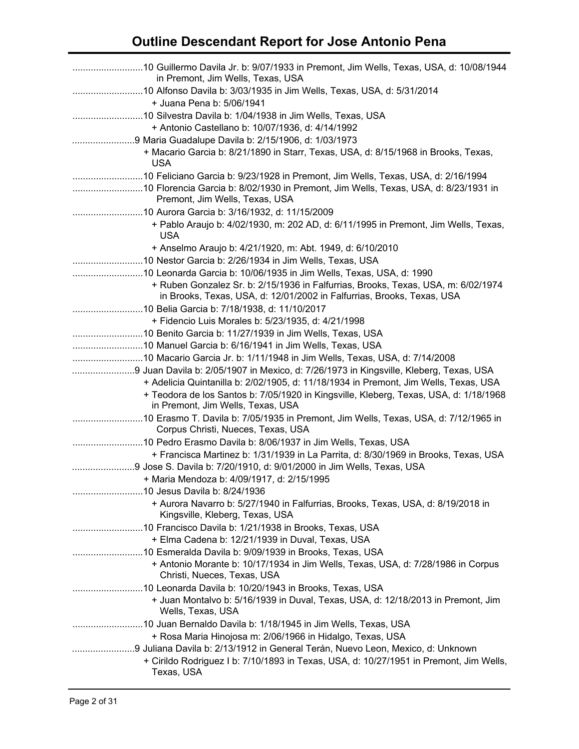# Outline Descendant Report for Jose Antonio Pena

...........................10 Guillermo Davila Jr. b: 9/07/1933 in Premont, Jim Wells, Texas, USA, d: 10/08/1944 in Premont, Jim Wells, Texas, USA
...........................10 Alfonso Davila b: 3/03/1935 in Jim Wells, Texas, USA, d: 5/31/2014
+ Juana Pena b: 5/06/1941
...........................10 Silvestra Davila b: 1/04/1938 in Jim Wells, Texas, USA
+ Antonio Castellano b: 10/07/1936, d: 4/14/1992
........................9 Maria Guadalupe Davila b: 2/15/1906, d: 1/03/1973
+ Macario Garcia b: 8/21/1890 in Starr, Texas, USA, d: 8/15/1968 in Brooks, Texas, USA
...........................10 Feliciano Garcia b: 9/23/1928 in Premont, Jim Wells, Texas, USA, d: 2/16/1994
...........................10 Florencia Garcia b: 8/02/1930 in Premont, Jim Wells, Texas, USA, d: 8/23/1931 in Premont, Jim Wells, Texas, USA
...........................10 Aurora Garcia b: 3/16/1932, d: 11/15/2009
+ Pablo Araujo b: 4/02/1930, m: 202 AD, d: 6/11/1995 in Premont, Jim Wells, Texas, USA
+ Anselmo Araujo b: 4/21/1920, m: Abt. 1949, d: 6/10/2010
...........................10 Nestor Garcia b: 2/26/1934 in Jim Wells, Texas, USA
...........................10 Leonarda Garcia b: 10/06/1935 in Jim Wells, Texas, USA, d: 1990
+ Ruben Gonzalez Sr. b: 2/15/1936 in Falfurrias, Brooks, Texas, USA, m: 6/02/1974 in Brooks, Texas, USA, d: 12/01/2002 in Falfurrias, Brooks, Texas, USA
...........................10 Belia Garcia b: 7/18/1938, d: 11/10/2017
+ Fidencio Luis Morales b: 5/23/1935, d: 4/21/1998
...........................10 Benito Garcia b: 11/27/1939 in Jim Wells, Texas, USA
...........................10 Manuel Garcia b: 6/16/1941 in Jim Wells, Texas, USA
...........................10 Macario Garcia Jr. b: 1/11/1948 in Jim Wells, Texas, USA, d: 7/14/2008
........................9 Juan Davila b: 2/05/1907 in Mexico, d: 7/26/1973 in Kingsville, Kleberg, Texas, USA
+ Adelicia Quintanilla b: 2/02/1905, d: 11/18/1934 in Premont, Jim Wells, Texas, USA
+ Teodora de los Santos b: 7/05/1920 in Kingsville, Kleberg, Texas, USA, d: 1/18/1968 in Premont, Jim Wells, Texas, USA
...........................10 Erasmo T. Davila b: 7/05/1935 in Premont, Jim Wells, Texas, USA, d: 7/12/1965 in Corpus Christi, Nueces, Texas, USA
...........................10 Pedro Erasmo Davila b: 8/06/1937 in Jim Wells, Texas, USA
+ Francisca Martinez b: 1/31/1939 in La Parrita, d: 8/30/1969 in Brooks, Texas, USA
........................9 Jose S. Davila b: 7/20/1910, d: 9/01/2000 in Jim Wells, Texas, USA
+ Maria Mendoza b: 4/09/1917, d: 2/15/1995
...........................10 Jesus Davila b: 8/24/1936
+ Aurora Navarro b: 5/27/1940 in Falfurrias, Brooks, Texas, USA, d: 8/19/2018 in Kingsville, Kleberg, Texas, USA
...........................10 Francisco Davila b: 1/21/1938 in Brooks, Texas, USA
+ Elma Cadena b: 12/21/1939 in Duval, Texas, USA
...........................10 Esmeralda Davila b: 9/09/1939 in Brooks, Texas, USA
+ Antonio Morante b: 10/17/1934 in Jim Wells, Texas, USA, d: 7/28/1986 in Corpus Christi, Nueces, Texas, USA
...........................10 Leonarda Davila b: 10/20/1943 in Brooks, Texas, USA
+ Juan Montalvo b: 5/16/1939 in Duval, Texas, USA, d: 12/18/2013 in Premont, Jim Wells, Texas, USA
...........................10 Juan Bernaldo Davila b: 1/18/1945 in Jim Wells, Texas, USA
+ Rosa Maria Hinojosa m: 2/06/1966 in Hidalgo, Texas, USA
........................9 Juliana Davila b: 2/13/1912 in General Terán, Nuevo Leon, Mexico, d: Unknown
+ Cirildo Rodriguez I b: 7/10/1893 in Texas, USA, d: 10/27/1951 in Premont, Jim Wells, Texas, USA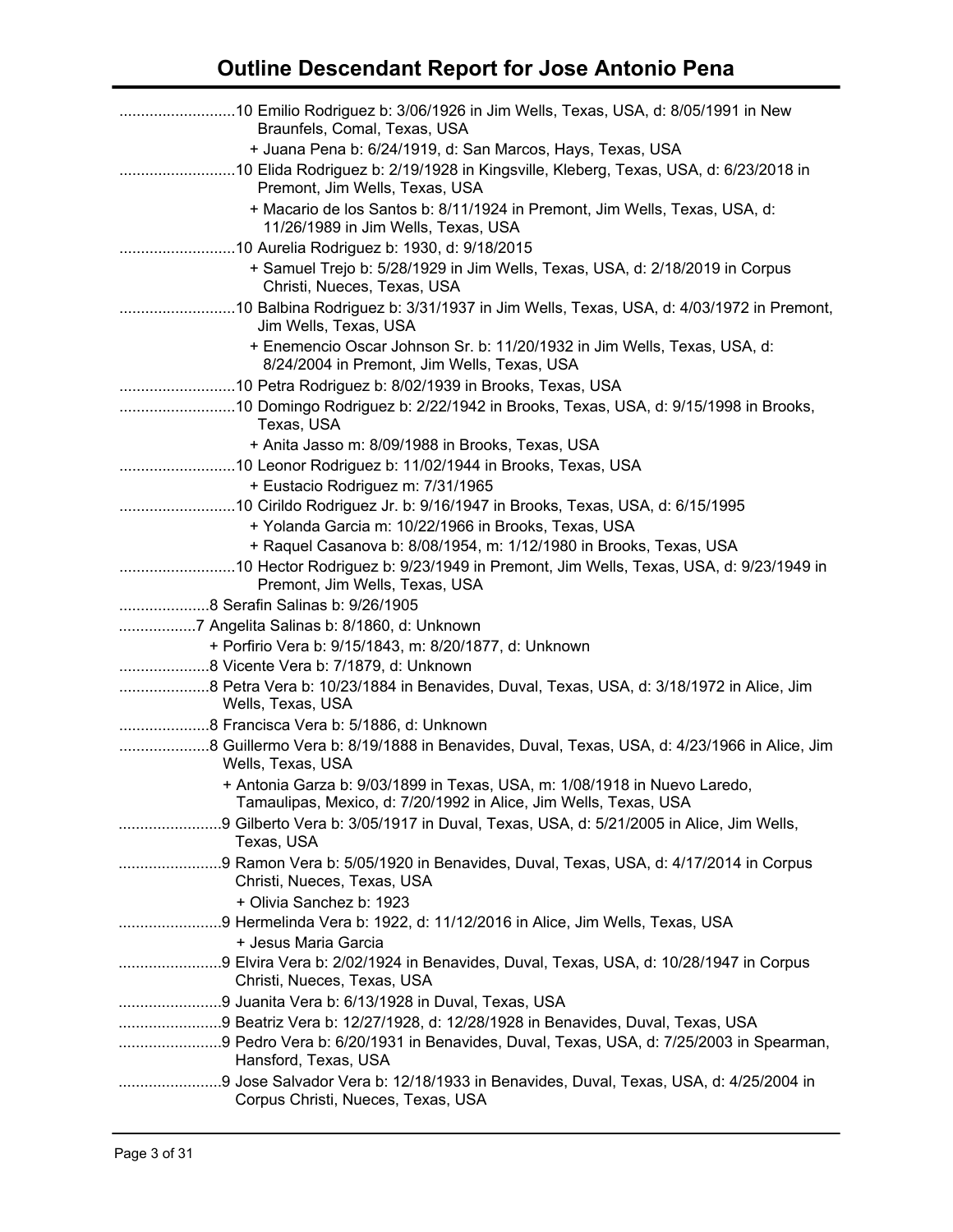# Outline Descendant Report for Jose Antonio Pena

...........................10 Emilio Rodriguez b: 3/06/1926 in Jim Wells, Texas, USA, d: 8/05/1991 in New Braunfels, Comal, Texas, USA

+ Juana Pena b: 6/24/1919, d: San Marcos, Hays, Texas, USA

...........................10 Elida Rodriguez b: 2/19/1928 in Kingsville, Kleberg, Texas, USA, d: 6/23/2018 in Premont, Jim Wells, Texas, USA

+ Macario de los Santos b: 8/11/1924 in Premont, Jim Wells, Texas, USA, d: 11/26/1989 in Jim Wells, Texas, USA

...........................10 Aurelia Rodriguez b: 1930, d: 9/18/2015

+ Samuel Trejo b: 5/28/1929 in Jim Wells, Texas, USA, d: 2/18/2019 in Corpus Christi, Nueces, Texas, USA

...........................10 Balbina Rodriguez b: 3/31/1937 in Jim Wells, Texas, USA, d: 4/03/1972 in Premont, Jim Wells, Texas, USA

+ Enemencio Oscar Johnson Sr. b: 11/20/1932 in Jim Wells, Texas, USA, d: 8/24/2004 in Premont, Jim Wells, Texas, USA

...........................10 Petra Rodriguez b: 8/02/1939 in Brooks, Texas, USA

...........................10 Domingo Rodriguez b: 2/22/1942 in Brooks, Texas, USA, d: 9/15/1998 in Brooks, Texas, USA

+ Anita Jasso m: 8/09/1988 in Brooks, Texas, USA

...........................10 Leonor Rodriguez b: 11/02/1944 in Brooks, Texas, USA

+ Eustacio Rodriguez m: 7/31/1965

...........................10 Cirildo Rodriguez Jr. b: 9/16/1947 in Brooks, Texas, USA, d: 6/15/1995

+ Yolanda Garcia m: 10/22/1966 in Brooks, Texas, USA

+ Raquel Casanova b: 8/08/1954, m: 1/12/1980 in Brooks, Texas, USA

...........................10 Hector Rodriguez b: 9/23/1949 in Premont, Jim Wells, Texas, USA, d: 9/23/1949 in Premont, Jim Wells, Texas, USA

.....................8 Serafin Salinas b: 9/26/1905

..................7 Angelita Salinas b: 8/1860, d: Unknown

+ Porfirio Vera b: 9/15/1843, m: 8/20/1877, d: Unknown

.....................8 Vicente Vera b: 7/1879, d: Unknown

.....................8 Petra Vera b: 10/23/1884 in Benavides, Duval, Texas, USA, d: 3/18/1972 in Alice, Jim Wells, Texas, USA

.....................8 Francisca Vera b: 5/1886, d: Unknown

.....................8 Guillermo Vera b: 8/19/1888 in Benavides, Duval, Texas, USA, d: 4/23/1966 in Alice, Jim Wells, Texas, USA

+ Antonia Garza b: 9/03/1899 in Texas, USA, m: 1/08/1918 in Nuevo Laredo, Tamaulipas, Mexico, d: 7/20/1992 in Alice, Jim Wells, Texas, USA

........................9 Gilberto Vera b: 3/05/1917 in Duval, Texas, USA, d: 5/21/2005 in Alice, Jim Wells, Texas, USA

........................9 Ramon Vera b: 5/05/1920 in Benavides, Duval, Texas, USA, d: 4/17/2014 in Corpus Christi, Nueces, Texas, USA

+ Olivia Sanchez b: 1923

........................9 Hermelinda Vera b: 1922, d: 11/12/2016 in Alice, Jim Wells, Texas, USA

+ Jesus Maria Garcia

........................9 Elvira Vera b: 2/02/1924 in Benavides, Duval, Texas, USA, d: 10/28/1947 in Corpus Christi, Nueces, Texas, USA

........................9 Juanita Vera b: 6/13/1928 in Duval, Texas, USA

........................9 Beatriz Vera b: 12/27/1928, d: 12/28/1928 in Benavides, Duval, Texas, USA

........................9 Pedro Vera b: 6/20/1931 in Benavides, Duval, Texas, USA, d: 7/25/2003 in Spearman, Hansford, Texas, USA

........................9 Jose Salvador Vera b: 12/18/1933 in Benavides, Duval, Texas, USA, d: 4/25/2004 in Corpus Christi, Nueces, Texas, USA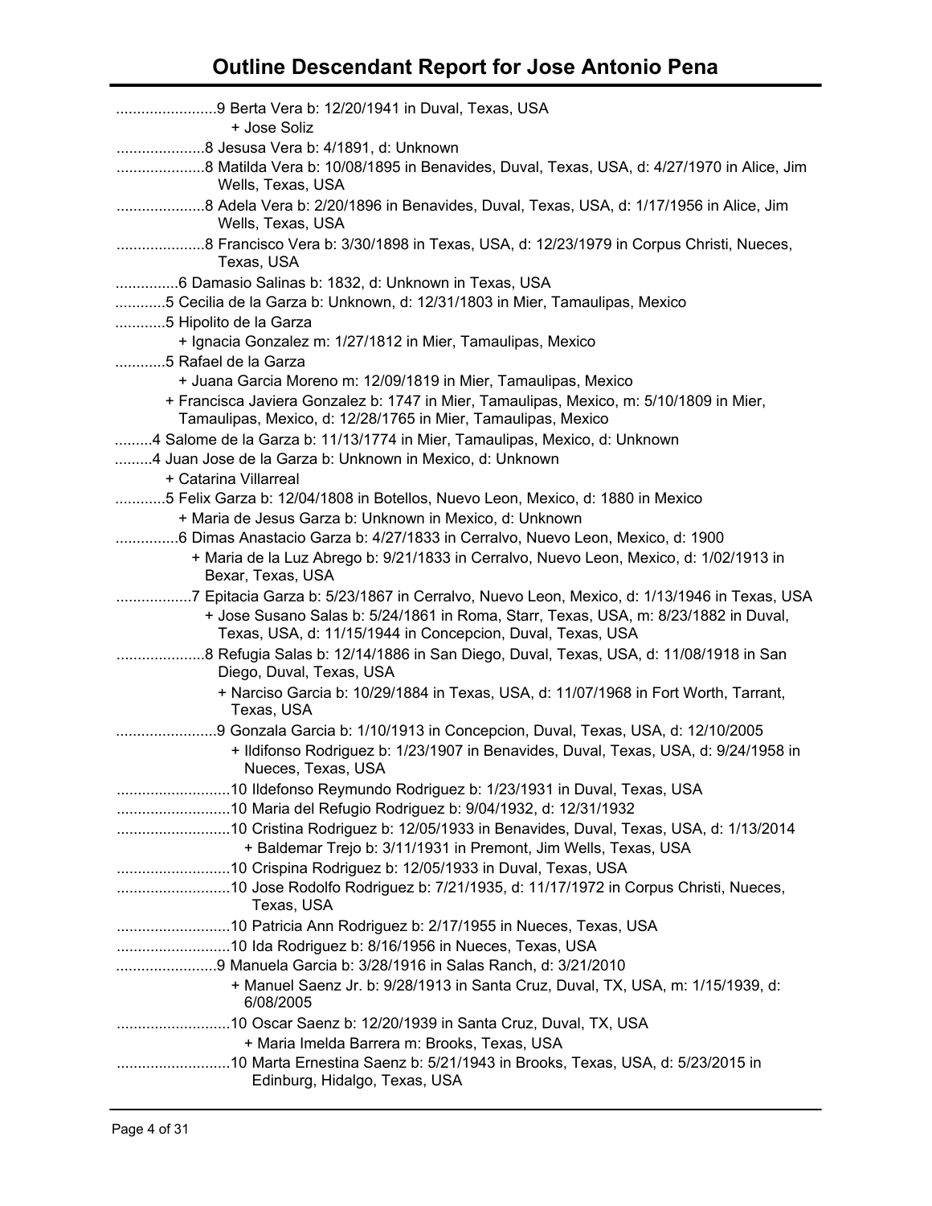# Outline Descendant Report for Jose Antonio Pena

........................9 Berta Vera b: 12/20/1941 in Duval, Texas, USA
+ Jose Soliz
.....................8 Jesusa Vera b: 4/1891, d: Unknown
.....................8 Matilda Vera b: 10/08/1895 in Benavides, Duval, Texas, USA, d: 4/27/1970 in Alice, Jim Wells, Texas, USA
.....................8 Adela Vera b: 2/20/1896 in Benavides, Duval, Texas, USA, d: 1/17/1956 in Alice, Jim Wells, Texas, USA
.....................8 Francisco Vera b: 3/30/1898 in Texas, USA, d: 12/23/1979 in Corpus Christi, Nueces, Texas, USA
...............6 Damasio Salinas b: 1832, d: Unknown in Texas, USA
............5 Cecilia de la Garza b: Unknown, d: 12/31/1803 in Mier, Tamaulipas, Mexico
............5 Hipolito de la Garza
+ Ignacia Gonzalez m: 1/27/1812 in Mier, Tamaulipas, Mexico
............5 Rafael de la Garza
+ Juana Garcia Moreno m: 12/09/1819 in Mier, Tamaulipas, Mexico
+ Francisca Javiera Gonzalez b: 1747 in Mier, Tamaulipas, Mexico, m: 5/10/1809 in Mier, Tamaulipas, Mexico, d: 12/28/1765 in Mier, Tamaulipas, Mexico
.........4 Salome de la Garza b: 11/13/1774 in Mier, Tamaulipas, Mexico, d: Unknown
.........4 Juan Jose de la Garza b: Unknown in Mexico, d: Unknown
+ Catarina Villarreal
............5 Felix Garza b: 12/04/1808 in Botellos, Nuevo Leon, Mexico, d: 1880 in Mexico
+ Maria de Jesus Garza b: Unknown in Mexico, d: Unknown
...............6 Dimas Anastacio Garza b: 4/27/1833 in Cerralvo, Nuevo Leon, Mexico, d: 1900
+ Maria de la Luz Abrego b: 9/21/1833 in Cerralvo, Nuevo Leon, Mexico, d: 1/02/1913 in Bexar, Texas, USA
..................7 Epitacia Garza b: 5/23/1867 in Cerralvo, Nuevo Leon, Mexico, d: 1/13/1946 in Texas, USA
+ Jose Susano Salas b: 5/24/1861 in Roma, Starr, Texas, USA, m: 8/23/1882 in Duval, Texas, USA, d: 11/15/1944 in Concepcion, Duval, Texas, USA
.....................8 Refugia Salas b: 12/14/1886 in San Diego, Duval, Texas, USA, d: 11/08/1918 in San Diego, Duval, Texas, USA
+ Narciso Garcia b: 10/29/1884 in Texas, USA, d: 11/07/1968 in Fort Worth, Tarrant, Texas, USA
........................9 Gonzala Garcia b: 1/10/1913 in Concepcion, Duval, Texas, USA, d: 12/10/2005
+ Ildifonso Rodriguez b: 1/23/1907 in Benavides, Duval, Texas, USA, d: 9/24/1958 in Nueces, Texas, USA
...........................10 Ildefonso Reymundo Rodriguez b: 1/23/1931 in Duval, Texas, USA
...........................10 Maria del Refugio Rodriguez b: 9/04/1932, d: 12/31/1932
...........................10 Cristina Rodriguez b: 12/05/1933 in Benavides, Duval, Texas, USA, d: 1/13/2014
+ Baldemar Trejo b: 3/11/1931 in Premont, Jim Wells, Texas, USA
...........................10 Crispina Rodriguez b: 12/05/1933 in Duval, Texas, USA
...........................10 Jose Rodolfo Rodriguez b: 7/21/1935, d: 11/17/1972 in Corpus Christi, Nueces, Texas, USA
...........................10 Patricia Ann Rodriguez b: 2/17/1955 in Nueces, Texas, USA
...........................10 Ida Rodriguez b: 8/16/1956 in Nueces, Texas, USA
........................9 Manuela Garcia b: 3/28/1916 in Salas Ranch, d: 3/21/2010
+ Manuel Saenz Jr. b: 9/28/1913 in Santa Cruz, Duval, TX, USA, m: 1/15/1939, d: 6/08/2005
...........................10 Oscar Saenz b: 12/20/1939 in Santa Cruz, Duval, TX, USA
+ Maria Imelda Barrera m: Brooks, Texas, USA
...........................10 Marta Ernestina Saenz b: 5/21/1943 in Brooks, Texas, USA, d: 5/23/2015 in Edinburg, Hidalgo, Texas, USA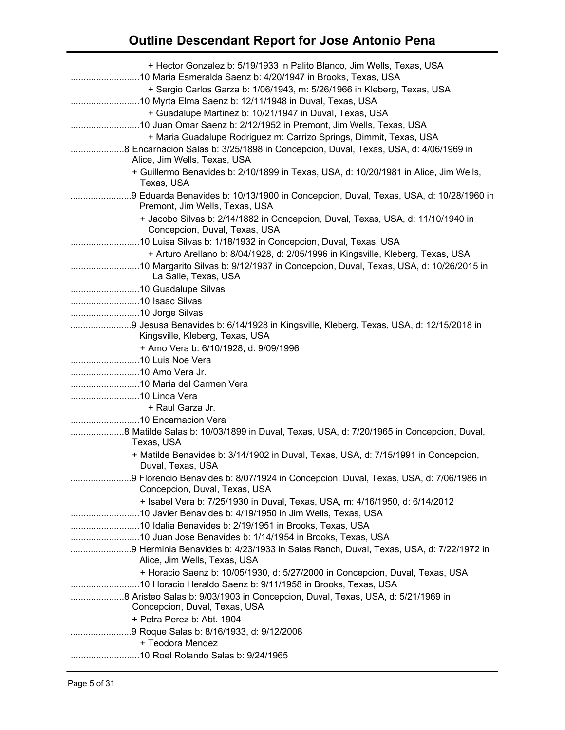# Outline Descendant Report for Jose Antonio Pena

+ Hector Gonzalez b: 5/19/1933 in Palito Blanco, Jim Wells, Texas, USA

...........................10 Maria Esmeralda Saenz b: 4/20/1947 in Brooks, Texas, USA

+ Sergio Carlos Garza b: 1/06/1943, m: 5/26/1966 in Kleberg, Texas, USA

...........................10 Myrta Elma Saenz b: 12/11/1948 in Duval, Texas, USA

+ Guadalupe Martinez b: 10/21/1947 in Duval, Texas, USA

...........................10 Juan Omar Saenz b: 2/12/1952 in Premont, Jim Wells, Texas, USA

+ Maria Guadalupe Rodriguez m: Carrizo Springs, Dimmit, Texas, USA

.....................8 Encarnacion Salas b: 3/25/1898 in Concepcion, Duval, Texas, USA, d: 4/06/1969 in Alice, Jim Wells, Texas, USA

+ Guillermo Benavides b: 2/10/1899 in Texas, USA, d: 10/20/1981 in Alice, Jim Wells, Texas, USA

........................9 Eduarda Benavides b: 10/13/1900 in Concepcion, Duval, Texas, USA, d: 10/28/1960 in Premont, Jim Wells, Texas, USA

+ Jacobo Silvas b: 2/14/1882 in Concepcion, Duval, Texas, USA, d: 11/10/1940 in Concepcion, Duval, Texas, USA

...........................10 Luisa Silvas b: 1/18/1932 in Concepcion, Duval, Texas, USA

+ Arturo Arellano b: 8/04/1928, d: 2/05/1996 in Kingsville, Kleberg, Texas, USA

...........................10 Margarito Silvas b: 9/12/1937 in Concepcion, Duval, Texas, USA, d: 10/26/2015 in La Salle, Texas, USA

...........................10 Guadalupe Silvas

...........................10 Isaac Silvas

...........................10 Jorge Silvas

........................9 Jesusa Benavides b: 6/14/1928 in Kingsville, Kleberg, Texas, USA, d: 12/15/2018 in Kingsville, Kleberg, Texas, USA

+ Amo Vera b: 6/10/1928, d: 9/09/1996

...........................10 Luis Noe Vera

...........................10 Amo Vera Jr.

...........................10 Maria del Carmen Vera

...........................10 Linda Vera

+ Raul Garza Jr.

...........................10 Encarnacion Vera

.....................8 Matilde Salas b: 10/03/1899 in Duval, Texas, USA, d: 7/20/1965 in Concepcion, Duval, Texas, USA

+ Matilde Benavides b: 3/14/1902 in Duval, Texas, USA, d: 7/15/1991 in Concepcion, Duval, Texas, USA

........................9 Florencio Benavides b: 8/07/1924 in Concepcion, Duval, Texas, USA, d: 7/06/1986 in Concepcion, Duval, Texas, USA

+ Isabel Vera b: 7/25/1930 in Duval, Texas, USA, m: 4/16/1950, d: 6/14/2012

...........................10 Javier Benavides b: 4/19/1950 in Jim Wells, Texas, USA

...........................10 Idalia Benavides b: 2/19/1951 in Brooks, Texas, USA

...........................10 Juan Jose Benavides b: 1/14/1954 in Brooks, Texas, USA

........................9 Herminia Benavides b: 4/23/1933 in Salas Ranch, Duval, Texas, USA, d: 7/22/1972 in Alice, Jim Wells, Texas, USA

+ Horacio Saenz b: 10/05/1930, d: 5/27/2000 in Concepcion, Duval, Texas, USA

...........................10 Horacio Heraldo Saenz b: 9/11/1958 in Brooks, Texas, USA

.....................8 Aristeo Salas b: 9/03/1903 in Concepcion, Duval, Texas, USA, d: 5/21/1969 in Concepcion, Duval, Texas, USA

+ Petra Perez b: Abt. 1904

........................9 Roque Salas b: 8/16/1933, d: 9/12/2008

+ Teodora Mendez

...........................10 Roel Rolando Salas b: 9/24/1965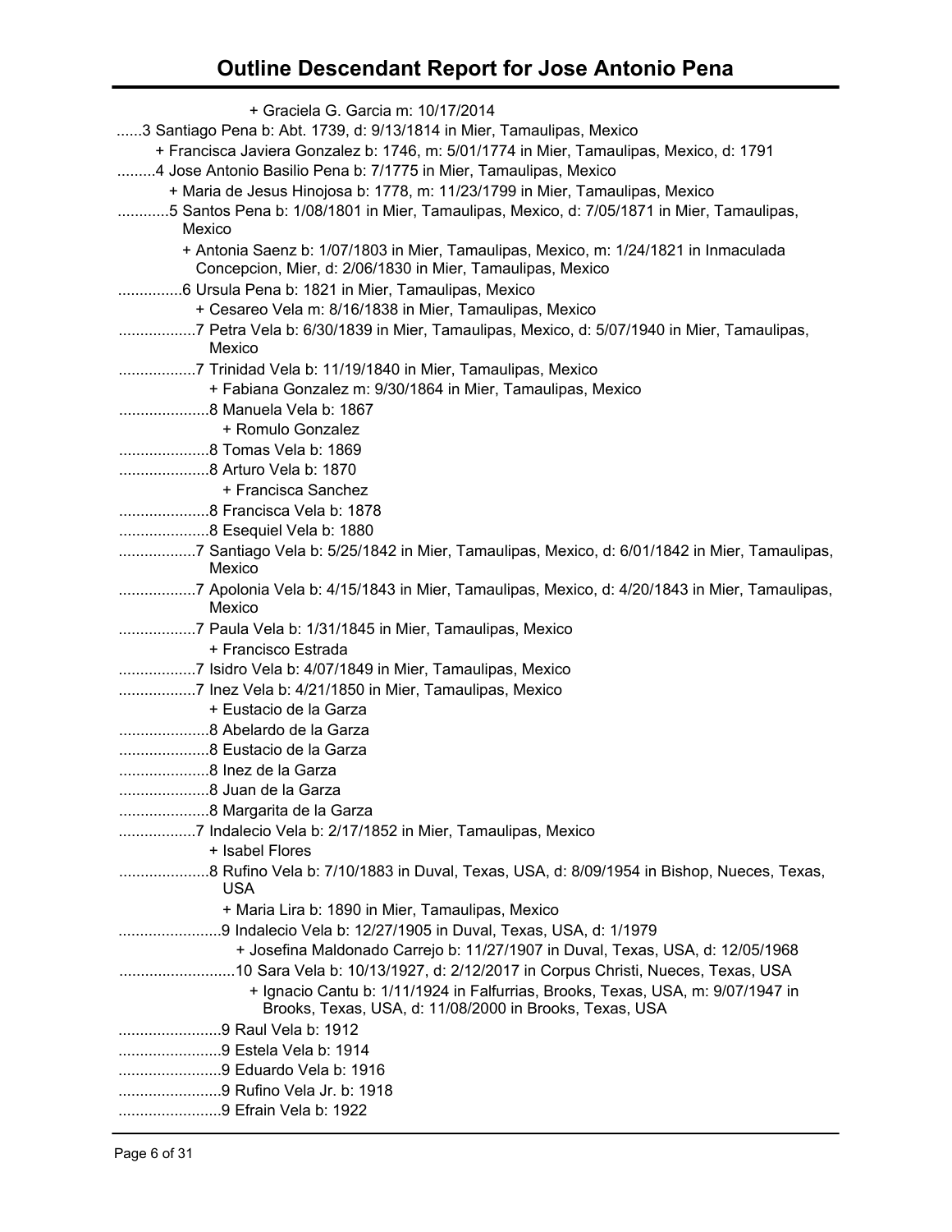# Outline Descendant Report for Jose Antonio Pena

+ Graciela G. Garcia m: 10/17/2014

......3 Santiago Pena b: Abt. 1739, d: 9/13/1814 in Mier, Tamaulipas, Mexico

+ Francisca Javiera Gonzalez b: 1746, m: 5/01/1774 in Mier, Tamaulipas, Mexico, d: 1791

.........4 Jose Antonio Basilio Pena b: 7/1775 in Mier, Tamaulipas, Mexico

+ Maria de Jesus Hinojosa b: 1778, m: 11/23/1799 in Mier, Tamaulipas, Mexico

............5 Santos Pena b: 1/08/1801 in Mier, Tamaulipas, Mexico, d: 7/05/1871 in Mier, Tamaulipas, Mexico

+ Antonia Saenz b: 1/07/1803 in Mier, Tamaulipas, Mexico, m: 1/24/1821 in Inmaculada Concepcion, Mier, d: 2/06/1830 in Mier, Tamaulipas, Mexico

...............6 Ursula Pena b: 1821 in Mier, Tamaulipas, Mexico

+ Cesareo Vela m: 8/16/1838 in Mier, Tamaulipas, Mexico

..................7 Petra Vela b: 6/30/1839 in Mier, Tamaulipas, Mexico, d: 5/07/1940 in Mier, Tamaulipas, Mexico

..................7 Trinidad Vela b: 11/19/1840 in Mier, Tamaulipas, Mexico

+ Fabiana Gonzalez m: 9/30/1864 in Mier, Tamaulipas, Mexico

.....................8 Manuela Vela b: 1867

+ Romulo Gonzalez

.....................8 Tomas Vela b: 1869

.....................8 Arturo Vela b: 1870

+ Francisca Sanchez

.....................8 Francisca Vela b: 1878

.....................8 Esequiel Vela b: 1880

..................7 Santiago Vela b: 5/25/1842 in Mier, Tamaulipas, Mexico, d: 6/01/1842 in Mier, Tamaulipas, Mexico

..................7 Apolonia Vela b: 4/15/1843 in Mier, Tamaulipas, Mexico, d: 4/20/1843 in Mier, Tamaulipas, Mexico

..................7 Paula Vela b: 1/31/1845 in Mier, Tamaulipas, Mexico

+ Francisco Estrada

..................7 Isidro Vela b: 4/07/1849 in Mier, Tamaulipas, Mexico

..................7 Inez Vela b: 4/21/1850 in Mier, Tamaulipas, Mexico

+ Eustacio de la Garza

.....................8 Abelardo de la Garza

.....................8 Eustacio de la Garza

.....................8 Inez de la Garza

.....................8 Juan de la Garza

.....................8 Margarita de la Garza

..................7 Indalecio Vela b: 2/17/1852 in Mier, Tamaulipas, Mexico

+ Isabel Flores

.....................8 Rufino Vela b: 7/10/1883 in Duval, Texas, USA, d: 8/09/1954 in Bishop, Nueces, Texas, USA

+ Maria Lira b: 1890 in Mier, Tamaulipas, Mexico

........................9 Indalecio Vela b: 12/27/1905 in Duval, Texas, USA, d: 1/1979

+ Josefina Maldonado Carrejo b: 11/27/1907 in Duval, Texas, USA, d: 12/05/1968

...........................10 Sara Vela b: 10/13/1927, d: 2/12/2017 in Corpus Christi, Nueces, Texas, USA

+ Ignacio Cantu b: 1/11/1924 in Falfurrias, Brooks, Texas, USA, m: 9/07/1947 in Brooks, Texas, USA, d: 11/08/2000 in Brooks, Texas, USA

........................9 Raul Vela b: 1912

........................9 Estela Vela b: 1914

........................9 Eduardo Vela b: 1916

........................9 Rufino Vela Jr. b: 1918

........................9 Efrain Vela b: 1922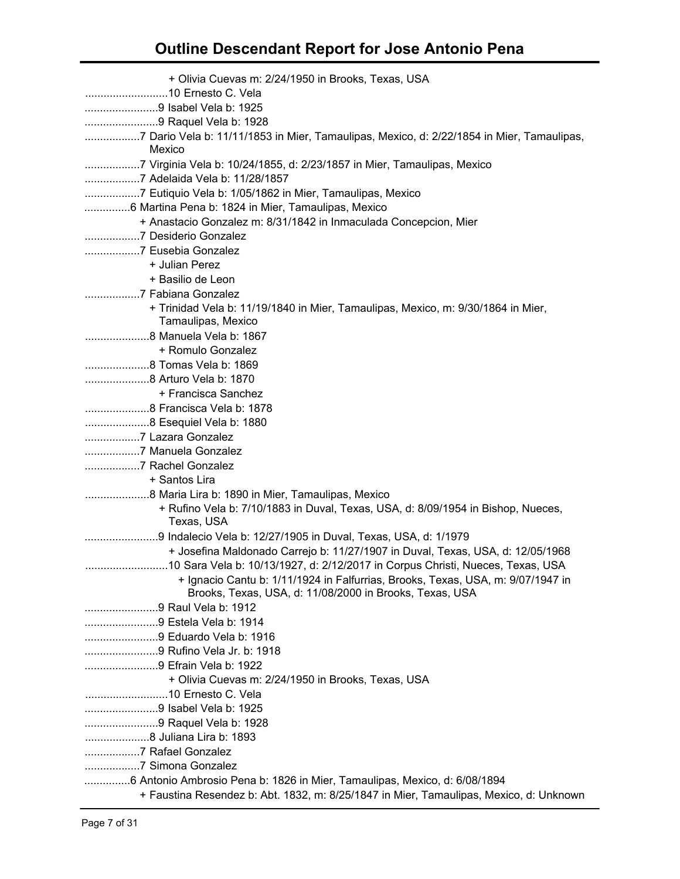# Outline Descendant Report for Jose Antonio Pena

+ Olivia Cuevas m: 2/24/1950 in Brooks, Texas, USA
...........................10 Ernesto C. Vela
........................9 Isabel Vela b: 1925
........................9 Raquel Vela b: 1928
..................7 Dario Vela b: 11/11/1853 in Mier, Tamaulipas, Mexico, d: 2/22/1854 in Mier, Tamaulipas, Mexico
..................7 Virginia Vela b: 10/24/1855, d: 2/23/1857 in Mier, Tamaulipas, Mexico
..................7 Adelaida Vela b: 11/28/1857
..................7 Eutiquio Vela b: 1/05/1862 in Mier, Tamaulipas, Mexico
...............6 Martina Pena b: 1824 in Mier, Tamaulipas, Mexico
+ Anastacio Gonzalez m: 8/31/1842 in Inmaculada Concepcion, Mier
..................7 Desiderio Gonzalez
..................7 Eusebia Gonzalez
+ Julian Perez
+ Basilio de Leon
..................7 Fabiana Gonzalez
+ Trinidad Vela b: 11/19/1840 in Mier, Tamaulipas, Mexico, m: 9/30/1864 in Mier, Tamaulipas, Mexico
.....................8 Manuela Vela b: 1867
+ Romulo Gonzalez
.....................8 Tomas Vela b: 1869
.....................8 Arturo Vela b: 1870
+ Francisca Sanchez
.....................8 Francisca Vela b: 1878
.....................8 Esequiel Vela b: 1880
..................7 Lazara Gonzalez
..................7 Manuela Gonzalez
..................7 Rachel Gonzalez
+ Santos Lira
.....................8 Maria Lira b: 1890 in Mier, Tamaulipas, Mexico
+ Rufino Vela b: 7/10/1883 in Duval, Texas, USA, d: 8/09/1954 in Bishop, Nueces, Texas, USA
........................9 Indalecio Vela b: 12/27/1905 in Duval, Texas, USA, d: 1/1979
+ Josefina Maldonado Carrejo b: 11/27/1907 in Duval, Texas, USA, d: 12/05/1968
...........................10 Sara Vela b: 10/13/1927, d: 2/12/2017 in Corpus Christi, Nueces, Texas, USA
+ Ignacio Cantu b: 1/11/1924 in Falfurrias, Brooks, Texas, USA, m: 9/07/1947 in Brooks, Texas, USA, d: 11/08/2000 in Brooks, Texas, USA
........................9 Raul Vela b: 1912
........................9 Estela Vela b: 1914
........................9 Eduardo Vela b: 1916
........................9 Rufino Vela Jr. b: 1918
........................9 Efrain Vela b: 1922
+ Olivia Cuevas m: 2/24/1950 in Brooks, Texas, USA
...........................10 Ernesto C. Vela
........................9 Isabel Vela b: 1925
........................9 Raquel Vela b: 1928
.....................8 Juliana Lira b: 1893
..................7 Rafael Gonzalez
..................7 Simona Gonzalez
...............6 Antonio Ambrosio Pena b: 1826 in Mier, Tamaulipas, Mexico, d: 6/08/1894
+ Faustina Resendez b: Abt. 1832, m: 8/25/1847 in Mier, Tamaulipas, Mexico, d: Unknown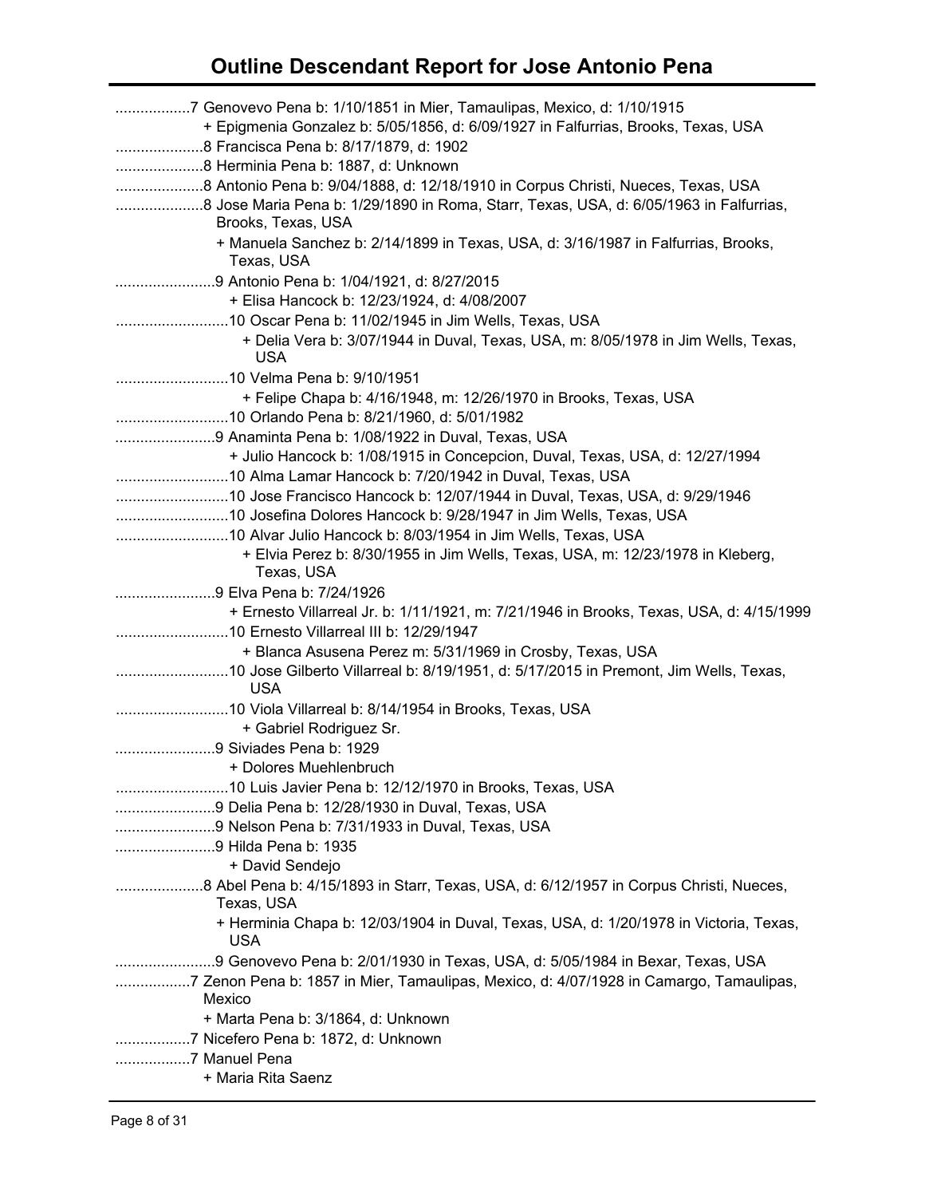# Outline Descendant Report for Jose Antonio Pena

..................7 Genovevo Pena b: 1/10/1851 in Mier, Tamaulipas, Mexico, d: 1/10/1915
+ Epigmenia Gonzalez b: 5/05/1856, d: 6/09/1927 in Falfurrias, Brooks, Texas, USA
.....................8 Francisca Pena b: 8/17/1879, d: 1902
.....................8 Herminia Pena b: 1887, d: Unknown
.....................8 Antonio Pena b: 9/04/1888, d: 12/18/1910 in Corpus Christi, Nueces, Texas, USA
.....................8 Jose Maria Pena b: 1/29/1890 in Roma, Starr, Texas, USA, d: 6/05/1963 in Falfurrias, Brooks, Texas, USA
+ Manuela Sanchez b: 2/14/1899 in Texas, USA, d: 3/16/1987 in Falfurrias, Brooks, Texas, USA
........................9 Antonio Pena b: 1/04/1921, d: 8/27/2015
+ Elisa Hancock b: 12/23/1924, d: 4/08/2007
...........................10 Oscar Pena b: 11/02/1945 in Jim Wells, Texas, USA
+ Delia Vera b: 3/07/1944 in Duval, Texas, USA, m: 8/05/1978 in Jim Wells, Texas, USA
...........................10 Velma Pena b: 9/10/1951
+ Felipe Chapa b: 4/16/1948, m: 12/26/1970 in Brooks, Texas, USA
...........................10 Orlando Pena b: 8/21/1960, d: 5/01/1982
........................9 Anaminta Pena b: 1/08/1922 in Duval, Texas, USA
+ Julio Hancock b: 1/08/1915 in Concepcion, Duval, Texas, USA, d: 12/27/1994
...........................10 Alma Lamar Hancock b: 7/20/1942 in Duval, Texas, USA
...........................10 Jose Francisco Hancock b: 12/07/1944 in Duval, Texas, USA, d: 9/29/1946
...........................10 Josefina Dolores Hancock b: 9/28/1947 in Jim Wells, Texas, USA
...........................10 Alvar Julio Hancock b: 8/03/1954 in Jim Wells, Texas, USA
+ Elvia Perez b: 8/30/1955 in Jim Wells, Texas, USA, m: 12/23/1978 in Kleberg, Texas, USA
........................9 Elva Pena b: 7/24/1926
+ Ernesto Villarreal Jr. b: 1/11/1921, m: 7/21/1946 in Brooks, Texas, USA, d: 4/15/1999
...........................10 Ernesto Villarreal III b: 12/29/1947
+ Blanca Asusena Perez m: 5/31/1969 in Crosby, Texas, USA
...........................10 Jose Gilberto Villarreal b: 8/19/1951, d: 5/17/2015 in Premont, Jim Wells, Texas, USA
...........................10 Viola Villarreal b: 8/14/1954 in Brooks, Texas, USA
+ Gabriel Rodriguez Sr.
........................9 Siviades Pena b: 1929
+ Dolores Muehlenbruch
...........................10 Luis Javier Pena b: 12/12/1970 in Brooks, Texas, USA
........................9 Delia Pena b: 12/28/1930 in Duval, Texas, USA
........................9 Nelson Pena b: 7/31/1933 in Duval, Texas, USA
........................9 Hilda Pena b: 1935
+ David Sendejo
.....................8 Abel Pena b: 4/15/1893 in Starr, Texas, USA, d: 6/12/1957 in Corpus Christi, Nueces, Texas, USA
+ Herminia Chapa b: 12/03/1904 in Duval, Texas, USA, d: 1/20/1978 in Victoria, Texas, USA
........................9 Genovevo Pena b: 2/01/1930 in Texas, USA, d: 5/05/1984 in Bexar, Texas, USA
..................7 Zenon Pena b: 1857 in Mier, Tamaulipas, Mexico, d: 4/07/1928 in Camargo, Tamaulipas, Mexico
+ Marta Pena b: 3/1864, d: Unknown
..................7 Nicefero Pena b: 1872, d: Unknown
..................7 Manuel Pena
+ Maria Rita Saenz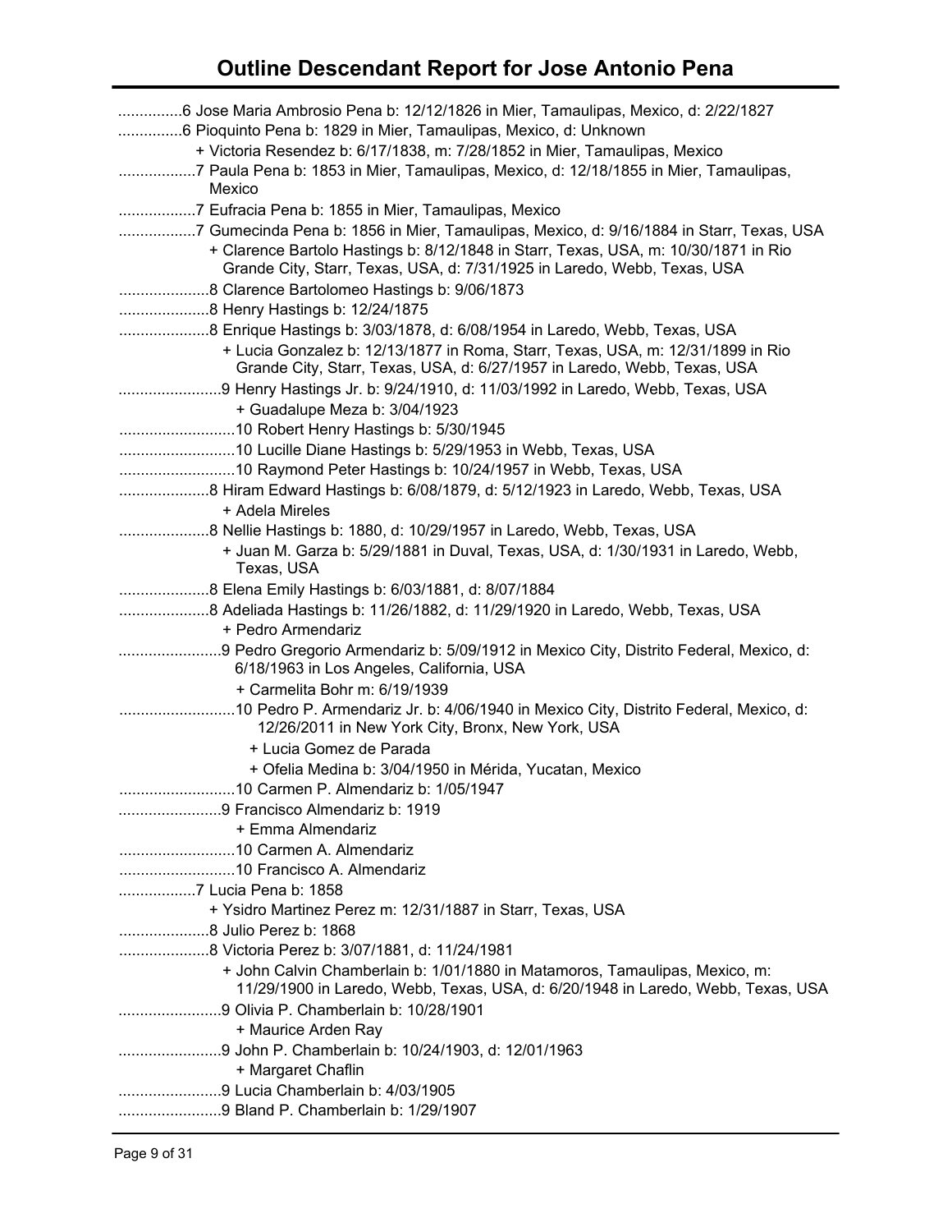# Outline Descendant Report for Jose Antonio Pena

...............6 Jose Maria Ambrosio Pena b: 12/12/1826 in Mier, Tamaulipas, Mexico, d: 2/22/1827

...............6 Pioquinto Pena b: 1829 in Mier, Tamaulipas, Mexico, d: Unknown

+ Victoria Resendez b: 6/17/1838, m: 7/28/1852 in Mier, Tamaulipas, Mexico

..................7 Paula Pena b: 1853 in Mier, Tamaulipas, Mexico, d: 12/18/1855 in Mier, Tamaulipas, Mexico

..................7 Eufracia Pena b: 1855 in Mier, Tamaulipas, Mexico

..................7 Gumecinda Pena b: 1856 in Mier, Tamaulipas, Mexico, d: 9/16/1884 in Starr, Texas, USA

+ Clarence Bartolo Hastings b: 8/12/1848 in Starr, Texas, USA, m: 10/30/1871 in Rio Grande City, Starr, Texas, USA, d: 7/31/1925 in Laredo, Webb, Texas, USA

.....................8 Clarence Bartolomeo Hastings b: 9/06/1873

.....................8 Henry Hastings b: 12/24/1875

.....................8 Enrique Hastings b: 3/03/1878, d: 6/08/1954 in Laredo, Webb, Texas, USA

+ Lucia Gonzalez b: 12/13/1877 in Roma, Starr, Texas, USA, m: 12/31/1899 in Rio Grande City, Starr, Texas, USA, d: 6/27/1957 in Laredo, Webb, Texas, USA

........................9 Henry Hastings Jr. b: 9/24/1910, d: 11/03/1992 in Laredo, Webb, Texas, USA

+ Guadalupe Meza b: 3/04/1923

...........................10 Robert Henry Hastings b: 5/30/1945

...........................10 Lucille Diane Hastings b: 5/29/1953 in Webb, Texas, USA

...........................10 Raymond Peter Hastings b: 10/24/1957 in Webb, Texas, USA

.....................8 Hiram Edward Hastings b: 6/08/1879, d: 5/12/1923 in Laredo, Webb, Texas, USA

+ Adela Mireles

.....................8 Nellie Hastings b: 1880, d: 10/29/1957 in Laredo, Webb, Texas, USA

+ Juan M. Garza b: 5/29/1881 in Duval, Texas, USA, d: 1/30/1931 in Laredo, Webb, Texas, USA

.....................8 Elena Emily Hastings b: 6/03/1881, d: 8/07/1884

.....................8 Adeliada Hastings b: 11/26/1882, d: 11/29/1920 in Laredo, Webb, Texas, USA

+ Pedro Armendariz

........................9 Pedro Gregorio Armendariz b: 5/09/1912 in Mexico City, Distrito Federal, Mexico, d: 6/18/1963 in Los Angeles, California, USA

+ Carmelita Bohr m: 6/19/1939

...........................10 Pedro P. Armendariz Jr. b: 4/06/1940 in Mexico City, Distrito Federal, Mexico, d: 12/26/2011 in New York City, Bronx, New York, USA

+ Lucia Gomez de Parada

+ Ofelia Medina b: 3/04/1950 in Mérida, Yucatan, Mexico

...........................10 Carmen P. Almendariz b: 1/05/1947

........................9 Francisco Almendariz b: 1919

+ Emma Almendariz

...........................10 Carmen A. Almendariz

...........................10 Francisco A. Almendariz

..................7 Lucia Pena b: 1858

+ Ysidro Martinez Perez m: 12/31/1887 in Starr, Texas, USA

.....................8 Julio Perez b: 1868

.....................8 Victoria Perez b: 3/07/1881, d: 11/24/1981

+ John Calvin Chamberlain b: 1/01/1880 in Matamoros, Tamaulipas, Mexico, m: 11/29/1900 in Laredo, Webb, Texas, USA, d: 6/20/1948 in Laredo, Webb, Texas, USA

........................9 Olivia P. Chamberlain b: 10/28/1901

+ Maurice Arden Ray

........................9 John P. Chamberlain b: 10/24/1903, d: 12/01/1963

+ Margaret Chaflin

........................9 Lucia Chamberlain b: 4/03/1905

........................9 Bland P. Chamberlain b: 1/29/1907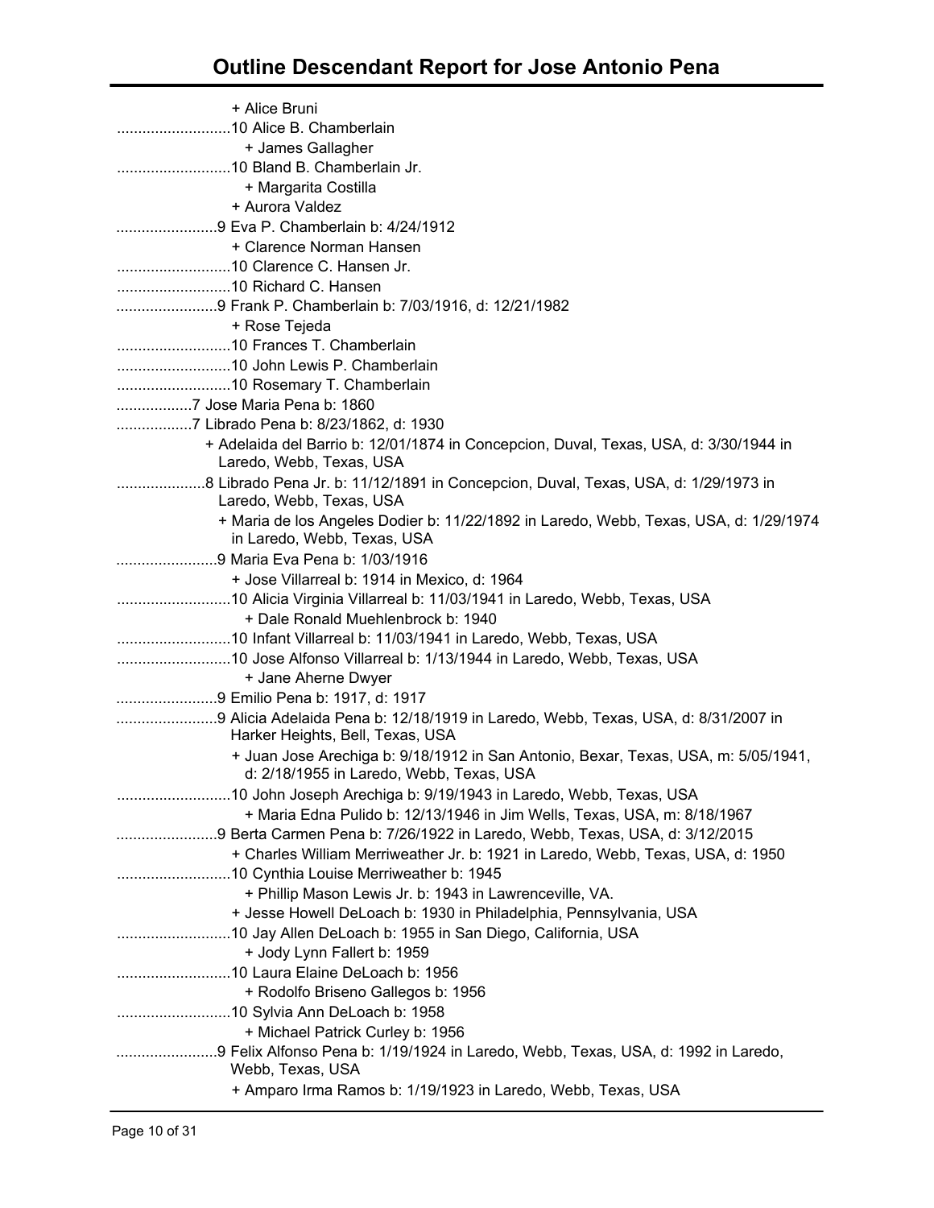# Outline Descendant Report for Jose Antonio Pena

+ Alice Bruni
..........................10 Alice B. Chamberlain
+ James Gallagher
..........................10 Bland B. Chamberlain Jr.
+ Margarita Costilla
+ Aurora Valdez
.......................9 Eva P. Chamberlain b: 4/24/1912
+ Clarence Norman Hansen
..........................10 Clarence C. Hansen Jr.
..........................10 Richard C. Hansen
.......................9 Frank P. Chamberlain b: 7/03/1916, d: 12/21/1982
+ Rose Tejeda
..........................10 Frances T. Chamberlain
..........................10 John Lewis P. Chamberlain
..........................10 Rosemary T. Chamberlain
.................7 Jose Maria Pena b: 1860
.................7 Librado Pena b: 8/23/1862, d: 1930
+ Adelaida del Barrio b: 12/01/1874 in Concepcion, Duval, Texas, USA, d: 3/30/1944 in Laredo, Webb, Texas, USA
....................8 Librado Pena Jr. b: 11/12/1891 in Concepcion, Duval, Texas, USA, d: 1/29/1973 in Laredo, Webb, Texas, USA
+ Maria de los Angeles Dodier b: 11/22/1892 in Laredo, Webb, Texas, USA, d: 1/29/1974 in Laredo, Webb, Texas, USA
.......................9 Maria Eva Pena b: 1/03/1916
+ Jose Villarreal b: 1914 in Mexico, d: 1964
..........................10 Alicia Virginia Villarreal b: 11/03/1941 in Laredo, Webb, Texas, USA
+ Dale Ronald Muehlenbrock b: 1940
..........................10 Infant Villarreal b: 11/03/1941 in Laredo, Webb, Texas, USA
..........................10 Jose Alfonso Villarreal b: 1/13/1944 in Laredo, Webb, Texas, USA
+ Jane Aherne Dwyer
.......................9 Emilio Pena b: 1917, d: 1917
.......................9 Alicia Adelaida Pena b: 12/18/1919 in Laredo, Webb, Texas, USA, d: 8/31/2007 in Harker Heights, Bell, Texas, USA
+ Juan Jose Arechiga b: 9/18/1912 in San Antonio, Bexar, Texas, USA, m: 5/05/1941, d: 2/18/1955 in Laredo, Webb, Texas, USA
..........................10 John Joseph Arechiga b: 9/19/1943 in Laredo, Webb, Texas, USA
+ Maria Edna Pulido b: 12/13/1946 in Jim Wells, Texas, USA, m: 8/18/1967
.......................9 Berta Carmen Pena b: 7/26/1922 in Laredo, Webb, Texas, USA, d: 3/12/2015
+ Charles William Merriweather Jr. b: 1921 in Laredo, Webb, Texas, USA, d: 1950
..........................10 Cynthia Louise Merriweather b: 1945
+ Phillip Mason Lewis Jr. b: 1943 in Lawrenceville, VA.
+ Jesse Howell DeLoach b: 1930 in Philadelphia, Pennsylvania, USA
..........................10 Jay Allen DeLoach b: 1955 in San Diego, California, USA
+ Jody Lynn Fallert b: 1959
..........................10 Laura Elaine DeLoach b: 1956
+ Rodolfo Briseno Gallegos b: 1956
..........................10 Sylvia Ann DeLoach b: 1958
+ Michael Patrick Curley b: 1956
.......................9 Felix Alfonso Pena b: 1/19/1924 in Laredo, Webb, Texas, USA, d: 1992 in Laredo, Webb, Texas, USA
+ Amparo Irma Ramos b: 1/19/1923 in Laredo, Webb, Texas, USA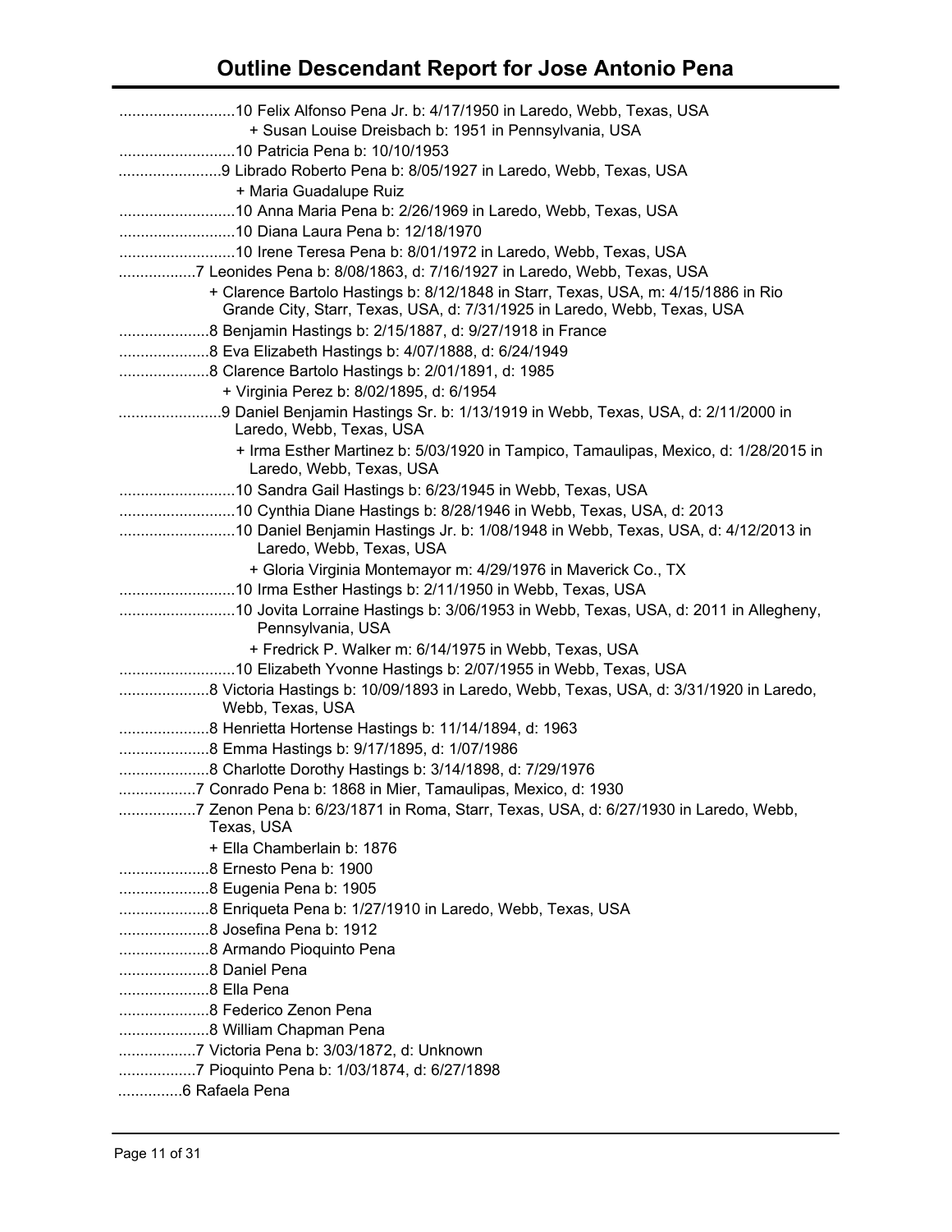# Outline Descendant Report for Jose Antonio Pena

...........................10 Felix Alfonso Pena Jr. b: 4/17/1950 in Laredo, Webb, Texas, USA
+ Susan Louise Dreisbach b: 1951 in Pennsylvania, USA
...........................10 Patricia Pena b: 10/10/1953
........................9 Librado Roberto Pena b: 8/05/1927 in Laredo, Webb, Texas, USA
+ Maria Guadalupe Ruiz
...........................10 Anna Maria Pena b: 2/26/1969 in Laredo, Webb, Texas, USA
...........................10 Diana Laura Pena b: 12/18/1970
...........................10 Irene Teresa Pena b: 8/01/1972 in Laredo, Webb, Texas, USA
..................7 Leonides Pena b: 8/08/1863, d: 7/16/1927 in Laredo, Webb, Texas, USA
+ Clarence Bartolo Hastings b: 8/12/1848 in Starr, Texas, USA, m: 4/15/1886 in Rio Grande City, Starr, Texas, USA, d: 7/31/1925 in Laredo, Webb, Texas, USA
.....................8 Benjamin Hastings b: 2/15/1887, d: 9/27/1918 in France
.....................8 Eva Elizabeth Hastings b: 4/07/1888, d: 6/24/1949
.....................8 Clarence Bartolo Hastings b: 2/01/1891, d: 1985
+ Virginia Perez b: 8/02/1895, d: 6/1954
........................9 Daniel Benjamin Hastings Sr. b: 1/13/1919 in Webb, Texas, USA, d: 2/11/2000 in Laredo, Webb, Texas, USA
+ Irma Esther Martinez b: 5/03/1920 in Tampico, Tamaulipas, Mexico, d: 1/28/2015 in Laredo, Webb, Texas, USA
...........................10 Sandra Gail Hastings b: 6/23/1945 in Webb, Texas, USA
...........................10 Cynthia Diane Hastings b: 8/28/1946 in Webb, Texas, USA, d: 2013
...........................10 Daniel Benjamin Hastings Jr. b: 1/08/1948 in Webb, Texas, USA, d: 4/12/2013 in Laredo, Webb, Texas, USA
+ Gloria Virginia Montemayor m: 4/29/1976 in Maverick Co., TX
...........................10 Irma Esther Hastings b: 2/11/1950 in Webb, Texas, USA
...........................10 Jovita Lorraine Hastings b: 3/06/1953 in Webb, Texas, USA, d: 2011 in Allegheny, Pennsylvania, USA
+ Fredrick P. Walker m: 6/14/1975 in Webb, Texas, USA
...........................10 Elizabeth Yvonne Hastings b: 2/07/1955 in Webb, Texas, USA
.....................8 Victoria Hastings b: 10/09/1893 in Laredo, Webb, Texas, USA, d: 3/31/1920 in Laredo, Webb, Texas, USA
.....................8 Henrietta Hortense Hastings b: 11/14/1894, d: 1963
.....................8 Emma Hastings b: 9/17/1895, d: 1/07/1986
.....................8 Charlotte Dorothy Hastings b: 3/14/1898, d: 7/29/1976
..................7 Conrado Pena b: 1868 in Mier, Tamaulipas, Mexico, d: 1930
..................7 Zenon Pena b: 6/23/1871 in Roma, Starr, Texas, USA, d: 6/27/1930 in Laredo, Webb, Texas, USA
+ Ella Chamberlain b: 1876
.....................8 Ernesto Pena b: 1900
.....................8 Eugenia Pena b: 1905
.....................8 Enriqueta Pena b: 1/27/1910 in Laredo, Webb, Texas, USA
.....................8 Josefina Pena b: 1912
.....................8 Armando Pioquinto Pena
.....................8 Daniel Pena
.....................8 Ella Pena
.....................8 Federico Zenon Pena
.....................8 William Chapman Pena
..................7 Victoria Pena b: 3/03/1872, d: Unknown
..................7 Pioquinto Pena b: 1/03/1874, d: 6/27/1898
...............6 Rafaela Pena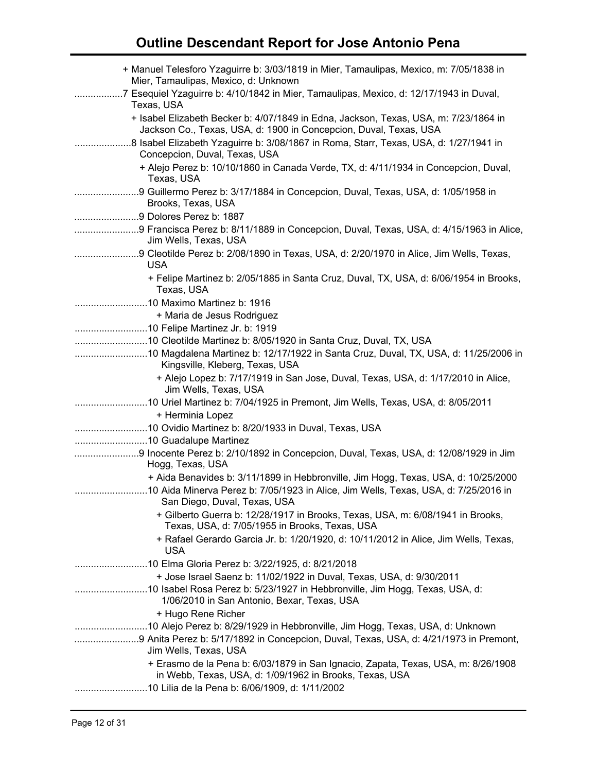# Outline Descendant Report for Jose Antonio Pena

+ Manuel Telesforo Yzaguirre b: 3/03/1819 in Mier, Tamaulipas, Mexico, m: 7/05/1838 in Mier, Tamaulipas, Mexico, d: Unknown

..................7 Esequiel Yzaguirre b: 4/10/1842 in Mier, Tamaulipas, Mexico, d: 12/17/1943 in Duval, Texas, USA

+ Isabel Elizabeth Becker b: 4/07/1849 in Edna, Jackson, Texas, USA, m: 7/23/1864 in Jackson Co., Texas, USA, d: 1900 in Concepcion, Duval, Texas, USA

.....................8 Isabel Elizabeth Yzaguirre b: 3/08/1867 in Roma, Starr, Texas, USA, d: 1/27/1941 in Concepcion, Duval, Texas, USA

+ Alejo Perez b: 10/10/1860 in Canada Verde, TX, d: 4/11/1934 in Concepcion, Duval, Texas, USA

........................9 Guillermo Perez b: 3/17/1884 in Concepcion, Duval, Texas, USA, d: 1/05/1958 in Brooks, Texas, USA

........................9 Dolores Perez b: 1887

........................9 Francisca Perez b: 8/11/1889 in Concepcion, Duval, Texas, USA, d: 4/15/1963 in Alice, Jim Wells, Texas, USA

........................9 Cleotilde Perez b: 2/08/1890 in Texas, USA, d: 2/20/1970 in Alice, Jim Wells, Texas, USA

+ Felipe Martinez b: 2/05/1885 in Santa Cruz, Duval, TX, USA, d: 6/06/1954 in Brooks, Texas, USA

...........................10 Maximo Martinez b: 1916

+ Maria de Jesus Rodriguez

...........................10 Felipe Martinez Jr. b: 1919

...........................10 Cleotilde Martinez b: 8/05/1920 in Santa Cruz, Duval, TX, USA

...........................10 Magdalena Martinez b: 12/17/1922 in Santa Cruz, Duval, TX, USA, d: 11/25/2006 in Kingsville, Kleberg, Texas, USA

+ Alejo Lopez b: 7/17/1919 in San Jose, Duval, Texas, USA, d: 1/17/2010 in Alice, Jim Wells, Texas, USA

...........................10 Uriel Martinez b: 7/04/1925 in Premont, Jim Wells, Texas, USA, d: 8/05/2011

+ Herminia Lopez

...........................10 Ovidio Martinez b: 8/20/1933 in Duval, Texas, USA

...........................10 Guadalupe Martinez

........................9 Inocente Perez b: 2/10/1892 in Concepcion, Duval, Texas, USA, d: 12/08/1929 in Jim Hogg, Texas, USA

+ Aida Benavides b: 3/11/1899 in Hebbronville, Jim Hogg, Texas, USA, d: 10/25/2000

...........................10 Aida Minerva Perez b: 7/05/1923 in Alice, Jim Wells, Texas, USA, d: 7/25/2016 in San Diego, Duval, Texas, USA

+ Gilberto Guerra b: 12/28/1917 in Brooks, Texas, USA, m: 6/08/1941 in Brooks, Texas, USA, d: 7/05/1955 in Brooks, Texas, USA

+ Rafael Gerardo Garcia Jr. b: 1/20/1920, d: 10/11/2012 in Alice, Jim Wells, Texas, USA

...........................10 Elma Gloria Perez b: 3/22/1925, d: 8/21/2018

+ Jose Israel Saenz b: 11/02/1922 in Duval, Texas, USA, d: 9/30/2011

...........................10 Isabel Rosa Perez b: 5/23/1927 in Hebbronville, Jim Hogg, Texas, USA, d: 1/06/2010 in San Antonio, Bexar, Texas, USA

+ Hugo Rene Richer

...........................10 Alejo Perez b: 8/29/1929 in Hebbronville, Jim Hogg, Texas, USA, d: Unknown

........................9 Anita Perez b: 5/17/1892 in Concepcion, Duval, Texas, USA, d: 4/21/1973 in Premont, Jim Wells, Texas, USA

+ Erasmo de la Pena b: 6/03/1879 in San Ignacio, Zapata, Texas, USA, m: 8/26/1908 in Webb, Texas, USA, d: 1/09/1962 in Brooks, Texas, USA

...........................10 Lilia de la Pena b: 6/06/1909, d: 1/11/2002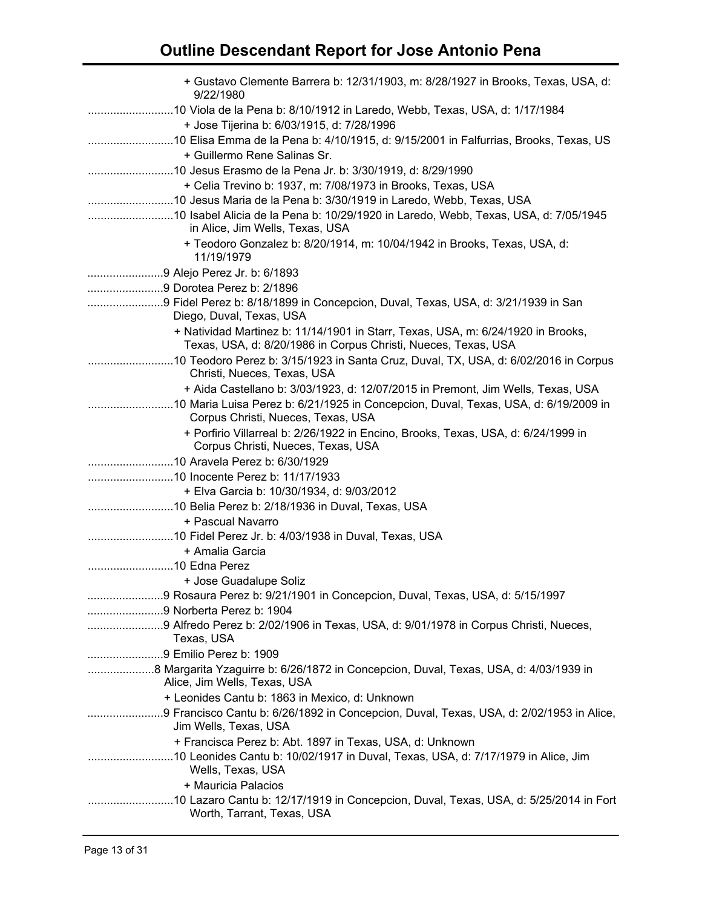# Outline Descendant Report for Jose Antonio Pena

+ Gustavo Clemente Barrera b: 12/31/1903, m: 8/28/1927 in Brooks, Texas, USA, d: 9/22/1980

...........................10 Viola de la Pena b: 8/10/1912 in Laredo, Webb, Texas, USA, d: 1/17/1984

+ Jose Tijerina b: 6/03/1915, d: 7/28/1996

...........................10 Elisa Emma de la Pena b: 4/10/1915, d: 9/15/2001 in Falfurrias, Brooks, Texas, US

+ Guillermo Rene Salinas Sr.

...........................10 Jesus Erasmo de la Pena Jr. b: 3/30/1919, d: 8/29/1990

+ Celia Trevino b: 1937, m: 7/08/1973 in Brooks, Texas, USA

...........................10 Jesus Maria de la Pena b: 3/30/1919 in Laredo, Webb, Texas, USA

...........................10 Isabel Alicia de la Pena b: 10/29/1920 in Laredo, Webb, Texas, USA, d: 7/05/1945 in Alice, Jim Wells, Texas, USA

+ Teodoro Gonzalez b: 8/20/1914, m: 10/04/1942 in Brooks, Texas, USA, d: 11/19/1979

........................9 Alejo Perez Jr. b: 6/1893

........................9 Dorotea Perez b: 2/1896

........................9 Fidel Perez b: 8/18/1899 in Concepcion, Duval, Texas, USA, d: 3/21/1939 in San Diego, Duval, Texas, USA

+ Natividad Martinez b: 11/14/1901 in Starr, Texas, USA, m: 6/24/1920 in Brooks, Texas, USA, d: 8/20/1986 in Corpus Christi, Nueces, Texas, USA

...........................10 Teodoro Perez b: 3/15/1923 in Santa Cruz, Duval, TX, USA, d: 6/02/2016 in Corpus Christi, Nueces, Texas, USA

+ Aida Castellano b: 3/03/1923, d: 12/07/2015 in Premont, Jim Wells, Texas, USA

...........................10 Maria Luisa Perez b: 6/21/1925 in Concepcion, Duval, Texas, USA, d: 6/19/2009 in Corpus Christi, Nueces, Texas, USA

+ Porfirio Villarreal b: 2/26/1922 in Encino, Brooks, Texas, USA, d: 6/24/1999 in Corpus Christi, Nueces, Texas, USA

...........................10 Aravela Perez b: 6/30/1929

...........................10 Inocente Perez b: 11/17/1933

+ Elva Garcia b: 10/30/1934, d: 9/03/2012

...........................10 Belia Perez b: 2/18/1936 in Duval, Texas, USA

+ Pascual Navarro

...........................10 Fidel Perez Jr. b: 4/03/1938 in Duval, Texas, USA

+ Amalia Garcia

...........................10 Edna Perez

+ Jose Guadalupe Soliz

........................9 Rosaura Perez b: 9/21/1901 in Concepcion, Duval, Texas, USA, d: 5/15/1997

........................9 Norberta Perez b: 1904

........................9 Alfredo Perez b: 2/02/1906 in Texas, USA, d: 9/01/1978 in Corpus Christi, Nueces, Texas, USA

........................9 Emilio Perez b: 1909

.....................8 Margarita Yzaguirre b: 6/26/1872 in Concepcion, Duval, Texas, USA, d: 4/03/1939 in Alice, Jim Wells, Texas, USA

+ Leonides Cantu b: 1863 in Mexico, d: Unknown

........................9 Francisco Cantu b: 6/26/1892 in Concepcion, Duval, Texas, USA, d: 2/02/1953 in Alice, Jim Wells, Texas, USA

+ Francisca Perez b: Abt. 1897 in Texas, USA, d: Unknown

...........................10 Leonides Cantu b: 10/02/1917 in Duval, Texas, USA, d: 7/17/1979 in Alice, Jim Wells, Texas, USA

+ Mauricia Palacios

...........................10 Lazaro Cantu b: 12/17/1919 in Concepcion, Duval, Texas, USA, d: 5/25/2014 in Fort Worth, Tarrant, Texas, USA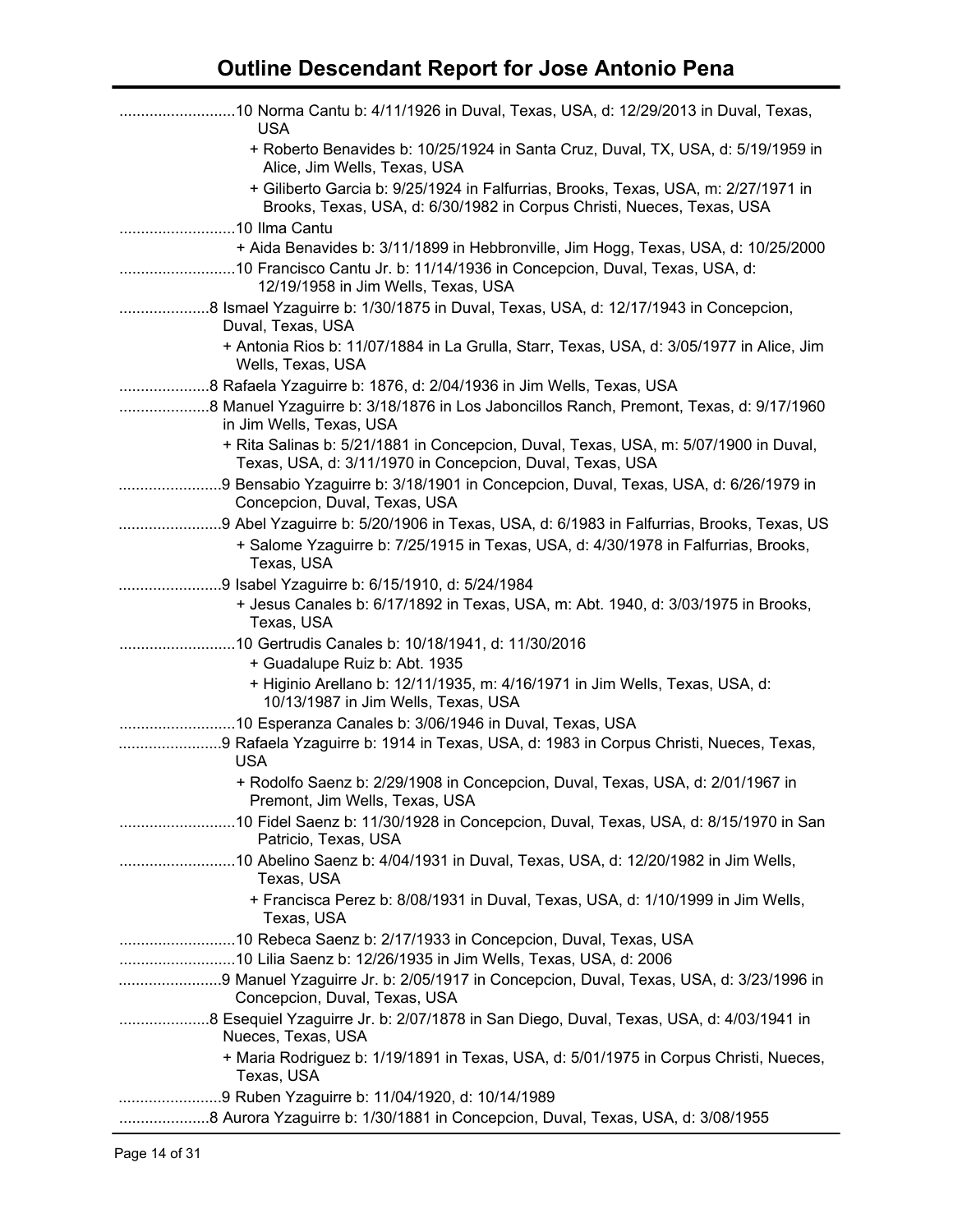# Outline Descendant Report for Jose Antonio Pena

...........................10 Norma Cantu b: 4/11/1926 in Duval, Texas, USA, d: 12/29/2013 in Duval, Texas, USA

+ Roberto Benavides b: 10/25/1924 in Santa Cruz, Duval, TX, USA, d: 5/19/1959 in Alice, Jim Wells, Texas, USA

+ Giliberto Garcia b: 9/25/1924 in Falfurrias, Brooks, Texas, USA, m: 2/27/1971 in Brooks, Texas, USA, d: 6/30/1982 in Corpus Christi, Nueces, Texas, USA

...........................10 Ilma Cantu

+ Aida Benavides b: 3/11/1899 in Hebbronville, Jim Hogg, Texas, USA, d: 10/25/2000

...........................10 Francisco Cantu Jr. b: 11/14/1936 in Concepcion, Duval, Texas, USA, d: 12/19/1958 in Jim Wells, Texas, USA

.....................8 Ismael Yzaguirre b: 1/30/1875 in Duval, Texas, USA, d: 12/17/1943 in Concepcion, Duval, Texas, USA

+ Antonia Rios b: 11/07/1884 in La Grulla, Starr, Texas, USA, d: 3/05/1977 in Alice, Jim Wells, Texas, USA

.....................8 Rafaela Yzaguirre b: 1876, d: 2/04/1936 in Jim Wells, Texas, USA

.....................8 Manuel Yzaguirre b: 3/18/1876 in Los Jaboncillos Ranch, Premont, Texas, d: 9/17/1960 in Jim Wells, Texas, USA

+ Rita Salinas b: 5/21/1881 in Concepcion, Duval, Texas, USA, m: 5/07/1900 in Duval, Texas, USA, d: 3/11/1970 in Concepcion, Duval, Texas, USA

........................9 Bensabio Yzaguirre b: 3/18/1901 in Concepcion, Duval, Texas, USA, d: 6/26/1979 in Concepcion, Duval, Texas, USA

........................9 Abel Yzaguirre b: 5/20/1906 in Texas, USA, d: 6/1983 in Falfurrias, Brooks, Texas, US

+ Salome Yzaguirre b: 7/25/1915 in Texas, USA, d: 4/30/1978 in Falfurrias, Brooks, Texas, USA

........................9 Isabel Yzaguirre b: 6/15/1910, d: 5/24/1984

+ Jesus Canales b: 6/17/1892 in Texas, USA, m: Abt. 1940, d: 3/03/1975 in Brooks, Texas, USA

...........................10 Gertrudis Canales b: 10/18/1941, d: 11/30/2016

+ Guadalupe Ruiz b: Abt. 1935

+ Higinio Arellano b: 12/11/1935, m: 4/16/1971 in Jim Wells, Texas, USA, d: 10/13/1987 in Jim Wells, Texas, USA

...........................10 Esperanza Canales b: 3/06/1946 in Duval, Texas, USA

........................9 Rafaela Yzaguirre b: 1914 in Texas, USA, d: 1983 in Corpus Christi, Nueces, Texas, USA

+ Rodolfo Saenz b: 2/29/1908 in Concepcion, Duval, Texas, USA, d: 2/01/1967 in Premont, Jim Wells, Texas, USA

...........................10 Fidel Saenz b: 11/30/1928 in Concepcion, Duval, Texas, USA, d: 8/15/1970 in San Patricio, Texas, USA

...........................10 Abelino Saenz b: 4/04/1931 in Duval, Texas, USA, d: 12/20/1982 in Jim Wells, Texas, USA

+ Francisca Perez b: 8/08/1931 in Duval, Texas, USA, d: 1/10/1999 in Jim Wells, Texas, USA

...........................10 Rebeca Saenz b: 2/17/1933 in Concepcion, Duval, Texas, USA

...........................10 Lilia Saenz b: 12/26/1935 in Jim Wells, Texas, USA, d: 2006

........................9 Manuel Yzaguirre Jr. b: 2/05/1917 in Concepcion, Duval, Texas, USA, d: 3/23/1996 in Concepcion, Duval, Texas, USA

.....................8 Esequiel Yzaguirre Jr. b: 2/07/1878 in San Diego, Duval, Texas, USA, d: 4/03/1941 in Nueces, Texas, USA

+ Maria Rodriguez b: 1/19/1891 in Texas, USA, d: 5/01/1975 in Corpus Christi, Nueces, Texas, USA

........................9 Ruben Yzaguirre b: 11/04/1920, d: 10/14/1989

.....................8 Aurora Yzaguirre b: 1/30/1881 in Concepcion, Duval, Texas, USA, d: 3/08/1955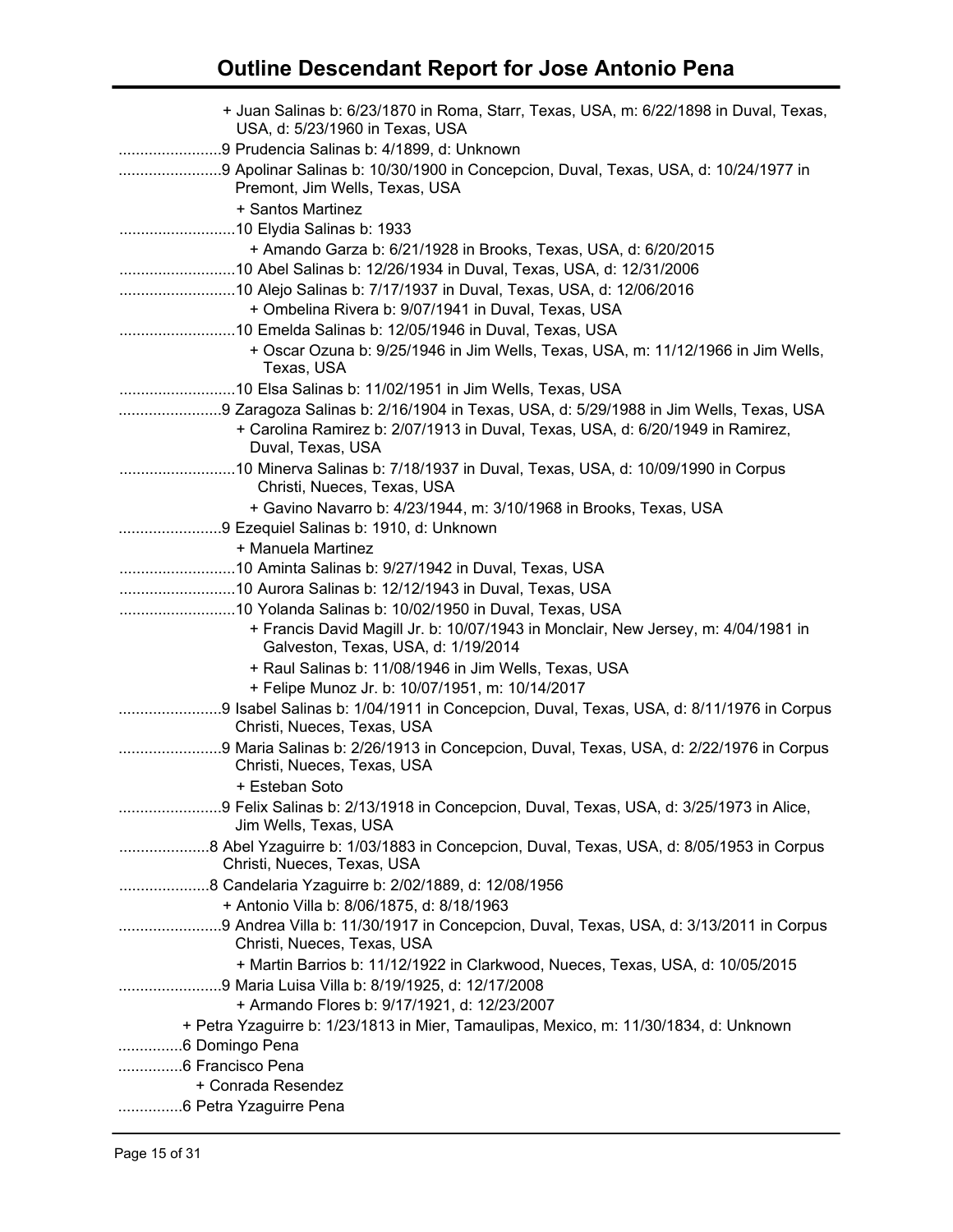# Outline Descendant Report for Jose Antonio Pena

+ Juan Salinas b: 6/23/1870 in Roma, Starr, Texas, USA, m: 6/22/1898 in Duval, Texas, USA, d: 5/23/1960 in Texas, USA

........................9 Prudencia Salinas b: 4/1899, d: Unknown

........................9 Apolinar Salinas b: 10/30/1900 in Concepcion, Duval, Texas, USA, d: 10/24/1977 in Premont, Jim Wells, Texas, USA

+ Santos Martinez

...........................10 Elydia Salinas b: 1933

+ Amando Garza b: 6/21/1928 in Brooks, Texas, USA, d: 6/20/2015

...........................10 Abel Salinas b: 12/26/1934 in Duval, Texas, USA, d: 12/31/2006

...........................10 Alejo Salinas b: 7/17/1937 in Duval, Texas, USA, d: 12/06/2016

+ Ombelina Rivera b: 9/07/1941 in Duval, Texas, USA

...........................10 Emelda Salinas b: 12/05/1946 in Duval, Texas, USA

+ Oscar Ozuna b: 9/25/1946 in Jim Wells, Texas, USA, m: 11/12/1966 in Jim Wells, Texas, USA

...........................10 Elsa Salinas b: 11/02/1951 in Jim Wells, Texas, USA

........................9 Zaragoza Salinas b: 2/16/1904 in Texas, USA, d: 5/29/1988 in Jim Wells, Texas, USA

+ Carolina Ramirez b: 2/07/1913 in Duval, Texas, USA, d: 6/20/1949 in Ramirez, Duval, Texas, USA

...........................10 Minerva Salinas b: 7/18/1937 in Duval, Texas, USA, d: 10/09/1990 in Corpus Christi, Nueces, Texas, USA

+ Gavino Navarro b: 4/23/1944, m: 3/10/1968 in Brooks, Texas, USA

........................9 Ezequiel Salinas b: 1910, d: Unknown

+ Manuela Martinez

...........................10 Aminta Salinas b: 9/27/1942 in Duval, Texas, USA

...........................10 Aurora Salinas b: 12/12/1943 in Duval, Texas, USA

...........................10 Yolanda Salinas b: 10/02/1950 in Duval, Texas, USA

+ Francis David Magill Jr. b: 10/07/1943 in Monclair, New Jersey, m: 4/04/1981 in Galveston, Texas, USA, d: 1/19/2014

+ Raul Salinas b: 11/08/1946 in Jim Wells, Texas, USA

+ Felipe Munoz Jr. b: 10/07/1951, m: 10/14/2017

........................9 Isabel Salinas b: 1/04/1911 in Concepcion, Duval, Texas, USA, d: 8/11/1976 in Corpus Christi, Nueces, Texas, USA

........................9 Maria Salinas b: 2/26/1913 in Concepcion, Duval, Texas, USA, d: 2/22/1976 in Corpus Christi, Nueces, Texas, USA

+ Esteban Soto

........................9 Felix Salinas b: 2/13/1918 in Concepcion, Duval, Texas, USA, d: 3/25/1973 in Alice, Jim Wells, Texas, USA

.....................8 Abel Yzaguirre b: 1/03/1883 in Concepcion, Duval, Texas, USA, d: 8/05/1953 in Corpus Christi, Nueces, Texas, USA

.....................8 Candelaria Yzaguirre b: 2/02/1889, d: 12/08/1956

+ Antonio Villa b: 8/06/1875, d: 8/18/1963

........................9 Andrea Villa b: 11/30/1917 in Concepcion, Duval, Texas, USA, d: 3/13/2011 in Corpus Christi, Nueces, Texas, USA

+ Martin Barrios b: 11/12/1922 in Clarkwood, Nueces, Texas, USA, d: 10/05/2015

........................9 Maria Luisa Villa b: 8/19/1925, d: 12/17/2008

+ Armando Flores b: 9/17/1921, d: 12/23/2007

+ Petra Yzaguirre b: 1/23/1813 in Mier, Tamaulipas, Mexico, m: 11/30/1834, d: Unknown

...............6 Domingo Pena

...............6 Francisco Pena

+ Conrada Resendez

...............6 Petra Yzaguirre Pena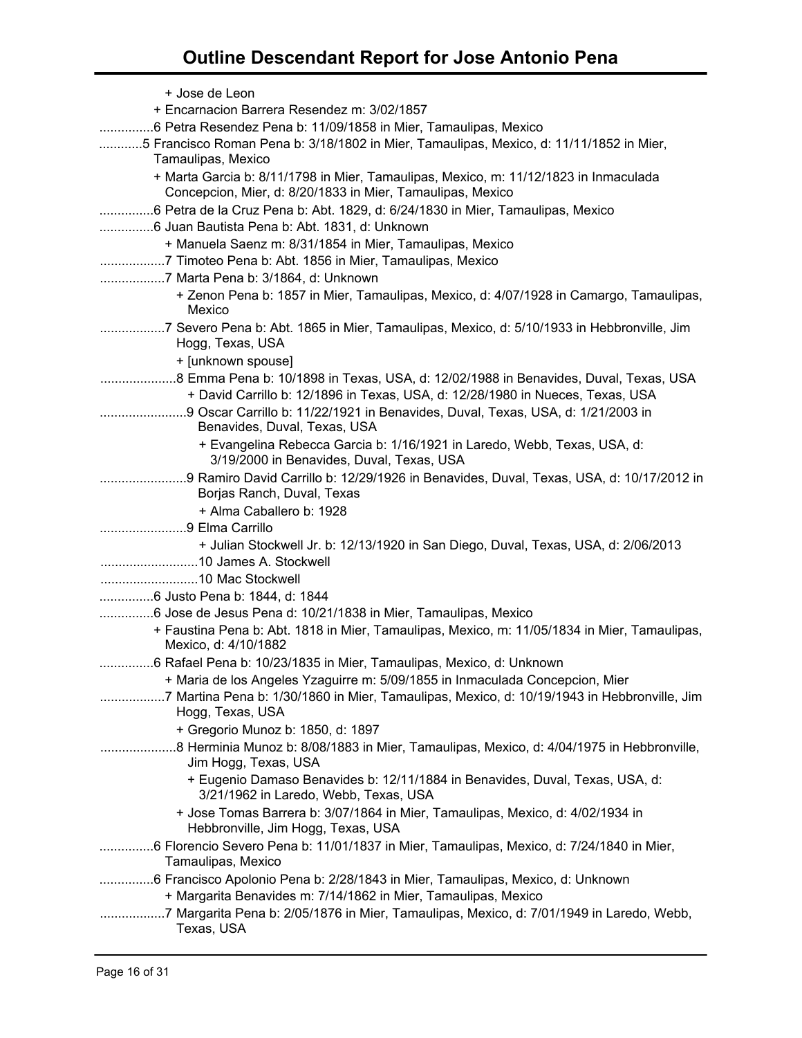# Outline Descendant Report for Jose Antonio Pena

+ Jose de Leon
+ Encarnacion Barrera Resendez m: 3/02/1857

...............6 Petra Resendez Pena b: 11/09/1858 in Mier, Tamaulipas, Mexico

............5 Francisco Roman Pena b: 3/18/1802 in Mier, Tamaulipas, Mexico, d: 11/11/1852 in Mier, Tamaulipas, Mexico

+ Marta Garcia b: 8/11/1798 in Mier, Tamaulipas, Mexico, m: 11/12/1823 in Inmaculada Concepcion, Mier, d: 8/20/1833 in Mier, Tamaulipas, Mexico

...............6 Petra de la Cruz Pena b: Abt. 1829, d: 6/24/1830 in Mier, Tamaulipas, Mexico

...............6 Juan Bautista Pena b: Abt. 1831, d: Unknown

+ Manuela Saenz m: 8/31/1854 in Mier, Tamaulipas, Mexico

..................7 Timoteo Pena b: Abt. 1856 in Mier, Tamaulipas, Mexico

..................7 Marta Pena b: 3/1864, d: Unknown

+ Zenon Pena b: 1857 in Mier, Tamaulipas, Mexico, d: 4/07/1928 in Camargo, Tamaulipas, Mexico

..................7 Severo Pena b: Abt. 1865 in Mier, Tamaulipas, Mexico, d: 5/10/1933 in Hebbronville, Jim Hogg, Texas, USA

+ [unknown spouse]

.....................8 Emma Pena b: 10/1898 in Texas, USA, d: 12/02/1988 in Benavides, Duval, Texas, USA

+ David Carrillo b: 12/1896 in Texas, USA, d: 12/28/1980 in Nueces, Texas, USA

........................9 Oscar Carrillo b: 11/22/1921 in Benavides, Duval, Texas, USA, d: 1/21/2003 in Benavides, Duval, Texas, USA

+ Evangelina Rebecca Garcia b: 1/16/1921 in Laredo, Webb, Texas, USA, d: 3/19/2000 in Benavides, Duval, Texas, USA

........................9 Ramiro David Carrillo b: 12/29/1926 in Benavides, Duval, Texas, USA, d: 10/17/2012 in Borjas Ranch, Duval, Texas

+ Alma Caballero b: 1928

........................9 Elma Carrillo

+ Julian Stockwell Jr. b: 12/13/1920 in San Diego, Duval, Texas, USA, d: 2/06/2013

...........................10 James A. Stockwell

...........................10 Mac Stockwell

...............6 Justo Pena b: 1844, d: 1844

...............6 Jose de Jesus Pena d: 10/21/1838 in Mier, Tamaulipas, Mexico

+ Faustina Pena b: Abt. 1818 in Mier, Tamaulipas, Mexico, m: 11/05/1834 in Mier, Tamaulipas, Mexico, d: 4/10/1882

...............6 Rafael Pena b: 10/23/1835 in Mier, Tamaulipas, Mexico, d: Unknown

+ Maria de los Angeles Yzaguirre m: 5/09/1855 in Inmaculada Concepcion, Mier

..................7 Martina Pena b: 1/30/1860 in Mier, Tamaulipas, Mexico, d: 10/19/1943 in Hebbronville, Jim Hogg, Texas, USA

+ Gregorio Munoz b: 1850, d: 1897

.....................8 Herminia Munoz b: 8/08/1883 in Mier, Tamaulipas, Mexico, d: 4/04/1975 in Hebbronville, Jim Hogg, Texas, USA

+ Eugenio Damaso Benavides b: 12/11/1884 in Benavides, Duval, Texas, USA, d: 3/21/1962 in Laredo, Webb, Texas, USA

+ Jose Tomas Barrera b: 3/07/1864 in Mier, Tamaulipas, Mexico, d: 4/02/1934 in Hebbronville, Jim Hogg, Texas, USA

...............6 Florencio Severo Pena b: 11/01/1837 in Mier, Tamaulipas, Mexico, d: 7/24/1840 in Mier, Tamaulipas, Mexico

...............6 Francisco Apolonio Pena b: 2/28/1843 in Mier, Tamaulipas, Mexico, d: Unknown

+ Margarita Benavides m: 7/14/1862 in Mier, Tamaulipas, Mexico

..................7 Margarita Pena b: 2/05/1876 in Mier, Tamaulipas, Mexico, d: 7/01/1949 in Laredo, Webb, Texas, USA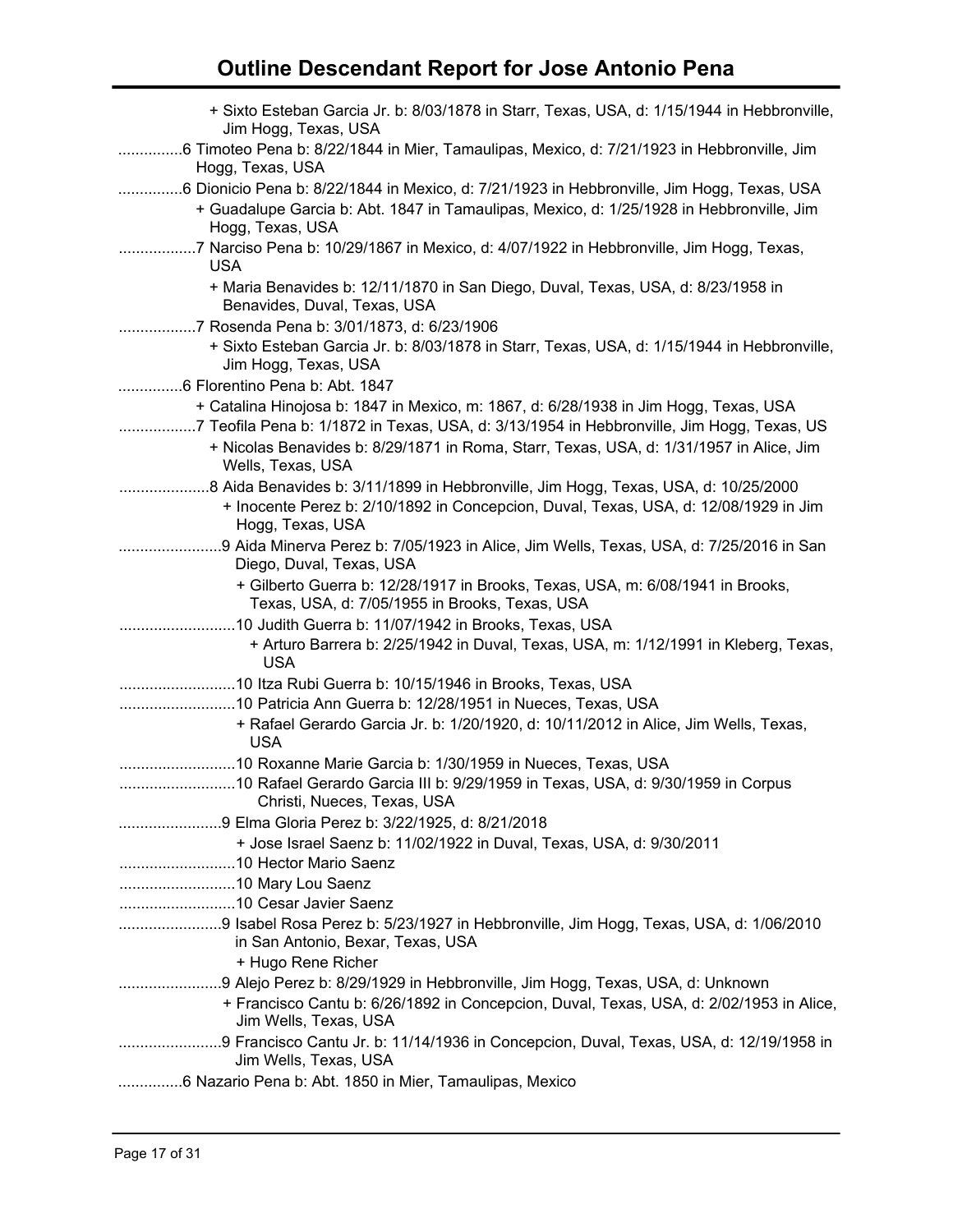# Outline Descendant Report for Jose Antonio Pena

+ Sixto Esteban Garcia Jr. b: 8/03/1878 in Starr, Texas, USA, d: 1/15/1944 in Hebbronville, Jim Hogg, Texas, USA

...............6 Timoteo Pena b: 8/22/1844 in Mier, Tamaulipas, Mexico, d: 7/21/1923 in Hebbronville, Jim Hogg, Texas, USA

...............6 Dionicio Pena b: 8/22/1844 in Mexico, d: 7/21/1923 in Hebbronville, Jim Hogg, Texas, USA

+ Guadalupe Garcia b: Abt. 1847 in Tamaulipas, Mexico, d: 1/25/1928 in Hebbronville, Jim Hogg, Texas, USA

..................7 Narciso Pena b: 10/29/1867 in Mexico, d: 4/07/1922 in Hebbronville, Jim Hogg, Texas, USA

+ Maria Benavides b: 12/11/1870 in San Diego, Duval, Texas, USA, d: 8/23/1958 in Benavides, Duval, Texas, USA

..................7 Rosenda Pena b: 3/01/1873, d: 6/23/1906

+ Sixto Esteban Garcia Jr. b: 8/03/1878 in Starr, Texas, USA, d: 1/15/1944 in Hebbronville, Jim Hogg, Texas, USA

...............6 Florentino Pena b: Abt. 1847

+ Catalina Hinojosa b: 1847 in Mexico, m: 1867, d: 6/28/1938 in Jim Hogg, Texas, USA

..................7 Teofila Pena b: 1/1872 in Texas, USA, d: 3/13/1954 in Hebbronville, Jim Hogg, Texas, US

+ Nicolas Benavides b: 8/29/1871 in Roma, Starr, Texas, USA, d: 1/31/1957 in Alice, Jim Wells, Texas, USA

.....................8 Aida Benavides b: 3/11/1899 in Hebbronville, Jim Hogg, Texas, USA, d: 10/25/2000

+ Inocente Perez b: 2/10/1892 in Concepcion, Duval, Texas, USA, d: 12/08/1929 in Jim Hogg, Texas, USA

........................9 Aida Minerva Perez b: 7/05/1923 in Alice, Jim Wells, Texas, USA, d: 7/25/2016 in San Diego, Duval, Texas, USA

+ Gilberto Guerra b: 12/28/1917 in Brooks, Texas, USA, m: 6/08/1941 in Brooks, Texas, USA, d: 7/05/1955 in Brooks, Texas, USA

...........................10 Judith Guerra b: 11/07/1942 in Brooks, Texas, USA

+ Arturo Barrera b: 2/25/1942 in Duval, Texas, USA, m: 1/12/1991 in Kleberg, Texas, USA

...........................10 Itza Rubi Guerra b: 10/15/1946 in Brooks, Texas, USA

...........................10 Patricia Ann Guerra b: 12/28/1951 in Nueces, Texas, USA

+ Rafael Gerardo Garcia Jr. b: 1/20/1920, d: 10/11/2012 in Alice, Jim Wells, Texas, USA

...........................10 Roxanne Marie Garcia b: 1/30/1959 in Nueces, Texas, USA

...........................10 Rafael Gerardo Garcia III b: 9/29/1959 in Texas, USA, d: 9/30/1959 in Corpus Christi, Nueces, Texas, USA

........................9 Elma Gloria Perez b: 3/22/1925, d: 8/21/2018

+ Jose Israel Saenz b: 11/02/1922 in Duval, Texas, USA, d: 9/30/2011

...........................10 Hector Mario Saenz

...........................10 Mary Lou Saenz

...........................10 Cesar Javier Saenz

........................9 Isabel Rosa Perez b: 5/23/1927 in Hebbronville, Jim Hogg, Texas, USA, d: 1/06/2010 in San Antonio, Bexar, Texas, USA

+ Hugo Rene Richer

........................9 Alejo Perez b: 8/29/1929 in Hebbronville, Jim Hogg, Texas, USA, d: Unknown

+ Francisco Cantu b: 6/26/1892 in Concepcion, Duval, Texas, USA, d: 2/02/1953 in Alice, Jim Wells, Texas, USA

........................9 Francisco Cantu Jr. b: 11/14/1936 in Concepcion, Duval, Texas, USA, d: 12/19/1958 in Jim Wells, Texas, USA

...............6 Nazario Pena b: Abt. 1850 in Mier, Tamaulipas, Mexico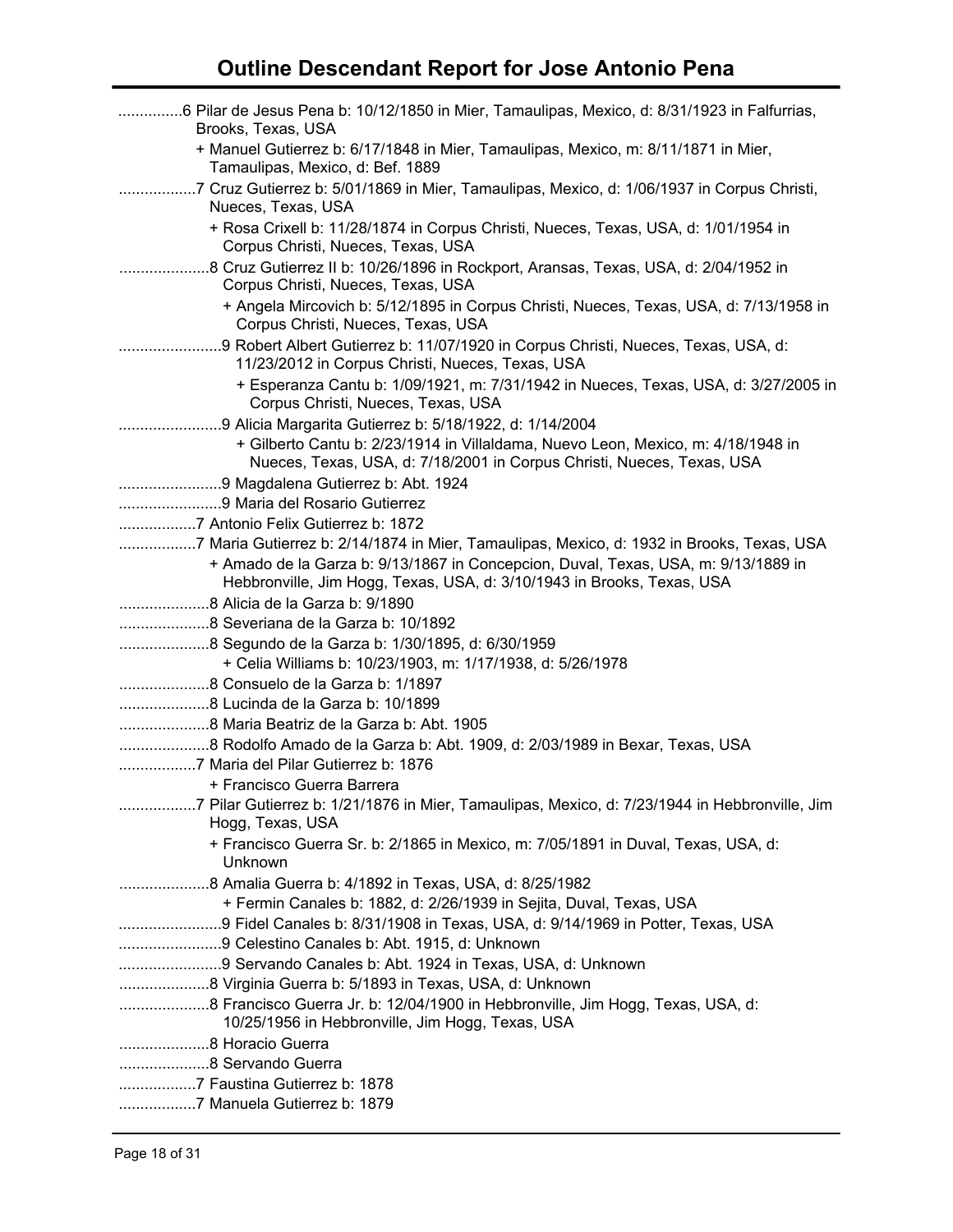# Outline Descendant Report for Jose Antonio Pena

...............6 Pilar de Jesus Pena b: 10/12/1850 in Mier, Tamaulipas, Mexico, d: 8/31/1923 in Falfurrias, Brooks, Texas, USA

+ Manuel Gutierrez b: 6/17/1848 in Mier, Tamaulipas, Mexico, m: 8/11/1871 in Mier, Tamaulipas, Mexico, d: Bef. 1889

..................7 Cruz Gutierrez b: 5/01/1869 in Mier, Tamaulipas, Mexico, d: 1/06/1937 in Corpus Christi, Nueces, Texas, USA

+ Rosa Crixell b: 11/28/1874 in Corpus Christi, Nueces, Texas, USA, d: 1/01/1954 in Corpus Christi, Nueces, Texas, USA

.....................8 Cruz Gutierrez II b: 10/26/1896 in Rockport, Aransas, Texas, USA, d: 2/04/1952 in Corpus Christi, Nueces, Texas, USA

+ Angela Mircovich b: 5/12/1895 in Corpus Christi, Nueces, Texas, USA, d: 7/13/1958 in Corpus Christi, Nueces, Texas, USA

........................9 Robert Albert Gutierrez b: 11/07/1920 in Corpus Christi, Nueces, Texas, USA, d: 11/23/2012 in Corpus Christi, Nueces, Texas, USA

+ Esperanza Cantu b: 1/09/1921, m: 7/31/1942 in Nueces, Texas, USA, d: 3/27/2005 in Corpus Christi, Nueces, Texas, USA

........................9 Alicia Margarita Gutierrez b: 5/18/1922, d: 1/14/2004

+ Gilberto Cantu b: 2/23/1914 in Villaldama, Nuevo Leon, Mexico, m: 4/18/1948 in Nueces, Texas, USA, d: 7/18/2001 in Corpus Christi, Nueces, Texas, USA

........................9 Magdalena Gutierrez b: Abt. 1924

........................9 Maria del Rosario Gutierrez

..................7 Antonio Felix Gutierrez b: 1872

..................7 Maria Gutierrez b: 2/14/1874 in Mier, Tamaulipas, Mexico, d: 1932 in Brooks, Texas, USA

+ Amado de la Garza b: 9/13/1867 in Concepcion, Duval, Texas, USA, m: 9/13/1889 in Hebbronville, Jim Hogg, Texas, USA, d: 3/10/1943 in Brooks, Texas, USA

.....................8 Alicia de la Garza b: 9/1890

.....................8 Severiana de la Garza b: 10/1892

.....................8 Segundo de la Garza b: 1/30/1895, d: 6/30/1959

+ Celia Williams b: 10/23/1903, m: 1/17/1938, d: 5/26/1978

.....................8 Consuelo de la Garza b: 1/1897

.....................8 Lucinda de la Garza b: 10/1899

.....................8 Maria Beatriz de la Garza b: Abt. 1905

.....................8 Rodolfo Amado de la Garza b: Abt. 1909, d: 2/03/1989 in Bexar, Texas, USA

..................7 Maria del Pilar Gutierrez b: 1876

+ Francisco Guerra Barrera

..................7 Pilar Gutierrez b: 1/21/1876 in Mier, Tamaulipas, Mexico, d: 7/23/1944 in Hebbronville, Jim Hogg, Texas, USA

+ Francisco Guerra Sr. b: 2/1865 in Mexico, m: 7/05/1891 in Duval, Texas, USA, d: Unknown

.....................8 Amalia Guerra b: 4/1892 in Texas, USA, d: 8/25/1982

+ Fermin Canales b: 1882, d: 2/26/1939 in Sejita, Duval, Texas, USA

........................9 Fidel Canales b: 8/31/1908 in Texas, USA, d: 9/14/1969 in Potter, Texas, USA

........................9 Celestino Canales b: Abt. 1915, d: Unknown

........................9 Servando Canales b: Abt. 1924 in Texas, USA, d: Unknown

.....................8 Virginia Guerra b: 5/1893 in Texas, USA, d: Unknown

.....................8 Francisco Guerra Jr. b: 12/04/1900 in Hebbronville, Jim Hogg, Texas, USA, d: 10/25/1956 in Hebbronville, Jim Hogg, Texas, USA

.....................8 Horacio Guerra

.....................8 Servando Guerra

..................7 Faustina Gutierrez b: 1878

..................7 Manuela Gutierrez b: 1879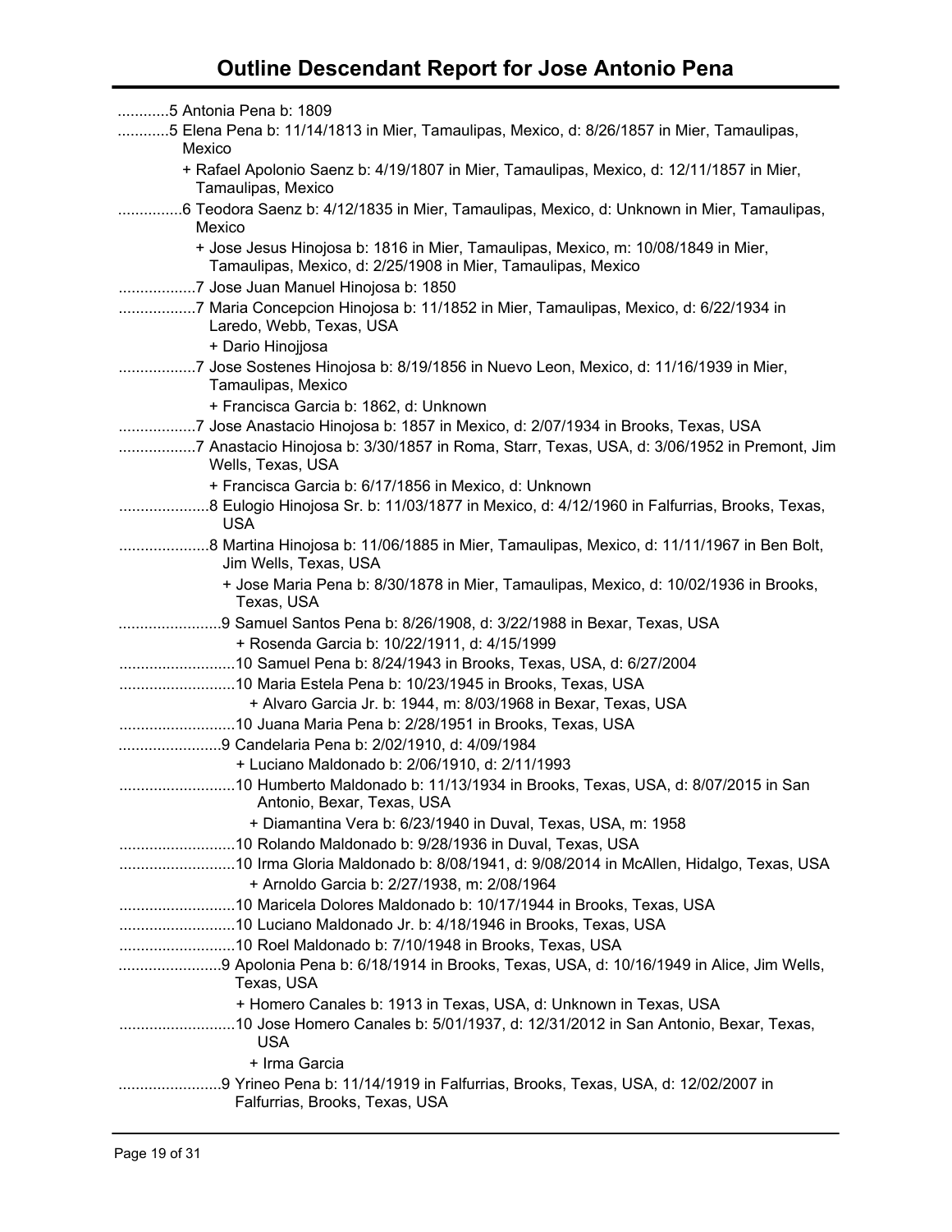# Outline Descendant Report for Jose Antonio Pena

............5 Antonia Pena b: 1809

............5 Elena Pena b: 11/14/1813 in Mier, Tamaulipas, Mexico, d: 8/26/1857 in Mier, Tamaulipas, Mexico

+ Rafael Apolonio Saenz b: 4/19/1807 in Mier, Tamaulipas, Mexico, d: 12/11/1857 in Mier, Tamaulipas, Mexico

...............6 Teodora Saenz b: 4/12/1835 in Mier, Tamaulipas, Mexico, d: Unknown in Mier, Tamaulipas, Mexico

+ Jose Jesus Hinojosa b: 1816 in Mier, Tamaulipas, Mexico, m: 10/08/1849 in Mier, Tamaulipas, Mexico, d: 2/25/1908 in Mier, Tamaulipas, Mexico

..................7 Jose Juan Manuel Hinojosa b: 1850

..................7 Maria Concepcion Hinojosa b: 11/1852 in Mier, Tamaulipas, Mexico, d: 6/22/1934 in Laredo, Webb, Texas, USA

+ Dario Hinojjosa

..................7 Jose Sostenes Hinojosa b: 8/19/1856 in Nuevo Leon, Mexico, d: 11/16/1939 in Mier, Tamaulipas, Mexico

+ Francisca Garcia b: 1862, d: Unknown

..................7 Jose Anastacio Hinojosa b: 1857 in Mexico, d: 2/07/1934 in Brooks, Texas, USA

..................7 Anastacio Hinojosa b: 3/30/1857 in Roma, Starr, Texas, USA, d: 3/06/1952 in Premont, Jim Wells, Texas, USA

+ Francisca Garcia b: 6/17/1856 in Mexico, d: Unknown

.....................8 Eulogio Hinojosa Sr. b: 11/03/1877 in Mexico, d: 4/12/1960 in Falfurrias, Brooks, Texas, USA

.....................8 Martina Hinojosa b: 11/06/1885 in Mier, Tamaulipas, Mexico, d: 11/11/1967 in Ben Bolt, Jim Wells, Texas, USA

+ Jose Maria Pena b: 8/30/1878 in Mier, Tamaulipas, Mexico, d: 10/02/1936 in Brooks, Texas, USA

........................9 Samuel Santos Pena b: 8/26/1908, d: 3/22/1988 in Bexar, Texas, USA

+ Rosenda Garcia b: 10/22/1911, d: 4/15/1999

...........................10 Samuel Pena b: 8/24/1943 in Brooks, Texas, USA, d: 6/27/2004

...........................10 Maria Estela Pena b: 10/23/1945 in Brooks, Texas, USA

+ Alvaro Garcia Jr. b: 1944, m: 8/03/1968 in Bexar, Texas, USA

...........................10 Juana Maria Pena b: 2/28/1951 in Brooks, Texas, USA

........................9 Candelaria Pena b: 2/02/1910, d: 4/09/1984

+ Luciano Maldonado b: 2/06/1910, d: 2/11/1993

...........................10 Humberto Maldonado b: 11/13/1934 in Brooks, Texas, USA, d: 8/07/2015 in San Antonio, Bexar, Texas, USA

+ Diamantina Vera b: 6/23/1940 in Duval, Texas, USA, m: 1958

...........................10 Rolando Maldonado b: 9/28/1936 in Duval, Texas, USA

...........................10 Irma Gloria Maldonado b: 8/08/1941, d: 9/08/2014 in McAllen, Hidalgo, Texas, USA

+ Arnoldo Garcia b: 2/27/1938, m: 2/08/1964

...........................10 Maricela Dolores Maldonado b: 10/17/1944 in Brooks, Texas, USA

...........................10 Luciano Maldonado Jr. b: 4/18/1946 in Brooks, Texas, USA

...........................10 Roel Maldonado b: 7/10/1948 in Brooks, Texas, USA

........................9 Apolonia Pena b: 6/18/1914 in Brooks, Texas, USA, d: 10/16/1949 in Alice, Jim Wells, Texas, USA

+ Homero Canales b: 1913 in Texas, USA, d: Unknown in Texas, USA

...........................10 Jose Homero Canales b: 5/01/1937, d: 12/31/2012 in San Antonio, Bexar, Texas, USA

+ Irma Garcia

........................9 Yrineo Pena b: 11/14/1919 in Falfurrias, Brooks, Texas, USA, d: 12/02/2007 in Falfurrias, Brooks, Texas, USA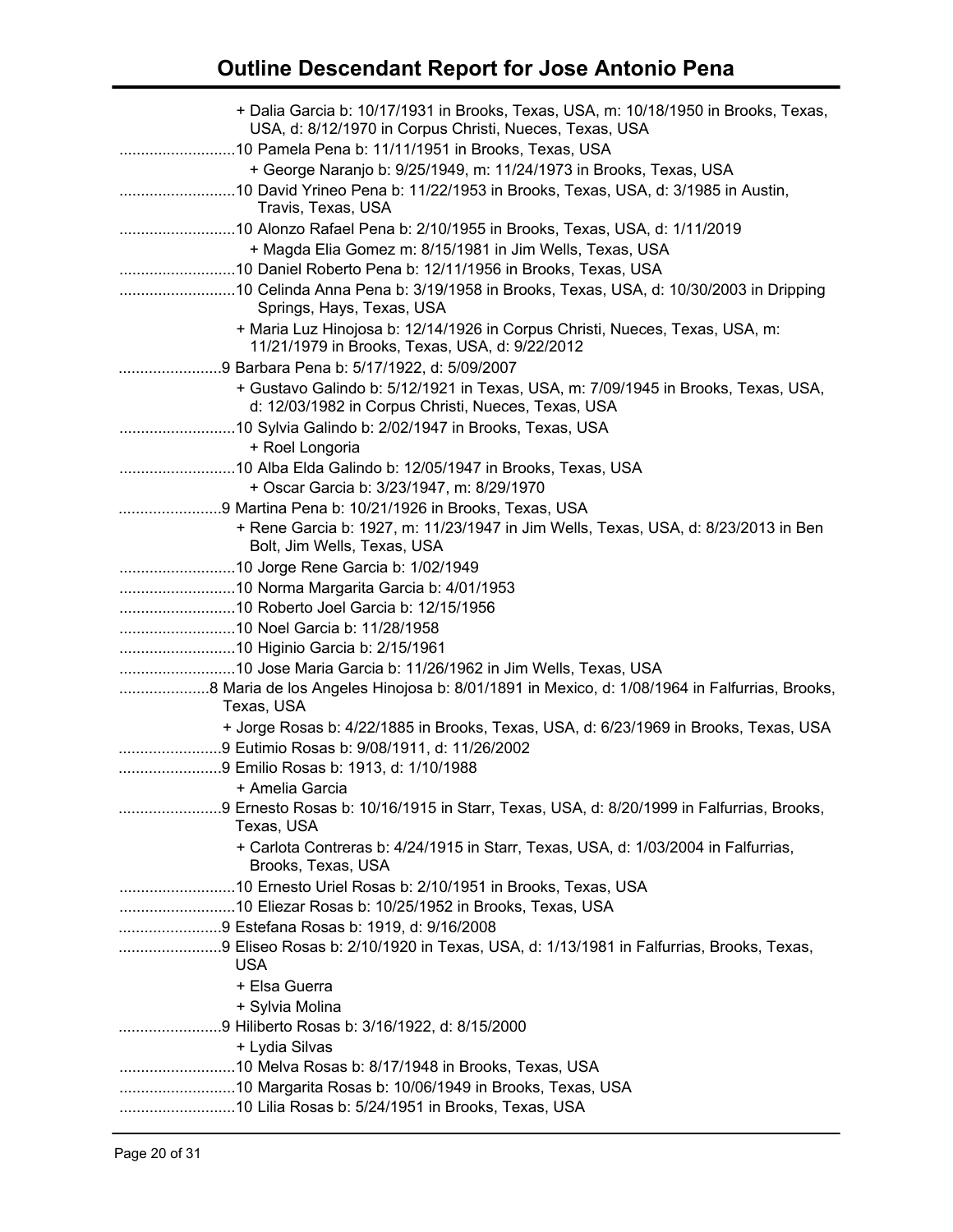# Outline Descendant Report for Jose Antonio Pena

+ Dalia Garcia b: 10/17/1931 in Brooks, Texas, USA, m: 10/18/1950 in Brooks, Texas, USA, d: 8/12/1970 in Corpus Christi, Nueces, Texas, USA

..........................10 Pamela Pena b: 11/11/1951 in Brooks, Texas, USA

+ George Naranjo b: 9/25/1949, m: 11/24/1973 in Brooks, Texas, USA

..........................10 David Yrineo Pena b: 11/22/1953 in Brooks, Texas, USA, d: 3/1985 in Austin, Travis, Texas, USA

..........................10 Alonzo Rafael Pena b: 2/10/1955 in Brooks, Texas, USA, d: 1/11/2019

+ Magda Elia Gomez m: 8/15/1981 in Jim Wells, Texas, USA

..........................10 Daniel Roberto Pena b: 12/11/1956 in Brooks, Texas, USA

..........................10 Celinda Anna Pena b: 3/19/1958 in Brooks, Texas, USA, d: 10/30/2003 in Dripping Springs, Hays, Texas, USA

+ Maria Luz Hinojosa b: 12/14/1926 in Corpus Christi, Nueces, Texas, USA, m: 11/21/1979 in Brooks, Texas, USA, d: 9/22/2012

.......................9 Barbara Pena b: 5/17/1922, d: 5/09/2007

+ Gustavo Galindo b: 5/12/1921 in Texas, USA, m: 7/09/1945 in Brooks, Texas, USA, d: 12/03/1982 in Corpus Christi, Nueces, Texas, USA

..........................10 Sylvia Galindo b: 2/02/1947 in Brooks, Texas, USA

+ Roel Longoria

..........................10 Alba Elda Galindo b: 12/05/1947 in Brooks, Texas, USA

+ Oscar Garcia b: 3/23/1947, m: 8/29/1970

.......................9 Martina Pena b: 10/21/1926 in Brooks, Texas, USA

+ Rene Garcia b: 1927, m: 11/23/1947 in Jim Wells, Texas, USA, d: 8/23/2013 in Ben Bolt, Jim Wells, Texas, USA

..........................10 Jorge Rene Garcia b: 1/02/1949

..........................10 Norma Margarita Garcia b: 4/01/1953

..........................10 Roberto Joel Garcia b: 12/15/1956

..........................10 Noel Garcia b: 11/28/1958

..........................10 Higinio Garcia b: 2/15/1961

..........................10 Jose Maria Garcia b: 11/26/1962 in Jim Wells, Texas, USA

....................8 Maria de los Angeles Hinojosa b: 8/01/1891 in Mexico, d: 1/08/1964 in Falfurrias, Brooks, Texas, USA

+ Jorge Rosas b: 4/22/1885 in Brooks, Texas, USA, d: 6/23/1969 in Brooks, Texas, USA

.......................9 Eutimio Rosas b: 9/08/1911, d: 11/26/2002

.......................9 Emilio Rosas b: 1913, d: 1/10/1988

+ Amelia Garcia

.......................9 Ernesto Rosas b: 10/16/1915 in Starr, Texas, USA, d: 8/20/1999 in Falfurrias, Brooks, Texas, USA

+ Carlota Contreras b: 4/24/1915 in Starr, Texas, USA, d: 1/03/2004 in Falfurrias, Brooks, Texas, USA

..........................10 Ernesto Uriel Rosas b: 2/10/1951 in Brooks, Texas, USA

..........................10 Eliezar Rosas b: 10/25/1952 in Brooks, Texas, USA

.......................9 Estefana Rosas b: 1919, d: 9/16/2008

.......................9 Eliseo Rosas b: 2/10/1920 in Texas, USA, d: 1/13/1981 in Falfurrias, Brooks, Texas, USA

+ Elsa Guerra

+ Sylvia Molina

.......................9 Hiliberto Rosas b: 3/16/1922, d: 8/15/2000

+ Lydia Silvas

..........................10 Melva Rosas b: 8/17/1948 in Brooks, Texas, USA

..........................10 Margarita Rosas b: 10/06/1949 in Brooks, Texas, USA

..........................10 Lilia Rosas b: 5/24/1951 in Brooks, Texas, USA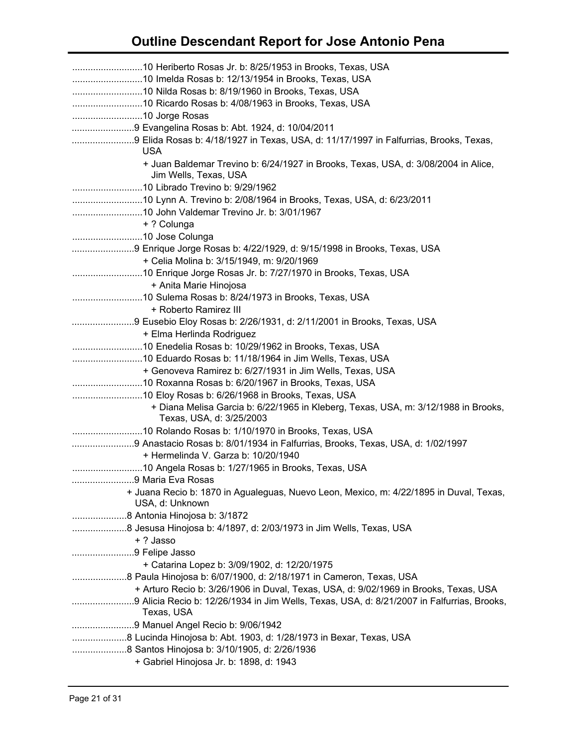# Outline Descendant Report for Jose Antonio Pena

..........................10 Heriberto Rosas Jr. b: 8/25/1953 in Brooks, Texas, USA
..........................10 Imelda Rosas b: 12/13/1954 in Brooks, Texas, USA
..........................10 Nilda Rosas b: 8/19/1960 in Brooks, Texas, USA
..........................10 Ricardo Rosas b: 4/08/1963 in Brooks, Texas, USA
..........................10 Jorge Rosas
.......................9 Evangelina Rosas b: Abt. 1924, d: 10/04/2011
.......................9 Elida Rosas b: 4/18/1927 in Texas, USA, d: 11/17/1997 in Falfurrias, Brooks, Texas, USA
+ Juan Baldemar Trevino b: 6/24/1927 in Brooks, Texas, USA, d: 3/08/2004 in Alice, Jim Wells, Texas, USA
..........................10 Librado Trevino b: 9/29/1962
..........................10 Lynn A. Trevino b: 2/08/1964 in Brooks, Texas, USA, d: 6/23/2011
..........................10 John Valdemar Trevino Jr. b: 3/01/1967
+ ? Colunga
..........................10 Jose Colunga
.......................9 Enrique Jorge Rosas b: 4/22/1929, d: 9/15/1998 in Brooks, Texas, USA
+ Celia Molina b: 3/15/1949, m: 9/20/1969
..........................10 Enrique Jorge Rosas Jr. b: 7/27/1970 in Brooks, Texas, USA
+ Anita Marie Hinojosa
..........................10 Sulema Rosas b: 8/24/1973 in Brooks, Texas, USA
+ Roberto Ramirez III
.......................9 Eusebio Eloy Rosas b: 2/26/1931, d: 2/11/2001 in Brooks, Texas, USA
+ Elma Herlinda Rodriguez
..........................10 Enedelia Rosas b: 10/29/1962 in Brooks, Texas, USA
..........................10 Eduardo Rosas b: 11/18/1964 in Jim Wells, Texas, USA
+ Genoveva Ramirez b: 6/27/1931 in Jim Wells, Texas, USA
..........................10 Roxanna Rosas b: 6/20/1967 in Brooks, Texas, USA
..........................10 Eloy Rosas b: 6/26/1968 in Brooks, Texas, USA
+ Diana Melisa Garcia b: 6/22/1965 in Kleberg, Texas, USA, m: 3/12/1988 in Brooks, Texas, USA, d: 3/25/2003
..........................10 Rolando Rosas b: 1/10/1970 in Brooks, Texas, USA
.......................9 Anastacio Rosas b: 8/01/1934 in Falfurrias, Brooks, Texas, USA, d: 1/02/1997
+ Hermelinda V. Garza b: 10/20/1940
..........................10 Angela Rosas b: 1/27/1965 in Brooks, Texas, USA
.......................9 Maria Eva Rosas
+ Juana Recio b: 1870 in Agualeguas, Nuevo Leon, Mexico, m: 4/22/1895 in Duval, Texas, USA, d: Unknown
....................8 Antonia Hinojosa b: 3/1872
....................8 Jesusa Hinojosa b: 4/1897, d: 2/03/1973 in Jim Wells, Texas, USA
+ ? Jasso
.......................9 Felipe Jasso
+ Catarina Lopez b: 3/09/1902, d: 12/20/1975
....................8 Paula Hinojosa b: 6/07/1900, d: 2/18/1971 in Cameron, Texas, USA
+ Arturo Recio b: 3/26/1906 in Duval, Texas, USA, d: 9/02/1969 in Brooks, Texas, USA
.......................9 Alicia Recio b: 12/26/1934 in Jim Wells, Texas, USA, d: 8/21/2007 in Falfurrias, Brooks, Texas, USA
.......................9 Manuel Angel Recio b: 9/06/1942
....................8 Lucinda Hinojosa b: Abt. 1903, d: 1/28/1973 in Bexar, Texas, USA
....................8 Santos Hinojosa b: 3/10/1905, d: 2/26/1936
+ Gabriel Hinojosa Jr. b: 1898, d: 1943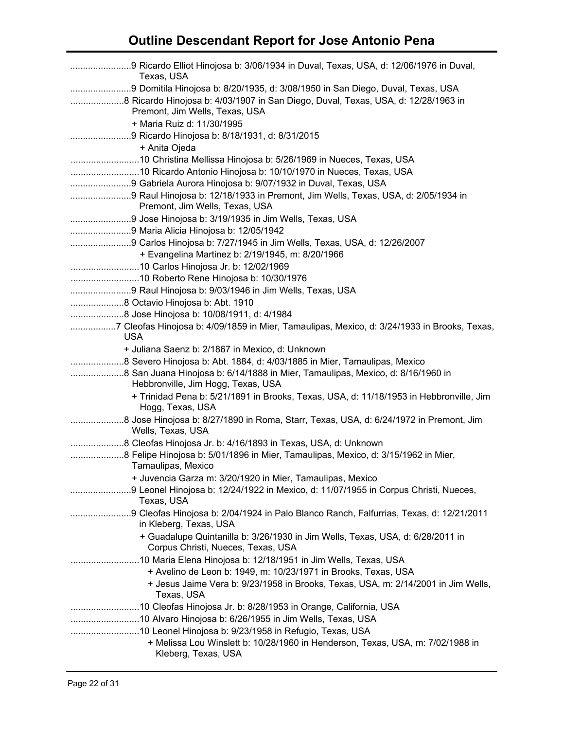# Outline Descendant Report for Jose Antonio Pena

........................9 Ricardo Elliot Hinojosa b: 3/06/1934 in Duval, Texas, USA, d: 12/06/1976 in Duval, Texas, USA

........................9 Domitila Hinojosa b: 8/20/1935, d: 3/08/1950 in San Diego, Duval, Texas, USA

.....................8 Ricardo Hinojosa b: 4/03/1907 in San Diego, Duval, Texas, USA, d: 12/28/1963 in Premont, Jim Wells, Texas, USA

+ Maria Ruiz d: 11/30/1995

........................9 Ricardo Hinojosa b: 8/18/1931, d: 8/31/2015

+ Anita Ojeda

...........................10 Christina Mellissa Hinojosa b: 5/26/1969 in Nueces, Texas, USA

...........................10 Ricardo Antonio Hinojosa b: 10/10/1970 in Nueces, Texas, USA

........................9 Gabriela Aurora Hinojosa b: 9/07/1932 in Duval, Texas, USA

........................9 Raul Hinojosa b: 12/18/1933 in Premont, Jim Wells, Texas, USA, d: 2/05/1934 in Premont, Jim Wells, Texas, USA

........................9 Jose Hinojosa b: 3/19/1935 in Jim Wells, Texas, USA

........................9 Maria Alicia Hinojosa b: 12/05/1942

........................9 Carlos Hinojosa b: 7/27/1945 in Jim Wells, Texas, USA, d: 12/26/2007

+ Evangelina Martinez b: 2/19/1945, m: 8/20/1966

...........................10 Carlos Hinojosa Jr. b: 12/02/1969

...........................10 Roberto Rene Hinojosa b: 10/30/1976

........................9 Raul Hinojosa b: 9/03/1946 in Jim Wells, Texas, USA

.....................8 Octavio Hinojosa b: Abt. 1910

.....................8 Jose Hinojosa b: 10/08/1911, d: 4/1984

..................7 Cleofas Hinojosa b: 4/09/1859 in Mier, Tamaulipas, Mexico, d: 3/24/1933 in Brooks, Texas, USA

+ Juliana Saenz b: 2/1867 in Mexico, d: Unknown

.....................8 Severo Hinojosa b: Abt. 1884, d: 4/03/1885 in Mier, Tamaulipas, Mexico

.....................8 San Juana Hinojosa b: 6/14/1888 in Mier, Tamaulipas, Mexico, d: 8/16/1960 in Hebbronville, Jim Hogg, Texas, USA

+ Trinidad Pena b: 5/21/1891 in Brooks, Texas, USA, d: 11/18/1953 in Hebbronville, Jim Hogg, Texas, USA

.....................8 Jose Hinojosa b: 8/27/1890 in Roma, Starr, Texas, USA, d: 6/24/1972 in Premont, Jim Wells, Texas, USA

.....................8 Cleofas Hinojosa Jr. b: 4/16/1893 in Texas, USA, d: Unknown

.....................8 Felipe Hinojosa b: 5/01/1896 in Mier, Tamaulipas, Mexico, d: 3/15/1962 in Mier, Tamaulipas, Mexico

+ Juvencia Garza m: 3/20/1920 in Mier, Tamaulipas, Mexico

........................9 Leonel Hinojosa b: 12/24/1922 in Mexico, d: 11/07/1955 in Corpus Christi, Nueces, Texas, USA

........................9 Cleofas Hinojosa b: 2/04/1924 in Palo Blanco Ranch, Falfurrias, Texas, d: 12/21/2011 in Kleberg, Texas, USA

+ Guadalupe Quintanilla b: 3/26/1930 in Jim Wells, Texas, USA, d: 6/28/2011 in Corpus Christi, Nueces, Texas, USA

...........................10 Maria Elena Hinojosa b: 12/18/1951 in Jim Wells, Texas, USA

+ Avelino de Leon b: 1949, m: 10/23/1971 in Brooks, Texas, USA

+ Jesus Jaime Vera b: 9/23/1958 in Brooks, Texas, USA, m: 2/14/2001 in Jim Wells, Texas, USA

...........................10 Cleofas Hinojosa Jr. b: 8/28/1953 in Orange, California, USA

...........................10 Alvaro Hinojosa b: 6/26/1955 in Jim Wells, Texas, USA

...........................10 Leonel Hinojosa b: 9/23/1958 in Refugio, Texas, USA

+ Melissa Lou Winslett b: 10/28/1960 in Henderson, Texas, USA, m: 7/02/1988 in Kleberg, Texas, USA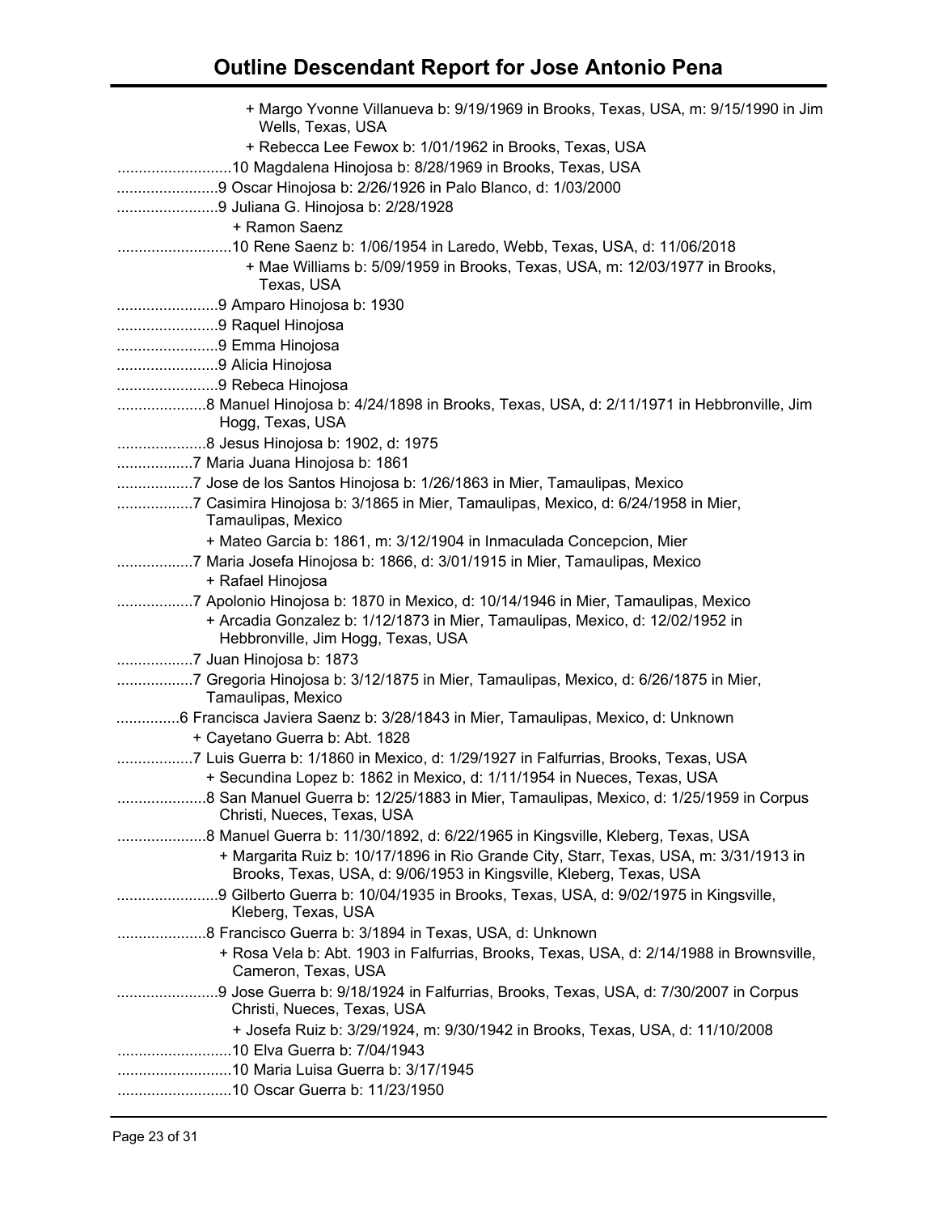# Outline Descendant Report for Jose Antonio Pena

+ Margo Yvonne Villanueva b: 9/19/1969 in Brooks, Texas, USA, m: 9/15/1990 in Jim Wells, Texas, USA

+ Rebecca Lee Fewox b: 1/01/1962 in Brooks, Texas, USA

..........................10 Magdalena Hinojosa b: 8/28/1969 in Brooks, Texas, USA

.......................9 Oscar Hinojosa b: 2/26/1926 in Palo Blanco, d: 1/03/2000

.......................9 Juliana G. Hinojosa b: 2/28/1928

+ Ramon Saenz

..........................10 Rene Saenz b: 1/06/1954 in Laredo, Webb, Texas, USA, d: 11/06/2018

+ Mae Williams b: 5/09/1959 in Brooks, Texas, USA, m: 12/03/1977 in Brooks, Texas, USA

.......................9 Amparo Hinojosa b: 1930

.......................9 Raquel Hinojosa

.......................9 Emma Hinojosa

.......................9 Alicia Hinojosa

.......................9 Rebeca Hinojosa

....................8 Manuel Hinojosa b: 4/24/1898 in Brooks, Texas, USA, d: 2/11/1971 in Hebbronville, Jim Hogg, Texas, USA

....................8 Jesus Hinojosa b: 1902, d: 1975

.................7 Maria Juana Hinojosa b: 1861

.................7 Jose de los Santos Hinojosa b: 1/26/1863 in Mier, Tamaulipas, Mexico

.................7 Casimira Hinojosa b: 3/1865 in Mier, Tamaulipas, Mexico, d: 6/24/1958 in Mier, Tamaulipas, Mexico

+ Mateo Garcia b: 1861, m: 3/12/1904 in Inmaculada Concepcion, Mier

.................7 Maria Josefa Hinojosa b: 1866, d: 3/01/1915 in Mier, Tamaulipas, Mexico

+ Rafael Hinojosa

.................7 Apolonio Hinojosa b: 1870 in Mexico, d: 10/14/1946 in Mier, Tamaulipas, Mexico

+ Arcadia Gonzalez b: 1/12/1873 in Mier, Tamaulipas, Mexico, d: 12/02/1952 in Hebbronville, Jim Hogg, Texas, USA

.................7 Juan Hinojosa b: 1873

.................7 Gregoria Hinojosa b: 3/12/1875 in Mier, Tamaulipas, Mexico, d: 6/26/1875 in Mier, Tamaulipas, Mexico

..............6 Francisca Javiera Saenz b: 3/28/1843 in Mier, Tamaulipas, Mexico, d: Unknown

+ Cayetano Guerra b: Abt. 1828

.................7 Luis Guerra b: 1/1860 in Mexico, d: 1/29/1927 in Falfurrias, Brooks, Texas, USA

+ Secundina Lopez b: 1862 in Mexico, d: 1/11/1954 in Nueces, Texas, USA

....................8 San Manuel Guerra b: 12/25/1883 in Mier, Tamaulipas, Mexico, d: 1/25/1959 in Corpus Christi, Nueces, Texas, USA

....................8 Manuel Guerra b: 11/30/1892, d: 6/22/1965 in Kingsville, Kleberg, Texas, USA

+ Margarita Ruiz b: 10/17/1896 in Rio Grande City, Starr, Texas, USA, m: 3/31/1913 in Brooks, Texas, USA, d: 9/06/1953 in Kingsville, Kleberg, Texas, USA

.......................9 Gilberto Guerra b: 10/04/1935 in Brooks, Texas, USA, d: 9/02/1975 in Kingsville, Kleberg, Texas, USA

....................8 Francisco Guerra b: 3/1894 in Texas, USA, d: Unknown

+ Rosa Vela b: Abt. 1903 in Falfurrias, Brooks, Texas, USA, d: 2/14/1988 in Brownsville, Cameron, Texas, USA

.......................9 Jose Guerra b: 9/18/1924 in Falfurrias, Brooks, Texas, USA, d: 7/30/2007 in Corpus Christi, Nueces, Texas, USA

+ Josefa Ruiz b: 3/29/1924, m: 9/30/1942 in Brooks, Texas, USA, d: 11/10/2008

..........................10 Elva Guerra b: 7/04/1943

..........................10 Maria Luisa Guerra b: 3/17/1945

..........................10 Oscar Guerra b: 11/23/1950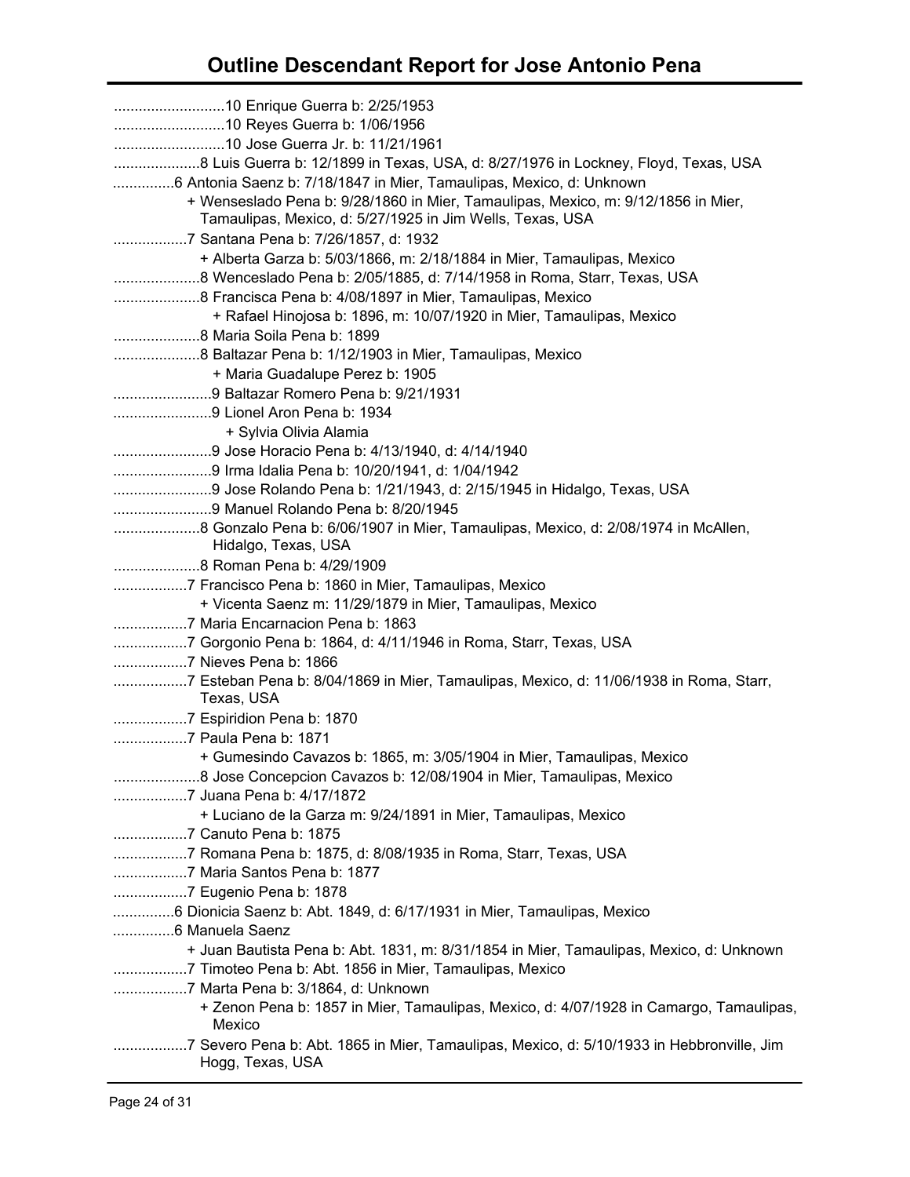# Outline Descendant Report for Jose Antonio Pena

...........................10 Enrique Guerra b: 2/25/1953
...........................10 Reyes Guerra b: 1/06/1956
...........................10 Jose Guerra Jr. b: 11/21/1961
.....................8 Luis Guerra b: 12/1899 in Texas, USA, d: 8/27/1976 in Lockney, Floyd, Texas, USA
...............6 Antonia Saenz b: 7/18/1847 in Mier, Tamaulipas, Mexico, d: Unknown
+ Wenseslado Pena b: 9/28/1860 in Mier, Tamaulipas, Mexico, m: 9/12/1856 in Mier, Tamaulipas, Mexico, d: 5/27/1925 in Jim Wells, Texas, USA
..................7 Santana Pena b: 7/26/1857, d: 1932
+ Alberta Garza b: 5/03/1866, m: 2/18/1884 in Mier, Tamaulipas, Mexico
.....................8 Wenceslado Pena b: 2/05/1885, d: 7/14/1958 in Roma, Starr, Texas, USA
.....................8 Francisca Pena b: 4/08/1897 in Mier, Tamaulipas, Mexico
+ Rafael Hinojosa b: 1896, m: 10/07/1920 in Mier, Tamaulipas, Mexico
.....................8 Maria Soila Pena b: 1899
.....................8 Baltazar Pena b: 1/12/1903 in Mier, Tamaulipas, Mexico
+ Maria Guadalupe Perez b: 1905
........................9 Baltazar Romero Pena b: 9/21/1931
........................9 Lionel Aron Pena b: 1934
+ Sylvia Olivia Alamia
........................9 Jose Horacio Pena b: 4/13/1940, d: 4/14/1940
........................9 Irma Idalia Pena b: 10/20/1941, d: 1/04/1942
........................9 Jose Rolando Pena b: 1/21/1943, d: 2/15/1945 in Hidalgo, Texas, USA
........................9 Manuel Rolando Pena b: 8/20/1945
.....................8 Gonzalo Pena b: 6/06/1907 in Mier, Tamaulipas, Mexico, d: 2/08/1974 in McAllen, Hidalgo, Texas, USA
.....................8 Roman Pena b: 4/29/1909
..................7 Francisco Pena b: 1860 in Mier, Tamaulipas, Mexico
+ Vicenta Saenz m: 11/29/1879 in Mier, Tamaulipas, Mexico
..................7 Maria Encarnacion Pena b: 1863
..................7 Gorgonio Pena b: 1864, d: 4/11/1946 in Roma, Starr, Texas, USA
..................7 Nieves Pena b: 1866
..................7 Esteban Pena b: 8/04/1869 in Mier, Tamaulipas, Mexico, d: 11/06/1938 in Roma, Starr, Texas, USA
..................7 Espiridion Pena b: 1870
..................7 Paula Pena b: 1871
+ Gumesindo Cavazos b: 1865, m: 3/05/1904 in Mier, Tamaulipas, Mexico
.....................8 Jose Concepcion Cavazos b: 12/08/1904 in Mier, Tamaulipas, Mexico
..................7 Juana Pena b: 4/17/1872
+ Luciano de la Garza m: 9/24/1891 in Mier, Tamaulipas, Mexico
..................7 Canuto Pena b: 1875
..................7 Romana Pena b: 1875, d: 8/08/1935 in Roma, Starr, Texas, USA
..................7 Maria Santos Pena b: 1877
..................7 Eugenio Pena b: 1878
...............6 Dionicia Saenz b: Abt. 1849, d: 6/17/1931 in Mier, Tamaulipas, Mexico
...............6 Manuela Saenz
+ Juan Bautista Pena b: Abt. 1831, m: 8/31/1854 in Mier, Tamaulipas, Mexico, d: Unknown
..................7 Timoteo Pena b: Abt. 1856 in Mier, Tamaulipas, Mexico
..................7 Marta Pena b: 3/1864, d: Unknown
+ Zenon Pena b: 1857 in Mier, Tamaulipas, Mexico, d: 4/07/1928 in Camargo, Tamaulipas, Mexico
..................7 Severo Pena b: Abt. 1865 in Mier, Tamaulipas, Mexico, d: 5/10/1933 in Hebbronville, Jim Hogg, Texas, USA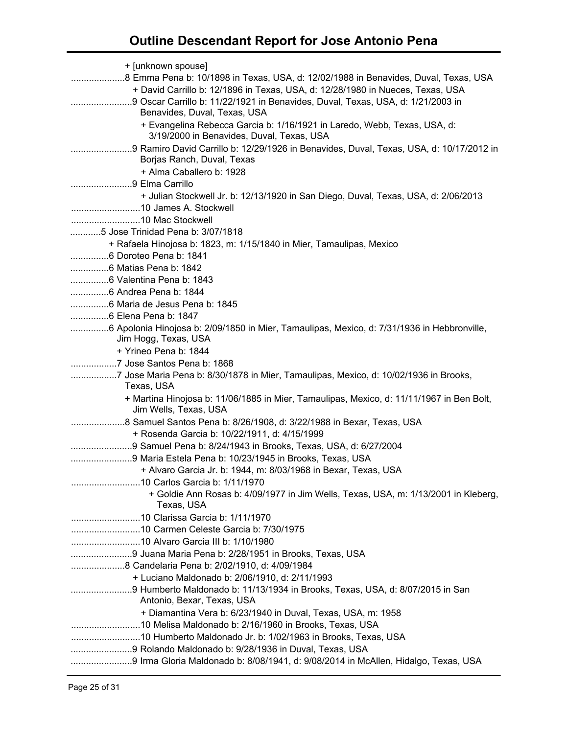# Outline Descendant Report for Jose Antonio Pena

+ [unknown spouse]

.....................8 Emma Pena b: 10/1898 in Texas, USA, d: 12/02/1988 in Benavides, Duval, Texas, USA

+ David Carrillo b: 12/1896 in Texas, USA, d: 12/28/1980 in Nueces, Texas, USA

........................9 Oscar Carrillo b: 11/22/1921 in Benavides, Duval, Texas, USA, d: 1/21/2003 in Benavides, Duval, Texas, USA

+ Evangelina Rebecca Garcia b: 1/16/1921 in Laredo, Webb, Texas, USA, d: 3/19/2000 in Benavides, Duval, Texas, USA

........................9 Ramiro David Carrillo b: 12/29/1926 in Benavides, Duval, Texas, USA, d: 10/17/2012 in Borjas Ranch, Duval, Texas

+ Alma Caballero b: 1928

........................9 Elma Carrillo

+ Julian Stockwell Jr. b: 12/13/1920 in San Diego, Duval, Texas, USA, d: 2/06/2013

...........................10 James A. Stockwell

...........................10 Mac Stockwell

............5 Jose Trinidad Pena b: 3/07/1818

+ Rafaela Hinojosa b: 1823, m: 1/15/1840 in Mier, Tamaulipas, Mexico

...............6 Doroteo Pena b: 1841

...............6 Matias Pena b: 1842

...............6 Valentina Pena b: 1843

...............6 Andrea Pena b: 1844

...............6 Maria de Jesus Pena b: 1845

...............6 Elena Pena b: 1847

...............6 Apolonia Hinojosa b: 2/09/1850 in Mier, Tamaulipas, Mexico, d: 7/31/1936 in Hebbronville, Jim Hogg, Texas, USA

+ Yrineo Pena b: 1844

..................7 Jose Santos Pena b: 1868

..................7 Jose Maria Pena b: 8/30/1878 in Mier, Tamaulipas, Mexico, d: 10/02/1936 in Brooks, Texas, USA

+ Martina Hinojosa b: 11/06/1885 in Mier, Tamaulipas, Mexico, d: 11/11/1967 in Ben Bolt, Jim Wells, Texas, USA

.....................8 Samuel Santos Pena b: 8/26/1908, d: 3/22/1988 in Bexar, Texas, USA

+ Rosenda Garcia b: 10/22/1911, d: 4/15/1999

........................9 Samuel Pena b: 8/24/1943 in Brooks, Texas, USA, d: 6/27/2004

........................9 Maria Estela Pena b: 10/23/1945 in Brooks, Texas, USA

+ Alvaro Garcia Jr. b: 1944, m: 8/03/1968 in Bexar, Texas, USA

...........................10 Carlos Garcia b: 1/11/1970

+ Goldie Ann Rosas b: 4/09/1977 in Jim Wells, Texas, USA, m: 1/13/2001 in Kleberg, Texas, USA

...........................10 Clarissa Garcia b: 1/11/1970

...........................10 Carmen Celeste Garcia b: 7/30/1975

...........................10 Alvaro Garcia III b: 1/10/1980

........................9 Juana Maria Pena b: 2/28/1951 in Brooks, Texas, USA

.....................8 Candelaria Pena b: 2/02/1910, d: 4/09/1984

+ Luciano Maldonado b: 2/06/1910, d: 2/11/1993

........................9 Humberto Maldonado b: 11/13/1934 in Brooks, Texas, USA, d: 8/07/2015 in San Antonio, Bexar, Texas, USA

+ Diamantina Vera b: 6/23/1940 in Duval, Texas, USA, m: 1958

...........................10 Melisa Maldonado b: 2/16/1960 in Brooks, Texas, USA

...........................10 Humberto Maldonado Jr. b: 1/02/1963 in Brooks, Texas, USA

........................9 Rolando Maldonado b: 9/28/1936 in Duval, Texas, USA

........................9 Irma Gloria Maldonado b: 8/08/1941, d: 9/08/2014 in McAllen, Hidalgo, Texas, USA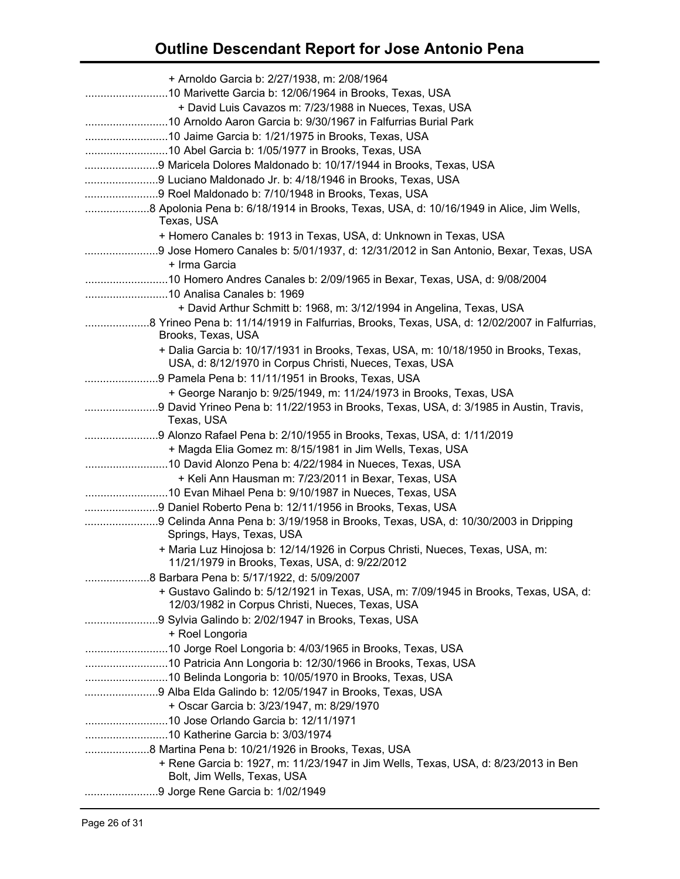# Outline Descendant Report for Jose Antonio Pena

+ Arnoldo Garcia b: 2/27/1938, m: 2/08/1964

...........................10 Marivette Garcia b: 12/06/1964 in Brooks, Texas, USA

+ David Luis Cavazos m: 7/23/1988 in Nueces, Texas, USA

...........................10 Arnoldo Aaron Garcia b: 9/30/1967 in Falfurrias Burial Park

...........................10 Jaime Garcia b: 1/21/1975 in Brooks, Texas, USA

...........................10 Abel Garcia b: 1/05/1977 in Brooks, Texas, USA

........................9 Maricela Dolores Maldonado b: 10/17/1944 in Brooks, Texas, USA

........................9 Luciano Maldonado Jr. b: 4/18/1946 in Brooks, Texas, USA

........................9 Roel Maldonado b: 7/10/1948 in Brooks, Texas, USA

.....................8 Apolonia Pena b: 6/18/1914 in Brooks, Texas, USA, d: 10/16/1949 in Alice, Jim Wells, Texas, USA

+ Homero Canales b: 1913 in Texas, USA, d: Unknown in Texas, USA

........................9 Jose Homero Canales b: 5/01/1937, d: 12/31/2012 in San Antonio, Bexar, Texas, USA

+ Irma Garcia

...........................10 Homero Andres Canales b: 2/09/1965 in Bexar, Texas, USA, d: 9/08/2004

...........................10 Analisa Canales b: 1969

+ David Arthur Schmitt b: 1968, m: 3/12/1994 in Angelina, Texas, USA

.....................8 Yrineo Pena b: 11/14/1919 in Falfurrias, Brooks, Texas, USA, d: 12/02/2007 in Falfurrias, Brooks, Texas, USA

+ Dalia Garcia b: 10/17/1931 in Brooks, Texas, USA, m: 10/18/1950 in Brooks, Texas, USA, d: 8/12/1970 in Corpus Christi, Nueces, Texas, USA

........................9 Pamela Pena b: 11/11/1951 in Brooks, Texas, USA

+ George Naranjo b: 9/25/1949, m: 11/24/1973 in Brooks, Texas, USA

........................9 David Yrineo Pena b: 11/22/1953 in Brooks, Texas, USA, d: 3/1985 in Austin, Travis, Texas, USA

........................9 Alonzo Rafael Pena b: 2/10/1955 in Brooks, Texas, USA, d: 1/11/2019

+ Magda Elia Gomez m: 8/15/1981 in Jim Wells, Texas, USA

...........................10 David Alonzo Pena b: 4/22/1984 in Nueces, Texas, USA

+ Keli Ann Hausman m: 7/23/2011 in Bexar, Texas, USA

...........................10 Evan Mihael Pena b: 9/10/1987 in Nueces, Texas, USA

........................9 Daniel Roberto Pena b: 12/11/1956 in Brooks, Texas, USA

........................9 Celinda Anna Pena b: 3/19/1958 in Brooks, Texas, USA, d: 10/30/2003 in Dripping Springs, Hays, Texas, USA

+ Maria Luz Hinojosa b: 12/14/1926 in Corpus Christi, Nueces, Texas, USA, m: 11/21/1979 in Brooks, Texas, USA, d: 9/22/2012

.....................8 Barbara Pena b: 5/17/1922, d: 5/09/2007

+ Gustavo Galindo b: 5/12/1921 in Texas, USA, m: 7/09/1945 in Brooks, Texas, USA, d: 12/03/1982 in Corpus Christi, Nueces, Texas, USA

........................9 Sylvia Galindo b: 2/02/1947 in Brooks, Texas, USA

+ Roel Longoria

...........................10 Jorge Roel Longoria b: 4/03/1965 in Brooks, Texas, USA

...........................10 Patricia Ann Longoria b: 12/30/1966 in Brooks, Texas, USA

...........................10 Belinda Longoria b: 10/05/1970 in Brooks, Texas, USA

........................9 Alba Elda Galindo b: 12/05/1947 in Brooks, Texas, USA

+ Oscar Garcia b: 3/23/1947, m: 8/29/1970

...........................10 Jose Orlando Garcia b: 12/11/1971

...........................10 Katherine Garcia b: 3/03/1974

.....................8 Martina Pena b: 10/21/1926 in Brooks, Texas, USA

+ Rene Garcia b: 1927, m: 11/23/1947 in Jim Wells, Texas, USA, d: 8/23/2013 in Ben Bolt, Jim Wells, Texas, USA

........................9 Jorge Rene Garcia b: 1/02/1949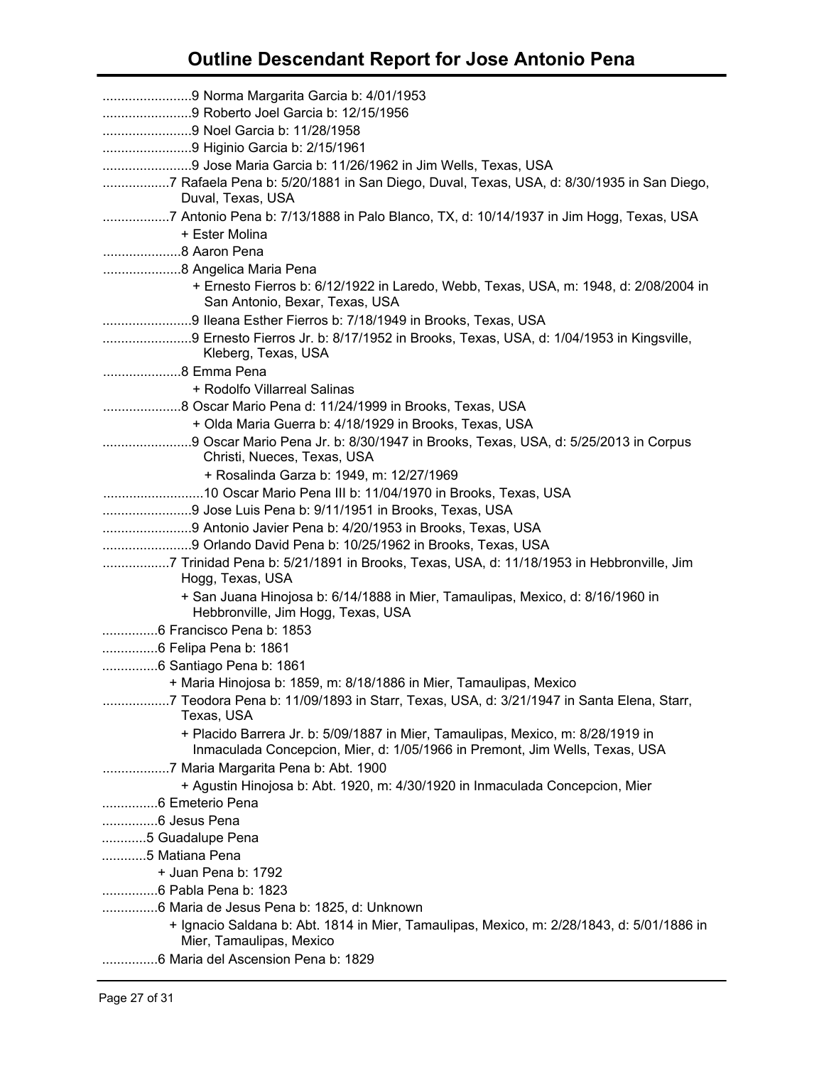# Outline Descendant Report for Jose Antonio Pena

........................9 Norma Margarita Garcia b: 4/01/1953
........................9 Roberto Joel Garcia b: 12/15/1956
........................9 Noel Garcia b: 11/28/1958
........................9 Higinio Garcia b: 2/15/1961
........................9 Jose Maria Garcia b: 11/26/1962 in Jim Wells, Texas, USA
..................7 Rafaela Pena b: 5/20/1881 in San Diego, Duval, Texas, USA, d: 8/30/1935 in San Diego, Duval, Texas, USA
..................7 Antonio Pena b: 7/13/1888 in Palo Blanco, TX, d: 10/14/1937 in Jim Hogg, Texas, USA
+ Ester Molina
.....................8 Aaron Pena
.....................8 Angelica Maria Pena
+ Ernesto Fierros b: 6/12/1922 in Laredo, Webb, Texas, USA, m: 1948, d: 2/08/2004 in San Antonio, Bexar, Texas, USA
........................9 Ileana Esther Fierros b: 7/18/1949 in Brooks, Texas, USA
........................9 Ernesto Fierros Jr. b: 8/17/1952 in Brooks, Texas, USA, d: 1/04/1953 in Kingsville, Kleberg, Texas, USA
.....................8 Emma Pena
+ Rodolfo Villarreal Salinas
.....................8 Oscar Mario Pena d: 11/24/1999 in Brooks, Texas, USA
+ Olda Maria Guerra b: 4/18/1929 in Brooks, Texas, USA
........................9 Oscar Mario Pena Jr. b: 8/30/1947 in Brooks, Texas, USA, d: 5/25/2013 in Corpus Christi, Nueces, Texas, USA
+ Rosalinda Garza b: 1949, m: 12/27/1969
...........................10 Oscar Mario Pena III b: 11/04/1970 in Brooks, Texas, USA
........................9 Jose Luis Pena b: 9/11/1951 in Brooks, Texas, USA
........................9 Antonio Javier Pena b: 4/20/1953 in Brooks, Texas, USA
........................9 Orlando David Pena b: 10/25/1962 in Brooks, Texas, USA
..................7 Trinidad Pena b: 5/21/1891 in Brooks, Texas, USA, d: 11/18/1953 in Hebbronville, Jim Hogg, Texas, USA
+ San Juana Hinojosa b: 6/14/1888 in Mier, Tamaulipas, Mexico, d: 8/16/1960 in Hebbronville, Jim Hogg, Texas, USA
...............6 Francisco Pena b: 1853
...............6 Felipa Pena b: 1861
...............6 Santiago Pena b: 1861
+ Maria Hinojosa b: 1859, m: 8/18/1886 in Mier, Tamaulipas, Mexico
..................7 Teodora Pena b: 11/09/1893 in Starr, Texas, USA, d: 3/21/1947 in Santa Elena, Starr, Texas, USA
+ Placido Barrera Jr. b: 5/09/1887 in Mier, Tamaulipas, Mexico, m: 8/28/1919 in Inmaculada Concepcion, Mier, d: 1/05/1966 in Premont, Jim Wells, Texas, USA
..................7 Maria Margarita Pena b: Abt. 1900
+ Agustin Hinojosa b: Abt. 1920, m: 4/30/1920 in Inmaculada Concepcion, Mier
...............6 Emeterio Pena
...............6 Jesus Pena
............5 Guadalupe Pena
............5 Matiana Pena
+ Juan Pena b: 1792
...............6 Pabla Pena b: 1823
...............6 Maria de Jesus Pena b: 1825, d: Unknown
+ Ignacio Saldana b: Abt. 1814 in Mier, Tamaulipas, Mexico, m: 2/28/1843, d: 5/01/1886 in Mier, Tamaulipas, Mexico
...............6 Maria del Ascension Pena b: 1829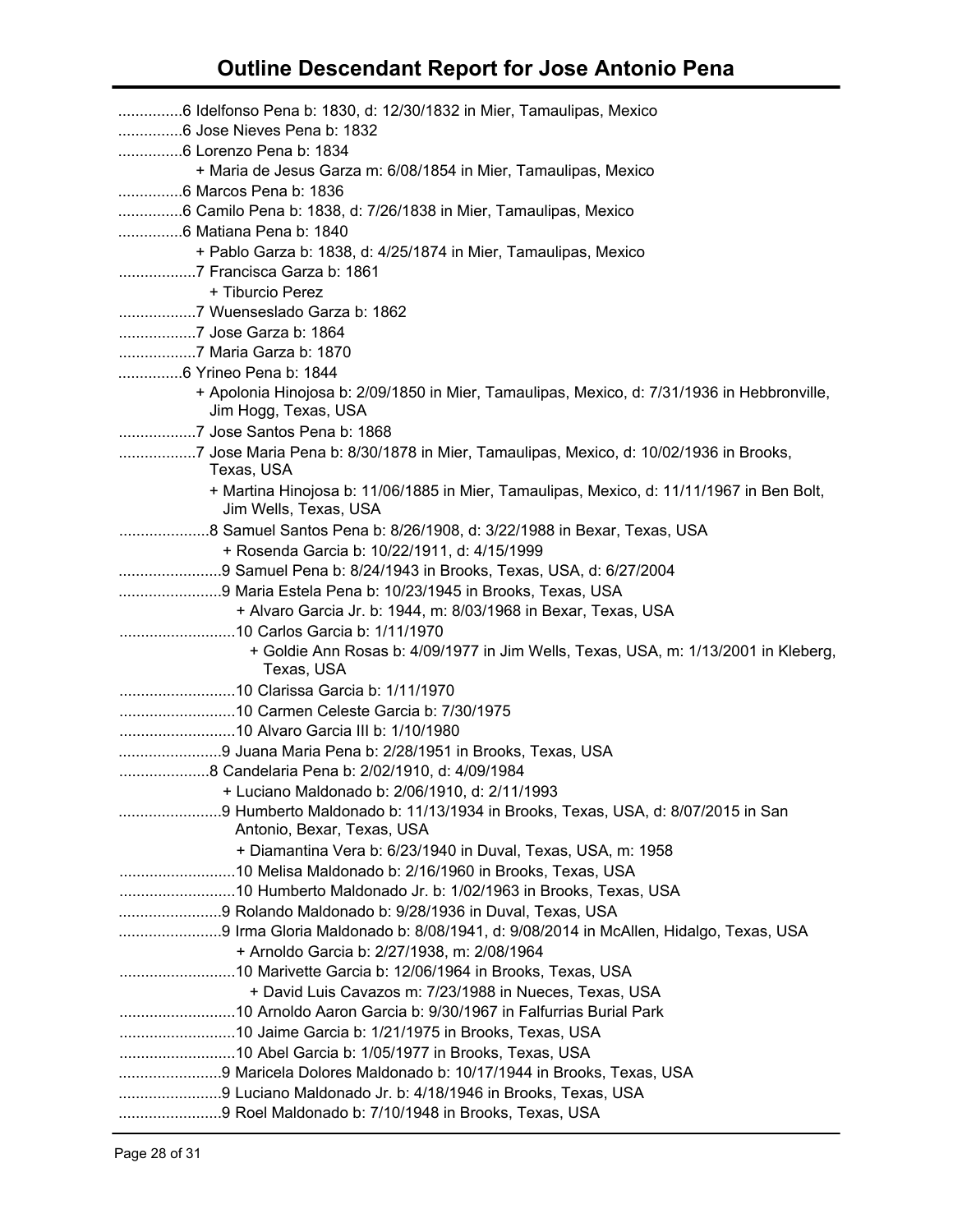# Outline Descendant Report for Jose Antonio Pena

...............6 Idelfonso Pena b: 1830, d: 12/30/1832 in Mier, Tamaulipas, Mexico
...............6 Jose Nieves Pena b: 1832
...............6 Lorenzo Pena b: 1834
+ Maria de Jesus Garza m: 6/08/1854 in Mier, Tamaulipas, Mexico
...............6 Marcos Pena b: 1836
...............6 Camilo Pena b: 1838, d: 7/26/1838 in Mier, Tamaulipas, Mexico
...............6 Matiana Pena b: 1840
+ Pablo Garza b: 1838, d: 4/25/1874 in Mier, Tamaulipas, Mexico
..................7 Francisca Garza b: 1861
+ Tiburcio Perez
..................7 Wuenseslado Garza b: 1862
..................7 Jose Garza b: 1864
..................7 Maria Garza b: 1870
...............6 Yrineo Pena b: 1844
+ Apolonia Hinojosa b: 2/09/1850 in Mier, Tamaulipas, Mexico, d: 7/31/1936 in Hebbronville, Jim Hogg, Texas, USA
..................7 Jose Santos Pena b: 1868
..................7 Jose Maria Pena b: 8/30/1878 in Mier, Tamaulipas, Mexico, d: 10/02/1936 in Brooks, Texas, USA
+ Martina Hinojosa b: 11/06/1885 in Mier, Tamaulipas, Mexico, d: 11/11/1967 in Ben Bolt, Jim Wells, Texas, USA
.....................8 Samuel Santos Pena b: 8/26/1908, d: 3/22/1988 in Bexar, Texas, USA
+ Rosenda Garcia b: 10/22/1911, d: 4/15/1999
........................9 Samuel Pena b: 8/24/1943 in Brooks, Texas, USA, d: 6/27/2004
........................9 Maria Estela Pena b: 10/23/1945 in Brooks, Texas, USA
+ Alvaro Garcia Jr. b: 1944, m: 8/03/1968 in Bexar, Texas, USA
...........................10 Carlos Garcia b: 1/11/1970
+ Goldie Ann Rosas b: 4/09/1977 in Jim Wells, Texas, USA, m: 1/13/2001 in Kleberg, Texas, USA
...........................10 Clarissa Garcia b: 1/11/1970
...........................10 Carmen Celeste Garcia b: 7/30/1975
...........................10 Alvaro Garcia III b: 1/10/1980
........................9 Juana Maria Pena b: 2/28/1951 in Brooks, Texas, USA
.....................8 Candelaria Pena b: 2/02/1910, d: 4/09/1984
+ Luciano Maldonado b: 2/06/1910, d: 2/11/1993
........................9 Humberto Maldonado b: 11/13/1934 in Brooks, Texas, USA, d: 8/07/2015 in San Antonio, Bexar, Texas, USA
+ Diamantina Vera b: 6/23/1940 in Duval, Texas, USA, m: 1958
...........................10 Melisa Maldonado b: 2/16/1960 in Brooks, Texas, USA
...........................10 Humberto Maldonado Jr. b: 1/02/1963 in Brooks, Texas, USA
........................9 Rolando Maldonado b: 9/28/1936 in Duval, Texas, USA
........................9 Irma Gloria Maldonado b: 8/08/1941, d: 9/08/2014 in McAllen, Hidalgo, Texas, USA
+ Arnoldo Garcia b: 2/27/1938, m: 2/08/1964
...........................10 Marivette Garcia b: 12/06/1964 in Brooks, Texas, USA
+ David Luis Cavazos m: 7/23/1988 in Nueces, Texas, USA
...........................10 Arnoldo Aaron Garcia b: 9/30/1967 in Falfurrias Burial Park
...........................10 Jaime Garcia b: 1/21/1975 in Brooks, Texas, USA
...........................10 Abel Garcia b: 1/05/1977 in Brooks, Texas, USA
........................9 Maricela Dolores Maldonado b: 10/17/1944 in Brooks, Texas, USA
........................9 Luciano Maldonado Jr. b: 4/18/1946 in Brooks, Texas, USA
........................9 Roel Maldonado b: 7/10/1948 in Brooks, Texas, USA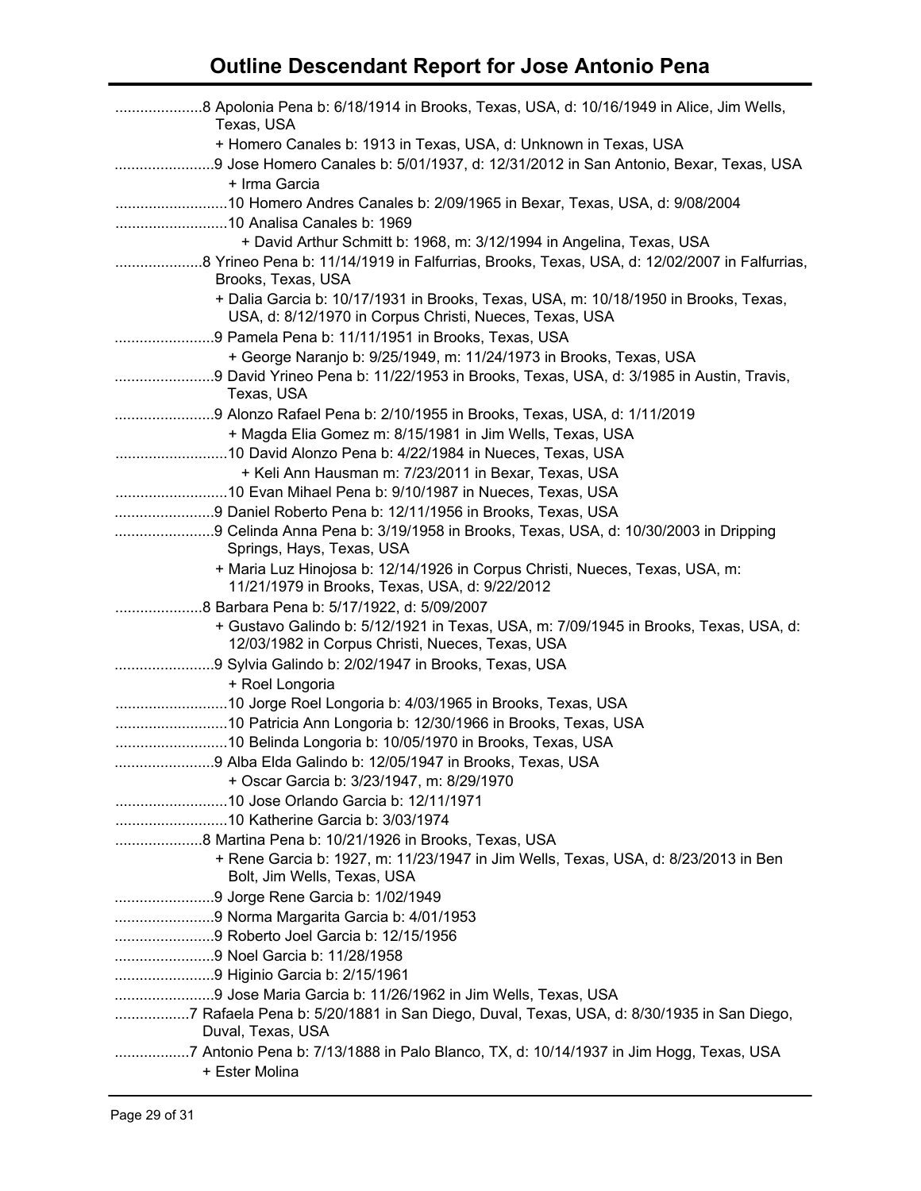# Outline Descendant Report for Jose Antonio Pena

.....................8 Apolonia Pena b: 6/18/1914 in Brooks, Texas, USA, d: 10/16/1949 in Alice, Jim Wells, Texas, USA

+ Homero Canales b: 1913 in Texas, USA, d: Unknown in Texas, USA

........................9 Jose Homero Canales b: 5/01/1937, d: 12/31/2012 in San Antonio, Bexar, Texas, USA

+ Irma Garcia

...........................10 Homero Andres Canales b: 2/09/1965 in Bexar, Texas, USA, d: 9/08/2004

...........................10 Analisa Canales b: 1969

+ David Arthur Schmitt b: 1968, m: 3/12/1994 in Angelina, Texas, USA

.....................8 Yrineo Pena b: 11/14/1919 in Falfurrias, Brooks, Texas, USA, d: 12/02/2007 in Falfurrias, Brooks, Texas, USA

+ Dalia Garcia b: 10/17/1931 in Brooks, Texas, USA, m: 10/18/1950 in Brooks, Texas, USA, d: 8/12/1970 in Corpus Christi, Nueces, Texas, USA

........................9 Pamela Pena b: 11/11/1951 in Brooks, Texas, USA

+ George Naranjo b: 9/25/1949, m: 11/24/1973 in Brooks, Texas, USA

........................9 David Yrineo Pena b: 11/22/1953 in Brooks, Texas, USA, d: 3/1985 in Austin, Travis, Texas, USA

........................9 Alonzo Rafael Pena b: 2/10/1955 in Brooks, Texas, USA, d: 1/11/2019

+ Magda Elia Gomez m: 8/15/1981 in Jim Wells, Texas, USA

...........................10 David Alonzo Pena b: 4/22/1984 in Nueces, Texas, USA

+ Keli Ann Hausman m: 7/23/2011 in Bexar, Texas, USA

...........................10 Evan Mihael Pena b: 9/10/1987 in Nueces, Texas, USA

........................9 Daniel Roberto Pena b: 12/11/1956 in Brooks, Texas, USA

........................9 Celinda Anna Pena b: 3/19/1958 in Brooks, Texas, USA, d: 10/30/2003 in Dripping Springs, Hays, Texas, USA

+ Maria Luz Hinojosa b: 12/14/1926 in Corpus Christi, Nueces, Texas, USA, m: 11/21/1979 in Brooks, Texas, USA, d: 9/22/2012

.....................8 Barbara Pena b: 5/17/1922, d: 5/09/2007

+ Gustavo Galindo b: 5/12/1921 in Texas, USA, m: 7/09/1945 in Brooks, Texas, USA, d: 12/03/1982 in Corpus Christi, Nueces, Texas, USA

........................9 Sylvia Galindo b: 2/02/1947 in Brooks, Texas, USA

+ Roel Longoria

...........................10 Jorge Roel Longoria b: 4/03/1965 in Brooks, Texas, USA

...........................10 Patricia Ann Longoria b: 12/30/1966 in Brooks, Texas, USA

...........................10 Belinda Longoria b: 10/05/1970 in Brooks, Texas, USA

........................9 Alba Elda Galindo b: 12/05/1947 in Brooks, Texas, USA

+ Oscar Garcia b: 3/23/1947, m: 8/29/1970

...........................10 Jose Orlando Garcia b: 12/11/1971

...........................10 Katherine Garcia b: 3/03/1974

.....................8 Martina Pena b: 10/21/1926 in Brooks, Texas, USA

+ Rene Garcia b: 1927, m: 11/23/1947 in Jim Wells, Texas, USA, d: 8/23/2013 in Ben Bolt, Jim Wells, Texas, USA

........................9 Jorge Rene Garcia b: 1/02/1949

........................9 Norma Margarita Garcia b: 4/01/1953

........................9 Roberto Joel Garcia b: 12/15/1956

........................9 Noel Garcia b: 11/28/1958

........................9 Higinio Garcia b: 2/15/1961

........................9 Jose Maria Garcia b: 11/26/1962 in Jim Wells, Texas, USA

..................7 Rafaela Pena b: 5/20/1881 in San Diego, Duval, Texas, USA, d: 8/30/1935 in San Diego, Duval, Texas, USA

..................7 Antonio Pena b: 7/13/1888 in Palo Blanco, TX, d: 10/14/1937 in Jim Hogg, Texas, USA

+ Ester Molina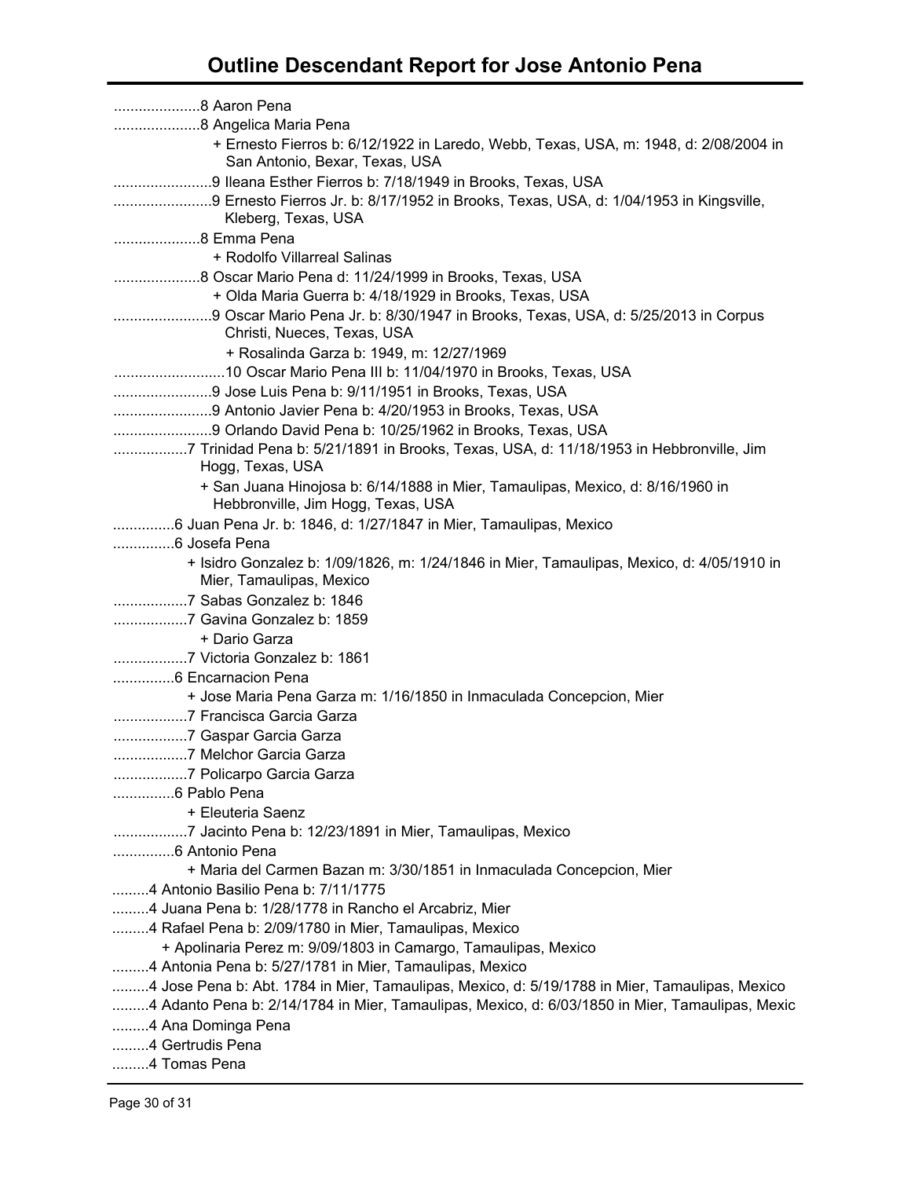# Outline Descendant Report for Jose Antonio Pena

.....................8 Aaron Pena

.....................8 Angelica Maria Pena

+ Ernesto Fierros b: 6/12/1922 in Laredo, Webb, Texas, USA, m: 1948, d: 2/08/2004 in San Antonio, Bexar, Texas, USA

........................9 Ileana Esther Fierros b: 7/18/1949 in Brooks, Texas, USA

........................9 Ernesto Fierros Jr. b: 8/17/1952 in Brooks, Texas, USA, d: 1/04/1953 in Kingsville, Kleberg, Texas, USA

.....................8 Emma Pena

+ Rodolfo Villarreal Salinas

.....................8 Oscar Mario Pena d: 11/24/1999 in Brooks, Texas, USA

+ Olda Maria Guerra b: 4/18/1929 in Brooks, Texas, USA

........................9 Oscar Mario Pena Jr. b: 8/30/1947 in Brooks, Texas, USA, d: 5/25/2013 in Corpus Christi, Nueces, Texas, USA

+ Rosalinda Garza b: 1949, m: 12/27/1969

...........................10 Oscar Mario Pena III b: 11/04/1970 in Brooks, Texas, USA

........................9 Jose Luis Pena b: 9/11/1951 in Brooks, Texas, USA

........................9 Antonio Javier Pena b: 4/20/1953 in Brooks, Texas, USA

........................9 Orlando David Pena b: 10/25/1962 in Brooks, Texas, USA

..................7 Trinidad Pena b: 5/21/1891 in Brooks, Texas, USA, d: 11/18/1953 in Hebbronville, Jim Hogg, Texas, USA

+ San Juana Hinojosa b: 6/14/1888 in Mier, Tamaulipas, Mexico, d: 8/16/1960 in Hebbronville, Jim Hogg, Texas, USA

...............6 Juan Pena Jr. b: 1846, d: 1/27/1847 in Mier, Tamaulipas, Mexico

...............6 Josefa Pena

+ Isidro Gonzalez b: 1/09/1826, m: 1/24/1846 in Mier, Tamaulipas, Mexico, d: 4/05/1910 in Mier, Tamaulipas, Mexico

..................7 Sabas Gonzalez b: 1846

..................7 Gavina Gonzalez b: 1859

+ Dario Garza

..................7 Victoria Gonzalez b: 1861

...............6 Encarnacion Pena

+ Jose Maria Pena Garza m: 1/16/1850 in Inmaculada Concepcion, Mier

..................7 Francisca Garcia Garza

..................7 Gaspar Garcia Garza

..................7 Melchor Garcia Garza

..................7 Policarpo Garcia Garza

...............6 Pablo Pena

+ Eleuteria Saenz

..................7 Jacinto Pena b: 12/23/1891 in Mier, Tamaulipas, Mexico

...............6 Antonio Pena

+ Maria del Carmen Bazan m: 3/30/1851 in Inmaculada Concepcion, Mier

.........4 Antonio Basilio Pena b: 7/11/1775

.........4 Juana Pena b: 1/28/1778 in Rancho el Arcabriz, Mier

.........4 Rafael Pena b: 2/09/1780 in Mier, Tamaulipas, Mexico

+ Apolinaria Perez m: 9/09/1803 in Camargo, Tamaulipas, Mexico

.........4 Antonia Pena b: 5/27/1781 in Mier, Tamaulipas, Mexico

.........4 Jose Pena b: Abt. 1784 in Mier, Tamaulipas, Mexico, d: 5/19/1788 in Mier, Tamaulipas, Mexico

.........4 Adanto Pena b: 2/14/1784 in Mier, Tamaulipas, Mexico, d: 6/03/1850 in Mier, Tamaulipas, Mexic

.........4 Ana Dominga Pena

.........4 Gertrudis Pena

.........4 Tomas Pena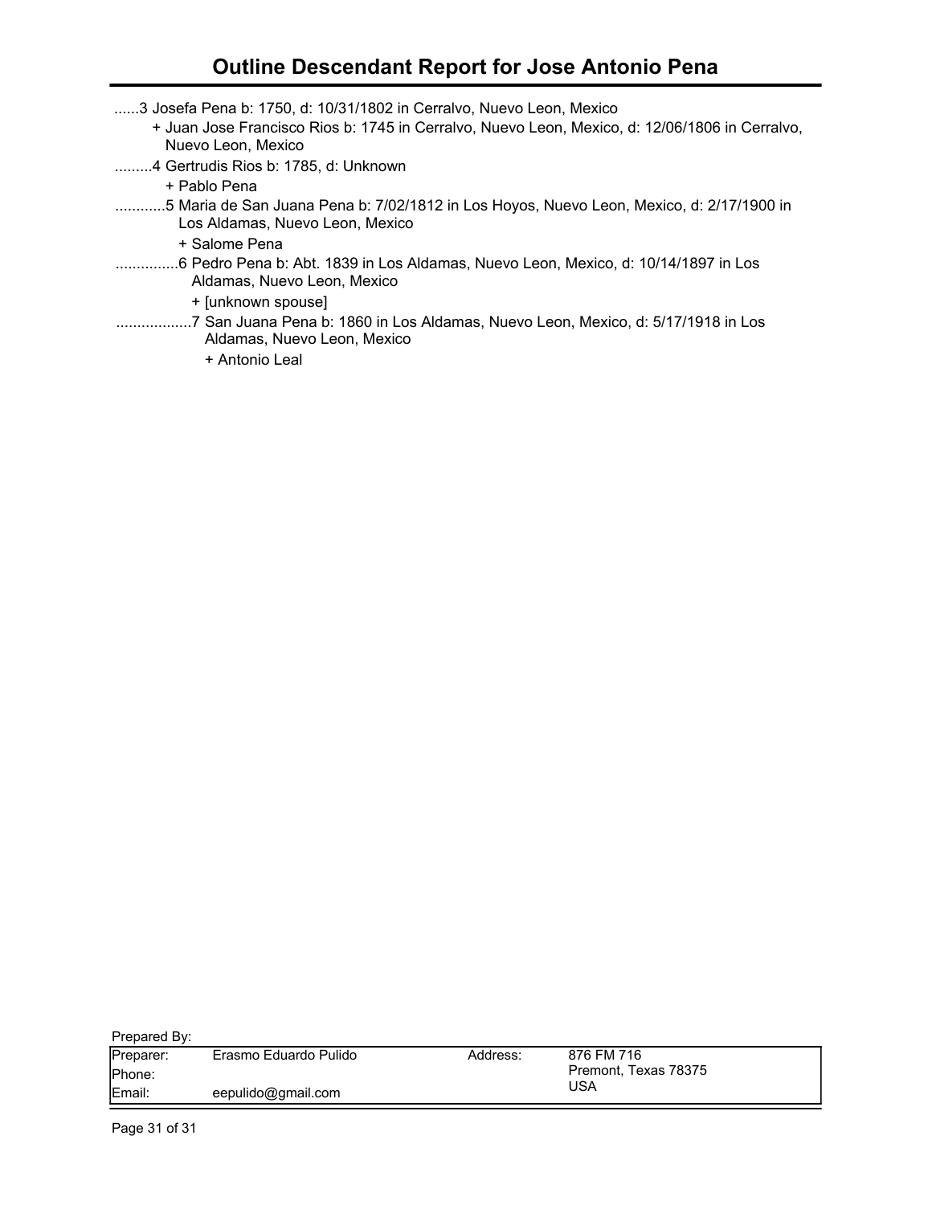# Outline Descendant Report for Jose Antonio Pena

......3 Josefa Pena b: 1750, d: 10/31/1802 in Cerralvo, Nuevo Leon, Mexico

+ Juan Jose Francisco Rios b: 1745 in Cerralvo, Nuevo Leon, Mexico, d: 12/06/1806 in Cerralvo, Nuevo Leon, Mexico

.........4 Gertrudis Rios b: 1785, d: Unknown

+ Pablo Pena

............5 Maria de San Juana Pena b: 7/02/1812 in Los Hoyos, Nuevo Leon, Mexico, d: 2/17/1900 in Los Aldamas, Nuevo Leon, Mexico

+ Salome Pena

...............6 Pedro Pena b: Abt. 1839 in Los Aldamas, Nuevo Leon, Mexico, d: 10/14/1897 in Los Aldamas, Nuevo Leon, Mexico

+ [unknown spouse]

..................7 San Juana Pena b: 1860 in Los Aldamas, Nuevo Leon, Mexico, d: 5/17/1918 in Los Aldamas, Nuevo Leon, Mexico

+ Antonio Leal

Prepared By:

| | | | |
|---|---|---|---|
| Preparer: | Erasmo Eduardo Pulido | Address: | 876 FM 716 |
| Phone: | | | Premont, Texas 78375 |
| Email: | eepulido@gmail.com | | USA |